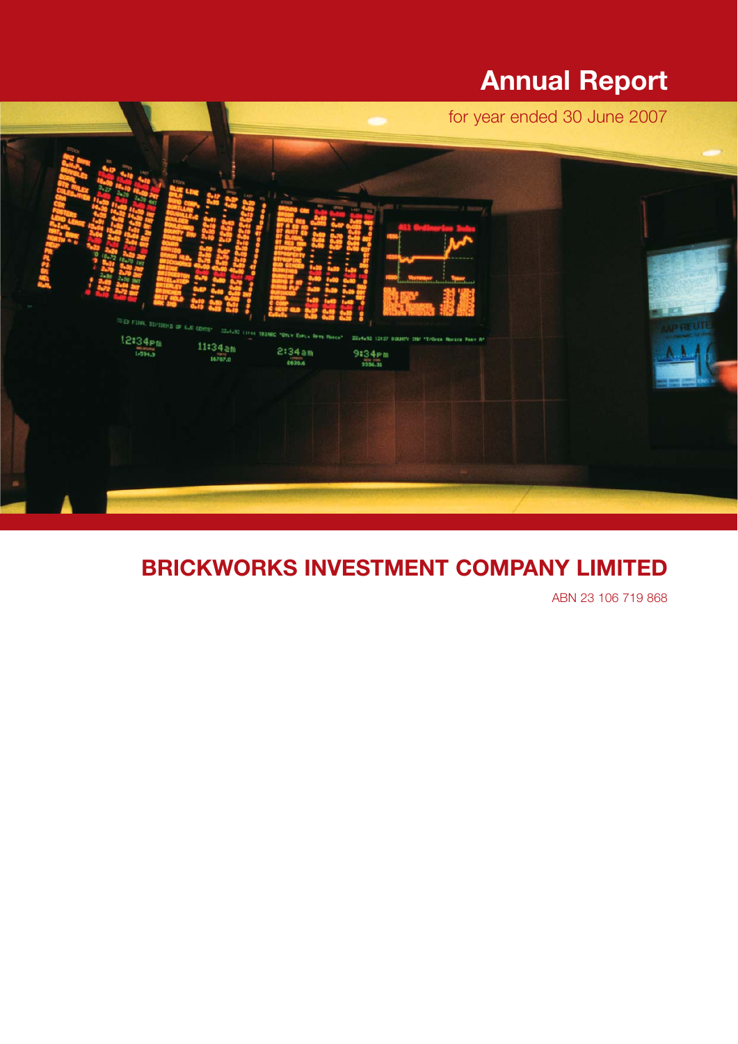# Annual Report

for year ended 30 June 2007

## BRICKWORKS INVESTMENT COMPANY LIMITED

ABN 23 106 719 868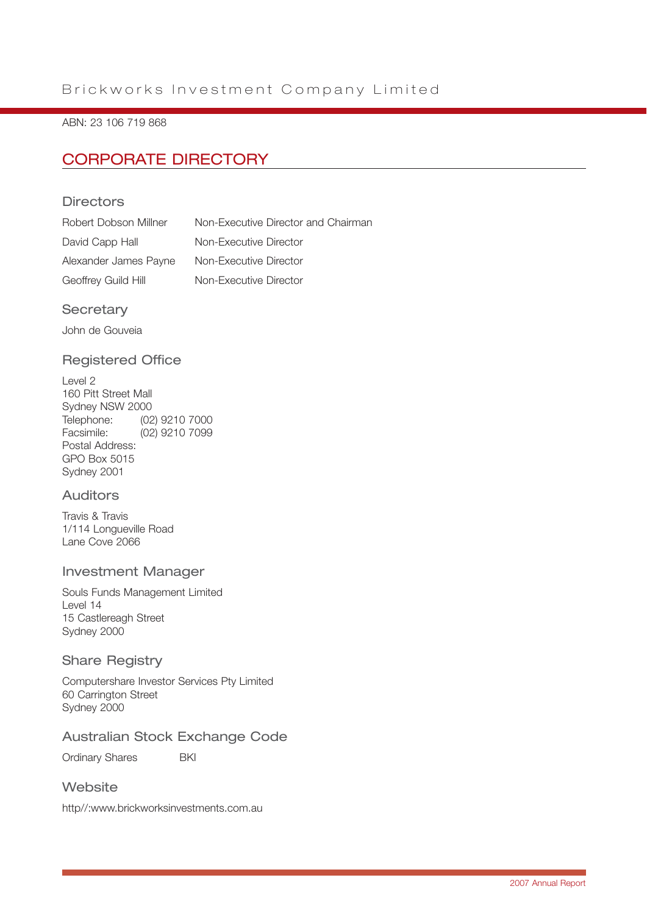Brickworks Investment Company Limited

ABN: 23 106 719 868

# CORPORATE DIRECTORY

## Directors

| | |
|---|---|
| Robert Dobson Millner | Non-Executive Director and Chairman |
| David Capp Hall | Non-Executive Director |
| Alexander James Payne | Non-Executive Director |
| Geoffrey Guild Hill | Non-Executive Director |

## Secretary

John de Gouveia

## Registered Office

Level 2
160 Pitt Street Mall
Sydney NSW 2000
Telephone: (02) 9210 7000
Facsimile: (02) 9210 7099
Postal Address:
GPO Box 5015
Sydney 2001

## Auditors

Travis & Travis
1/114 Longueville Road
Lane Cove 2066

## Investment Manager

Souls Funds Management Limited
Level 14
15 Castlereagh Street
Sydney 2000

## Share Registry

Computershare Investor Services Pty Limited
60 Carrington Street
Sydney 2000

## Australian Stock Exchange Code

Ordinary Shares BKI

## Website

http//:www.brickworksinvestments.com.au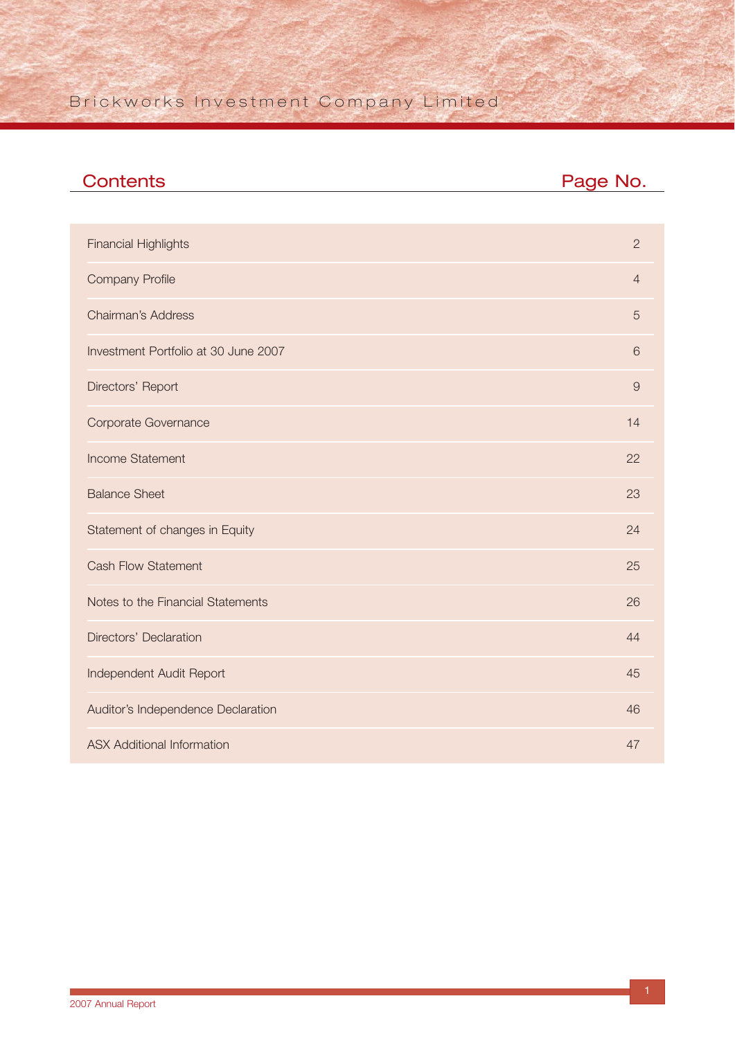# Contents

| Contents | Page No. |
|---|---|
| Financial Highlights | 2 |
| Company Profile | 4 |
| Chairman's Address | 5 |
| Investment Portfolio at 30 June 2007 | 6 |
| Directors' Report | 9 |
| Corporate Governance | 14 |
| Income Statement | 22 |
| Balance Sheet | 23 |
| Statement of changes in Equity | 24 |
| Cash Flow Statement | 25 |
| Notes to the Financial Statements | 26 |
| Directors' Declaration | 44 |
| Independent Audit Report | 45 |
| Auditor's Independence Declaration | 46 |
| ASX Additional Information | 47 |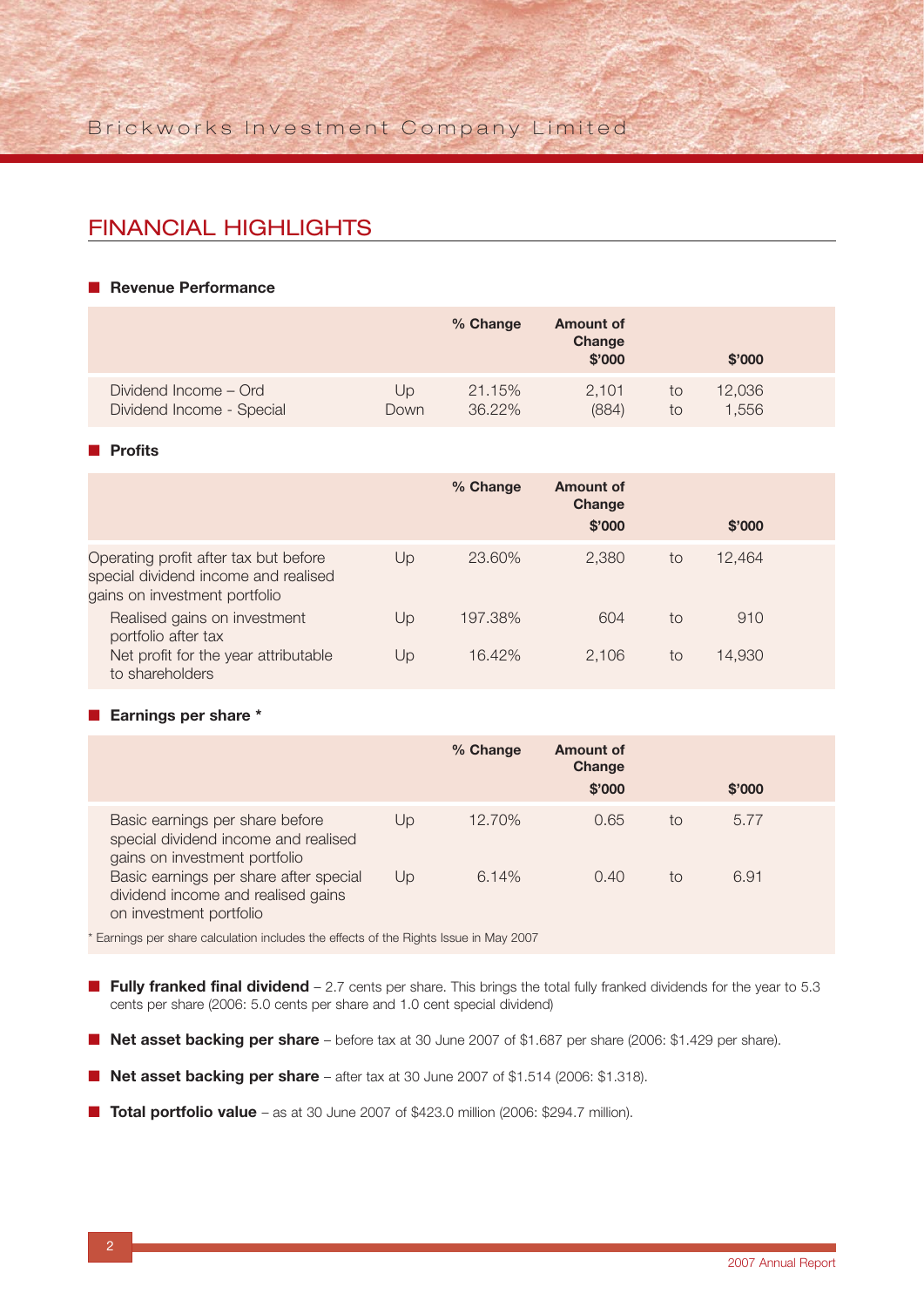## FINANCIAL HIGHLIGHTS

### Revenue Performance

| | | % Change | Amount of Change $'000 | | $'000 |
|---|---|---|---|---|---|
| Dividend Income – Ord | Up | 21.15% | 2,101 | to | 12,036 |
| Dividend Income - Special | Down | 36.22% | (884) | to | 1,556 |

### Profits

| | | % Change | Amount of Change $'000 | | $'000 |
|---|---|---|---|---|---|
| Operating profit after tax but before special dividend income and realised gains on investment portfolio | Up | 23.60% | 2,380 | to | 12,464 |
| Realised gains on investment portfolio after tax | Up | 197.38% | 604 | to | 910 |
| Net profit for the year attributable to shareholders | Up | 16.42% | 2,106 | to | 14,930 |

### Earnings per share *

| | | % Change | Amount of Change $'000 | | $'000 |
|---|---|---|---|---|---|
| Basic earnings per share before special dividend income and realised gains on investment portfolio | Up | 12.70% | 0.65 | to | 5.77 |
| Basic earnings per share after special dividend income and realised gains on investment portfolio | Up | 6.14% | 0.40 | to | 6.91 |

\* Earnings per share calculation includes the effects of the Rights Issue in May 2007

- **Fully franked final dividend** – 2.7 cents per share. This brings the total fully franked dividends for the year to 5.3 cents per share (2006: 5.0 cents per share and 1.0 cent special dividend)
- **Net asset backing per share** – before tax at 30 June 2007 of $1.687 per share (2006: $1.429 per share).
- **Net asset backing per share** – after tax at 30 June 2007 of $1.514 (2006: $1.318).
- **Total portfolio value** – as at 30 June 2007 of $423.0 million (2006: $294.7 million).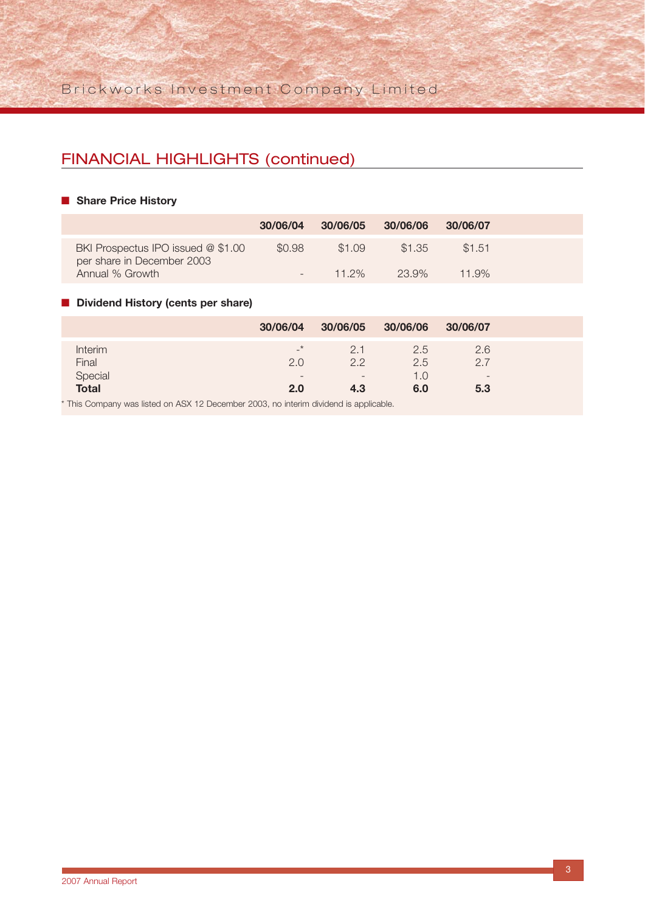## FINANCIAL HIGHLIGHTS (continued)

### Share Price History

| | 30/06/04 | 30/06/05 | 30/06/06 | 30/06/07 |
|---|---|---|---|---|
| BKI Prospectus IPO issued @ $1.00 per share in December 2003 | $0.98 | $1.09 | $1.35 | $1.51 |
| Annual % Growth | - | 11.2% | 23.9% | 11.9% |

### Dividend History (cents per share)

| | 30/06/04 | 30/06/05 | 30/06/06 | 30/06/07 |
|---|---|---|---|---|
| Interim | -* | 2.1 | 2.5 | 2.6 |
| Final | 2.0 | 2.2 | 2.5 | 2.7 |
| Special | - | - | 1.0 | - |
| **Total** | **2.0** | **4.3** | **6.0** | **5.3** |

* This Company was listed on ASX 12 December 2003, no interim dividend is applicable.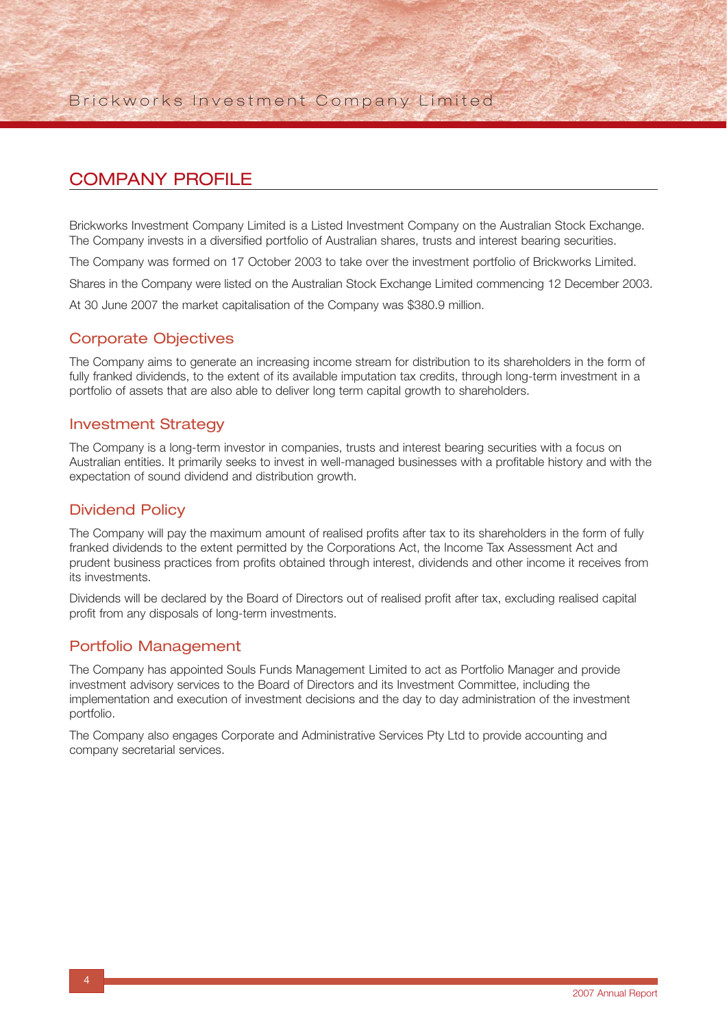## COMPANY PROFILE

Brickworks Investment Company Limited is a Listed Investment Company on the Australian Stock Exchange. The Company invests in a diversified portfolio of Australian shares, trusts and interest bearing securities.

The Company was formed on 17 October 2003 to take over the investment portfolio of Brickworks Limited.

Shares in the Company were listed on the Australian Stock Exchange Limited commencing 12 December 2003.

At 30 June 2007 the market capitalisation of the Company was $380.9 million.

### Corporate Objectives

The Company aims to generate an increasing income stream for distribution to its shareholders in the form of fully franked dividends, to the extent of its available imputation tax credits, through long-term investment in a portfolio of assets that are also able to deliver long term capital growth to shareholders.

### Investment Strategy

The Company is a long-term investor in companies, trusts and interest bearing securities with a focus on Australian entities. It primarily seeks to invest in well-managed businesses with a profitable history and with the expectation of sound dividend and distribution growth.

### Dividend Policy

The Company will pay the maximum amount of realised profits after tax to its shareholders in the form of fully franked dividends to the extent permitted by the Corporations Act, the Income Tax Assessment Act and prudent business practices from profits obtained through interest, dividends and other income it receives from its investments.

Dividends will be declared by the Board of Directors out of realised profit after tax, excluding realised capital profit from any disposals of long-term investments.

### Portfolio Management

The Company has appointed Souls Funds Management Limited to act as Portfolio Manager and provide investment advisory services to the Board of Directors and its Investment Committee, including the implementation and execution of investment decisions and the day to day administration of the investment portfolio.

The Company also engages Corporate and Administrative Services Pty Ltd to provide accounting and company secretarial services.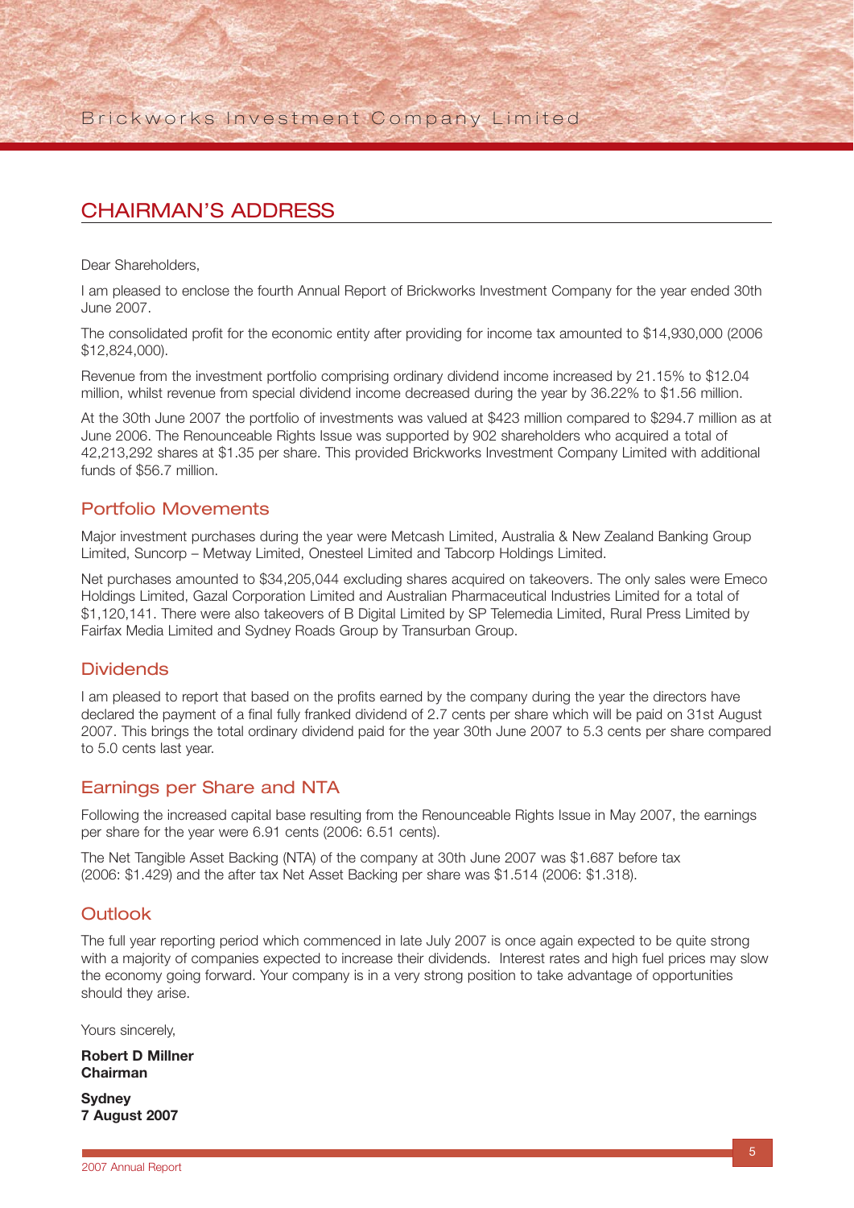# CHAIRMAN'S ADDRESS

Dear Shareholders,

I am pleased to enclose the fourth Annual Report of Brickworks Investment Company for the year ended 30th June 2007.

The consolidated profit for the economic entity after providing for income tax amounted to $14,930,000 (2006 $12,824,000).

Revenue from the investment portfolio comprising ordinary dividend income increased by 21.15% to $12.04 million, whilst revenue from special dividend income decreased during the year by 36.22% to $1.56 million.

At the 30th June 2007 the portfolio of investments was valued at $423 million compared to $294.7 million as at June 2006. The Renounceable Rights Issue was supported by 902 shareholders who acquired a total of 42,213,292 shares at $1.35 per share. This provided Brickworks Investment Company Limited with additional funds of $56.7 million.

## Portfolio Movements

Major investment purchases during the year were Metcash Limited, Australia & New Zealand Banking Group Limited, Suncorp – Metway Limited, Onesteel Limited and Tabcorp Holdings Limited.

Net purchases amounted to $34,205,044 excluding shares acquired on takeovers. The only sales were Emeco Holdings Limited, Gazal Corporation Limited and Australian Pharmaceutical Industries Limited for a total of $1,120,141. There were also takeovers of B Digital Limited by SP Telemedia Limited, Rural Press Limited by Fairfax Media Limited and Sydney Roads Group by Transurban Group.

## Dividends

I am pleased to report that based on the profits earned by the company during the year the directors have declared the payment of a final fully franked dividend of 2.7 cents per share which will be paid on 31st August 2007. This brings the total ordinary dividend paid for the year 30th June 2007 to 5.3 cents per share compared to 5.0 cents last year.

## Earnings per Share and NTA

Following the increased capital base resulting from the Renounceable Rights Issue in May 2007, the earnings per share for the year were 6.91 cents (2006: 6.51 cents).

The Net Tangible Asset Backing (NTA) of the company at 30th June 2007 was $1.687 before tax (2006: $1.429) and the after tax Net Asset Backing per share was $1.514 (2006: $1.318).

## Outlook

The full year reporting period which commenced in late July 2007 is once again expected to be quite strong with a majority of companies expected to increase their dividends. Interest rates and high fuel prices may slow the economy going forward. Your company is in a very strong position to take advantage of opportunities should they arise.

Yours sincerely,

**Robert D Millner**
**Chairman**

**Sydney**
**7 August 2007**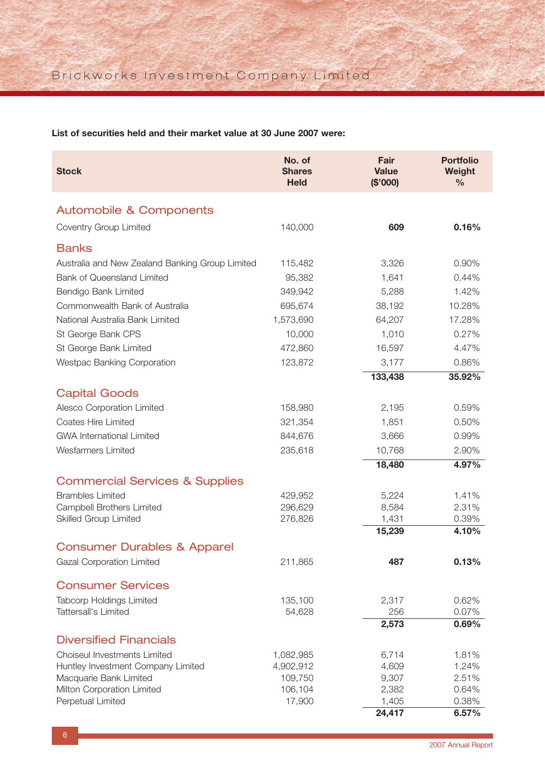**List of securities held and their market value at 30 June 2007 were:**

| Stock | No. of Shares Held | Fair Value ($'000) | Portfolio Weight % |
|---|---|---|---|
| **Automobile & Components** | | | |
| Coventry Group Limited | 140,000 | **609** | **0.16%** |
| **Banks** | | | |
| Australia and New Zealand Banking Group Limited | 115,482 | 3,326 | 0.90% |
| Bank of Queensland Limited | 95,382 | 1,641 | 0.44% |
| Bendigo Bank Limited | 349,942 | 5,288 | 1.42% |
| Commonwealth Bank of Australia | 695,674 | 38,192 | 10.28% |
| National Australia Bank Limited | 1,573,690 | 64,207 | 17.28% |
| St George Bank CPS | 10,000 | 1,010 | 0.27% |
| St George Bank Limited | 472,860 | 16,597 | 4.47% |
| Westpac Banking Corporation | 123,872 | 3,177 | 0.86% |
| | | **133,438** | **35.92%** |
| **Capital Goods** | | | |
| Alesco Corporation Limited | 158,980 | 2,195 | 0.59% |
| Coates Hire Limited | 321,354 | 1,851 | 0.50% |
| GWA International Limited | 844,676 | 3,666 | 0.99% |
| Wesfarmers Limited | 235,618 | 10,768 | 2.90% |
| | | **18,480** | **4.97%** |
| **Commercial Services & Supplies** | | | |
| Brambles Limited | 429,952 | 5,224 | 1.41% |
| Campbell Brothers Limited | 296,629 | 8,584 | 2.31% |
| Skilled Group Limited | 276,826 | 1,431 | 0.39% |
| | | **15,239** | **4.10%** |
| **Consumer Durables & Apparel** | | | |
| Gazal Corporation Limited | 211,865 | **487** | **0.13%** |
| **Consumer Services** | | | |
| Tabcorp Holdings Limited | 135,100 | 2,317 | 0.62% |
| Tattersall's Limited | 54,628 | 256 | 0.07% |
| | | **2,573** | **0.69%** |
| **Diversified Financials** | | | |
| Choiseul Investments Limited | 1,082,985 | 6,714 | 1.81% |
| Huntley Investment Company Limited | 4,902,912 | 4,609 | 1.24% |
| Macquarie Bank Limited | 109,750 | 9,307 | 2.51% |
| Milton Corporation Limited | 106,104 | 2,382 | 0.64% |
| Perpetual Limited | 17,900 | 1,405 | 0.38% |
| | | **24,417** | **6.57%** |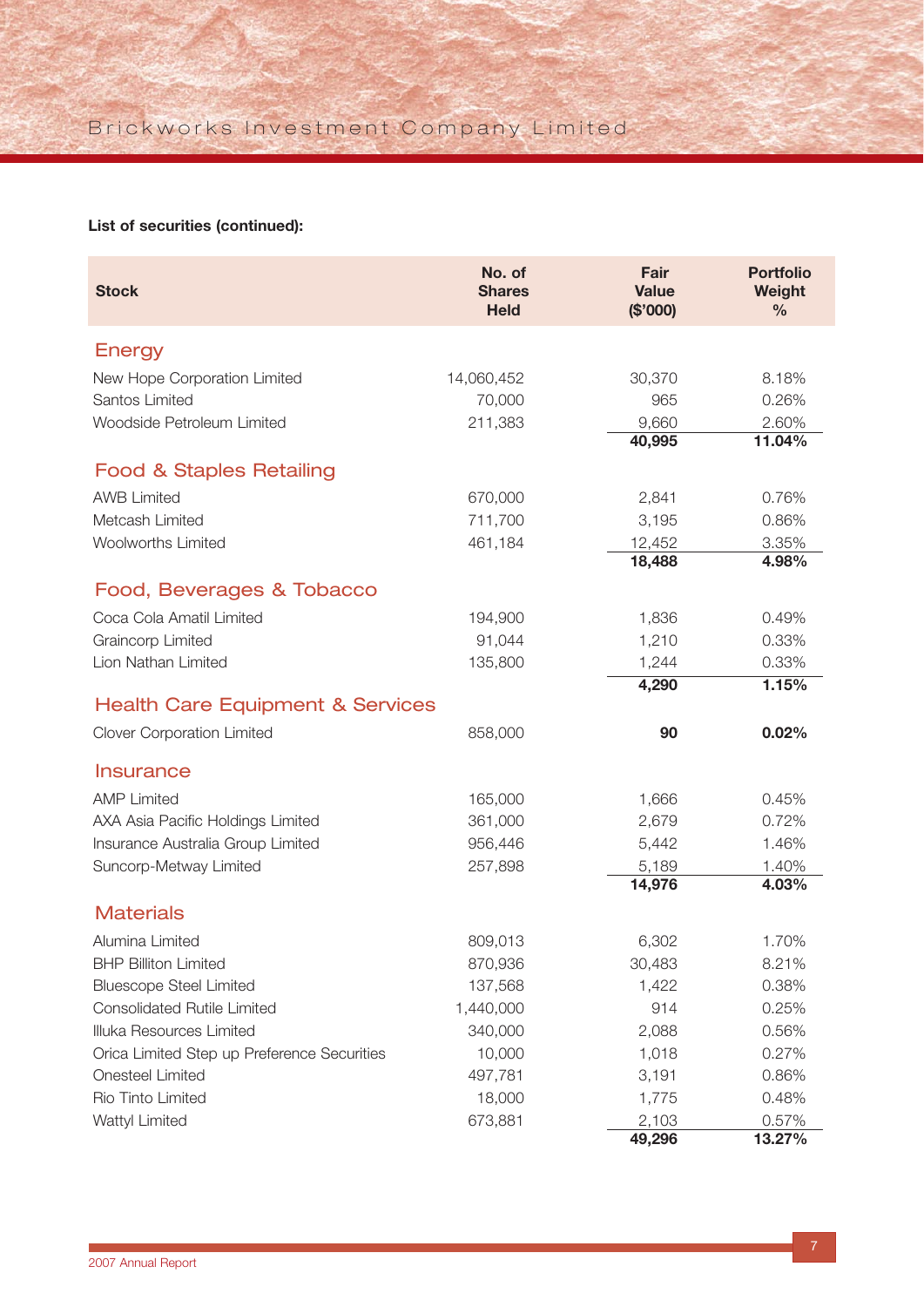**List of securities (continued):**

| Stock | No. of Shares Held | Fair Value ($'000) | Portfolio Weight % |
|---|---|---|---|
| **Energy** | | | |
| New Hope Corporation Limited | 14,060,452 | 30,370 | 8.18% |
| Santos Limited | 70,000 | 965 | 0.26% |
| Woodside Petroleum Limited | 211,383 | 9,660 | 2.60% |
| | | **40,995** | **11.04%** |
| **Food & Staples Retailing** | | | |
| AWB Limited | 670,000 | 2,841 | 0.76% |
| Metcash Limited | 711,700 | 3,195 | 0.86% |
| Woolworths Limited | 461,184 | 12,452 | 3.35% |
| | | **18,488** | **4.98%** |
| **Food, Beverages & Tobacco** | | | |
| Coca Cola Amatil Limited | 194,900 | 1,836 | 0.49% |
| Graincorp Limited | 91,044 | 1,210 | 0.33% |
| Lion Nathan Limited | 135,800 | 1,244 | 0.33% |
| | | **4,290** | **1.15%** |
| **Health Care Equipment & Services** | | | |
| Clover Corporation Limited | 858,000 | **90** | **0.02%** |
| **Insurance** | | | |
| AMP Limited | 165,000 | 1,666 | 0.45% |
| AXA Asia Pacific Holdings Limited | 361,000 | 2,679 | 0.72% |
| Insurance Australia Group Limited | 956,446 | 5,442 | 1.46% |
| Suncorp-Metway Limited | 257,898 | 5,189 | 1.40% |
| | | **14,976** | **4.03%** |
| **Materials** | | | |
| Alumina Limited | 809,013 | 6,302 | 1.70% |
| BHP Billiton Limited | 870,936 | 30,483 | 8.21% |
| Bluescope Steel Limited | 137,568 | 1,422 | 0.38% |
| Consolidated Rutile Limited | 1,440,000 | 914 | 0.25% |
| Illuka Resources Limited | 340,000 | 2,088 | 0.56% |
| Orica Limited Step up Preference Securities | 10,000 | 1,018 | 0.27% |
| Onesteel Limited | 497,781 | 3,191 | 0.86% |
| Rio Tinto Limited | 18,000 | 1,775 | 0.48% |
| Wattyl Limited | 673,881 | 2,103 | 0.57% |
| | | **49,296** | **13.27%** |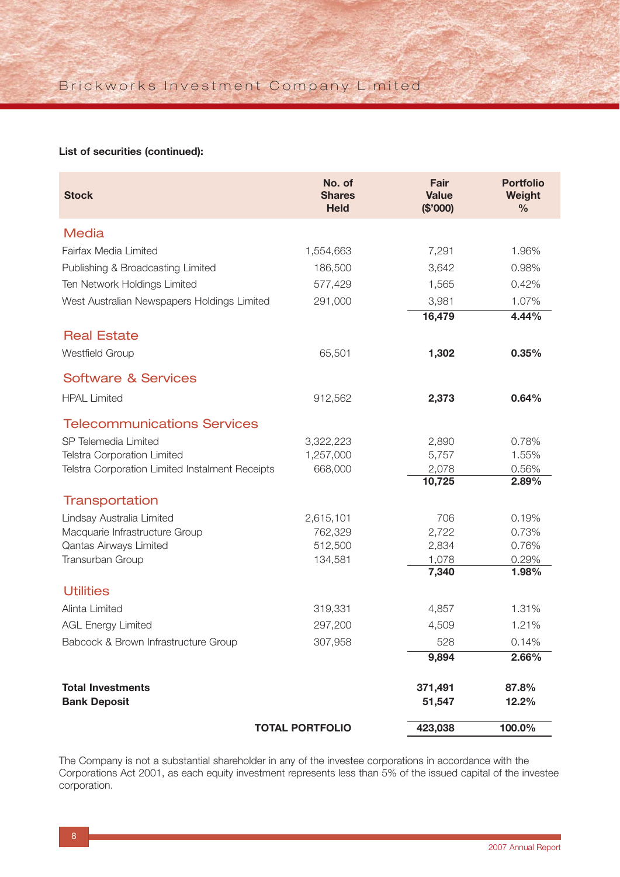**List of securities (continued):**

| Stock | No. of Shares Held | Fair Value ($'000) | Portfolio Weight % |
|---|---|---|---|
| **Media** | | | |
| Fairfax Media Limited | 1,554,663 | 7,291 | 1.96% |
| Publishing & Broadcasting Limited | 186,500 | 3,642 | 0.98% |
| Ten Network Holdings Limited | 577,429 | 1,565 | 0.42% |
| West Australian Newspapers Holdings Limited | 291,000 | 3,981 | 1.07% |
| | | **16,479** | **4.44%** |
| **Real Estate** | | | |
| Westfield Group | 65,501 | **1,302** | **0.35%** |
| **Software & Services** | | | |
| HPAL Limited | 912,562 | **2,373** | **0.64%** |
| **Telecommunications Services** | | | |
| SP Telemedia Limited | 3,322,223 | 2,890 | 0.78% |
| Telstra Corporation Limited | 1,257,000 | 5,757 | 1.55% |
| Telstra Corporation Limited Instalment Receipts | 668,000 | 2,078 | 0.56% |
| | | **10,725** | **2.89%** |
| **Transportation** | | | |
| Lindsay Australia Limited | 2,615,101 | 706 | 0.19% |
| Macquarie Infrastructure Group | 762,329 | 2,722 | 0.73% |
| Qantas Airways Limited | 512,500 | 2,834 | 0.76% |
| Transurban Group | 134,581 | 1,078 | 0.29% |
| | | **7,340** | **1.98%** |
| **Utilities** | | | |
| Alinta Limited | 319,331 | 4,857 | 1.31% |
| AGL Energy Limited | 297,200 | 4,509 | 1.21% |
| Babcock & Brown Infrastructure Group | 307,958 | 528 | 0.14% |
| | | **9,894** | **2.66%** |
| **Total Investments** | | **371,491** | **87.8%** |
| **Bank Deposit** | | **51,547** | **12.2%** |
| | **TOTAL PORTFOLIO** | **423,038** | **100.0%** |

The Company is not a substantial shareholder in any of the investee corporations in accordance with the Corporations Act 2001, as each equity investment represents less than 5% of the issued capital of the investee corporation.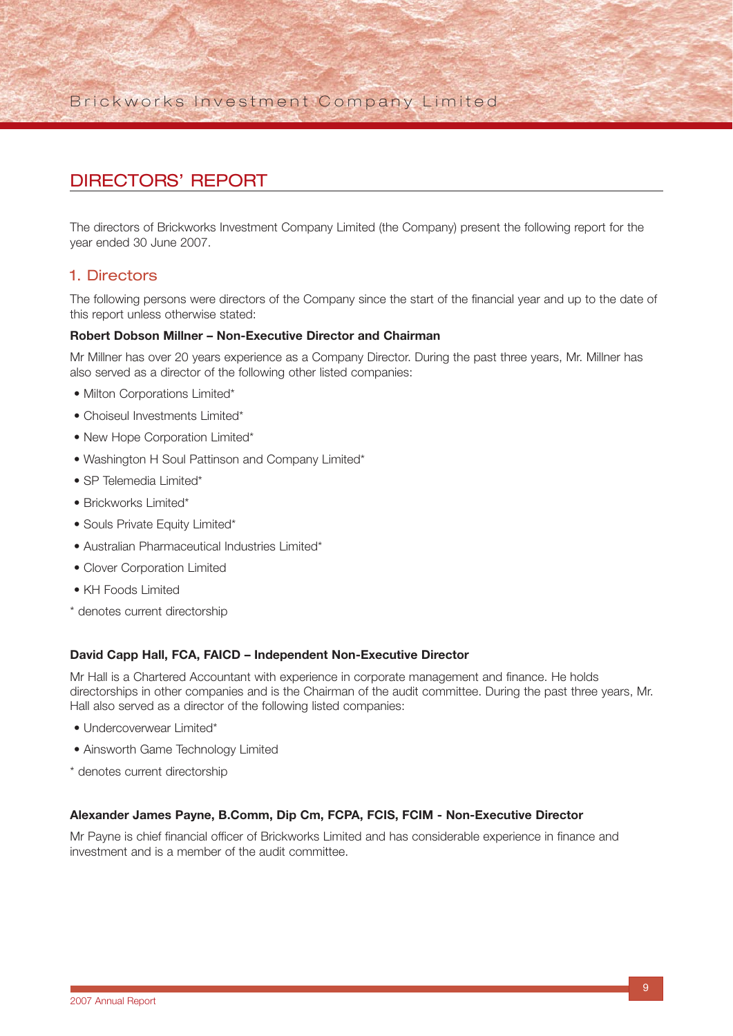# DIRECTORS' REPORT

The directors of Brickworks Investment Company Limited (the Company) present the following report for the year ended 30 June 2007.

## 1. Directors

The following persons were directors of the Company since the start of the financial year and up to the date of this report unless otherwise stated:

**Robert Dobson Millner – Non-Executive Director and Chairman**

Mr Millner has over 20 years experience as a Company Director. During the past three years, Mr. Millner has also served as a director of the following other listed companies:

- Milton Corporations Limited*
- Choiseul Investments Limited*
- New Hope Corporation Limited*
- Washington H Soul Pattinson and Company Limited*
- SP Telemedia Limited*
- Brickworks Limited*
- Souls Private Equity Limited*
- Australian Pharmaceutical Industries Limited*
- Clover Corporation Limited
- KH Foods Limited

\* denotes current directorship

**David Capp Hall, FCA, FAICD – Independent Non-Executive Director**

Mr Hall is a Chartered Accountant with experience in corporate management and finance. He holds directorships in other companies and is the Chairman of the audit committee. During the past three years, Mr. Hall also served as a director of the following listed companies:

- Undercoverwear Limited*
- Ainsworth Game Technology Limited

\* denotes current directorship

**Alexander James Payne, B.Comm, Dip Cm, FCPA, FCIS, FCIM - Non-Executive Director**

Mr Payne is chief financial officer of Brickworks Limited and has considerable experience in finance and investment and is a member of the audit committee.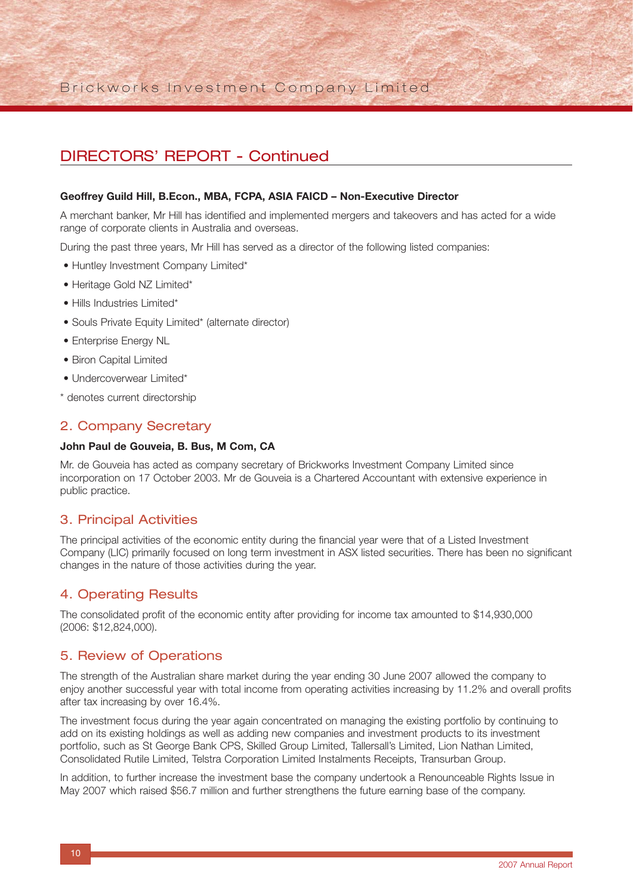## DIRECTORS' REPORT - Continued

**Geoffrey Guild Hill, B.Econ., MBA, FCPA, ASIA FAICD – Non-Executive Director**

A merchant banker, Mr Hill has identified and implemented mergers and takeovers and has acted for a wide range of corporate clients in Australia and overseas.

During the past three years, Mr Hill has served as a director of the following listed companies:

- Huntley Investment Company Limited*
- Heritage Gold NZ Limited*
- Hills Industries Limited*
- Souls Private Equity Limited* (alternate director)
- Enterprise Energy NL
- Biron Capital Limited
- Undercoverwear Limited*

* denotes current directorship

## 2. Company Secretary

**John Paul de Gouveia, B. Bus, M Com, CA**

Mr. de Gouveia has acted as company secretary of Brickworks Investment Company Limited since incorporation on 17 October 2003. Mr de Gouveia is a Chartered Accountant with extensive experience in public practice.

## 3. Principal Activities

The principal activities of the economic entity during the financial year were that of a Listed Investment Company (LIC) primarily focused on long term investment in ASX listed securities. There has been no significant changes in the nature of those activities during the year.

## 4. Operating Results

The consolidated profit of the economic entity after providing for income tax amounted to $14,930,000 (2006: $12,824,000).

## 5. Review of Operations

The strength of the Australian share market during the year ending 30 June 2007 allowed the company to enjoy another successful year with total income from operating activities increasing by 11.2% and overall profits after tax increasing by over 16.4%.

The investment focus during the year again concentrated on managing the existing portfolio by continuing to add on its existing holdings as well as adding new companies and investment products to its investment portfolio, such as St George Bank CPS, Skilled Group Limited, Tallersall's Limited, Lion Nathan Limited, Consolidated Rutile Limited, Telstra Corporation Limited Instalments Receipts, Transurban Group.

In addition, to further increase the investment base the company undertook a Renounceable Rights Issue in May 2007 which raised $56.7 million and further strengthens the future earning base of the company.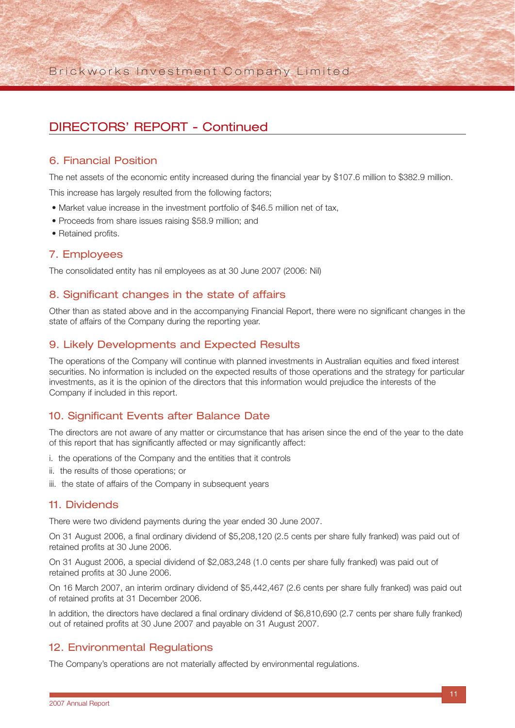## DIRECTORS' REPORT - Continued

### 6. Financial Position

The net assets of the economic entity increased during the financial year by $107.6 million to $382.9 million.

This increase has largely resulted from the following factors;

- Market value increase in the investment portfolio of $46.5 million net of tax,
- Proceeds from share issues raising $58.9 million; and
- Retained profits.

### 7. Employees

The consolidated entity has nil employees as at 30 June 2007 (2006: Nil)

### 8. Significant changes in the state of affairs

Other than as stated above and in the accompanying Financial Report, there were no significant changes in the state of affairs of the Company during the reporting year.

### 9. Likely Developments and Expected Results

The operations of the Company will continue with planned investments in Australian equities and fixed interest securities. No information is included on the expected results of those operations and the strategy for particular investments, as it is the opinion of the directors that this information would prejudice the interests of the Company if included in this report.

### 10. Significant Events after Balance Date

The directors are not aware of any matter or circumstance that has arisen since the end of the year to the date of this report that has significantly affected or may significantly affect:

i. the operations of the Company and the entities that it controls

ii. the results of those operations; or

iii. the state of affairs of the Company in subsequent years

### 11. Dividends

There were two dividend payments during the year ended 30 June 2007.

On 31 August 2006, a final ordinary dividend of $5,208,120 (2.5 cents per share fully franked) was paid out of retained profits at 30 June 2006.

On 31 August 2006, a special dividend of $2,083,248 (1.0 cents per share fully franked) was paid out of retained profits at 30 June 2006.

On 16 March 2007, an interim ordinary dividend of $5,442,467 (2.6 cents per share fully franked) was paid out of retained profits at 31 December 2006.

In addition, the directors have declared a final ordinary dividend of $6,810,690 (2.7 cents per share fully franked) out of retained profits at 30 June 2007 and payable on 31 August 2007.

### 12. Environmental Regulations

The Company's operations are not materially affected by environmental regulations.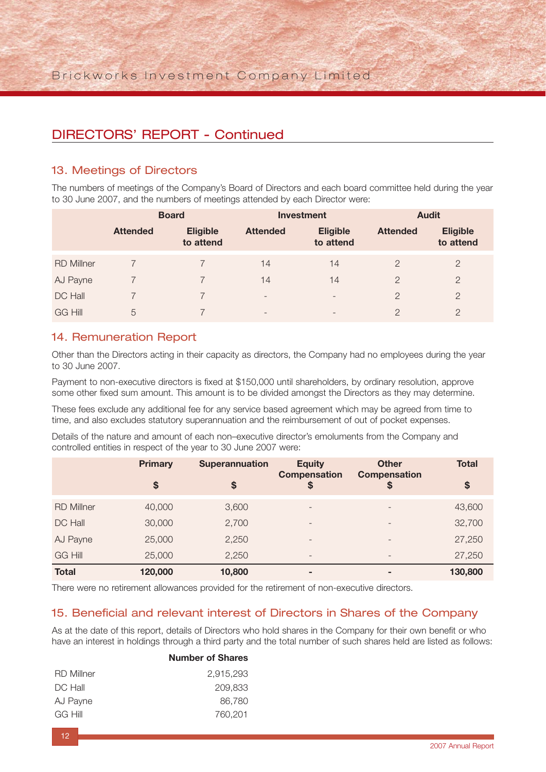## DIRECTORS' REPORT - Continued

### 13. Meetings of Directors

The numbers of meetings of the Company's Board of Directors and each board committee held during the year to 30 June 2007, and the numbers of meetings attended by each Director were:

| | Board | | Investment | | Audit | |
|---|---|---|---|---|---|---|
| | Attended | Eligible to attend | Attended | Eligible to attend | Attended | Eligible to attend |
| RD Millner | 7 | 7 | 14 | 14 | 2 | 2 |
| AJ Payne | 7 | 7 | 14 | 14 | 2 | 2 |
| DC Hall | 7 | 7 | - | - | 2 | 2 |
| GG Hill | 5 | 7 | - | - | 2 | 2 |

### 14. Remuneration Report

Other than the Directors acting in their capacity as directors, the Company had no employees during the year to 30 June 2007.

Payment to non-executive directors is fixed at $150,000 until shareholders, by ordinary resolution, approve some other fixed sum amount. This amount is to be divided amongst the Directors as they may determine.

These fees exclude any additional fee for any service based agreement which may be agreed from time to time, and also excludes statutory superannuation and the reimbursement of out of pocket expenses.

Details of the nature and amount of each non–executive director's emoluments from the Company and controlled entities in respect of the year to 30 June 2007 were:

| | Primary $ | Superannuation $ | Equity Compensation $ | Other Compensation $ | Total $ |
|---|---|---|---|---|---|
| RD Millner | 40,000 | 3,600 | - | - | 43,600 |
| DC Hall | 30,000 | 2,700 | - | - | 32,700 |
| AJ Payne | 25,000 | 2,250 | - | - | 27,250 |
| GG Hill | 25,000 | 2,250 | - | - | 27,250 |
| **Total** | **120,000** | **10,800** | **-** | **-** | **130,800** |

There were no retirement allowances provided for the retirement of non-executive directors.

### 15. Beneficial and relevant interest of Directors in Shares of the Company

As at the date of this report, details of Directors who hold shares in the Company for their own benefit or who have an interest in holdings through a third party and the total number of such shares held are listed as follows:

| | Number of Shares |
|---|---|
| RD Millner | 2,915,293 |
| DC Hall | 209,833 |
| AJ Payne | 86,780 |
| GG Hill | 760,201 |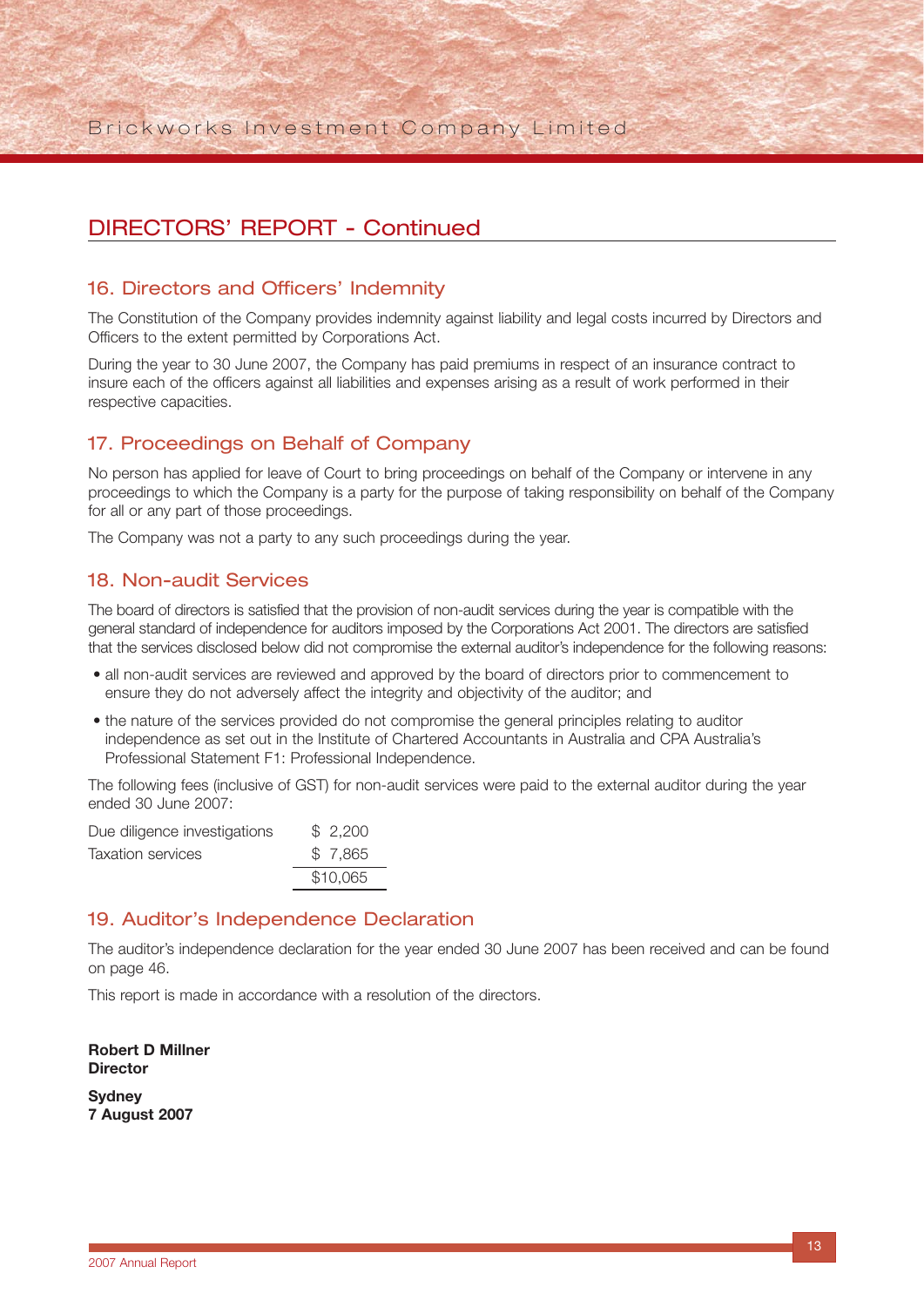## DIRECTORS' REPORT - Continued

### 16. Directors and Officers' Indemnity

The Constitution of the Company provides indemnity against liability and legal costs incurred by Directors and Officers to the extent permitted by Corporations Act.

During the year to 30 June 2007, the Company has paid premiums in respect of an insurance contract to insure each of the officers against all liabilities and expenses arising as a result of work performed in their respective capacities.

### 17. Proceedings on Behalf of Company

No person has applied for leave of Court to bring proceedings on behalf of the Company or intervene in any proceedings to which the Company is a party for the purpose of taking responsibility on behalf of the Company for all or any part of those proceedings.

The Company was not a party to any such proceedings during the year.

### 18. Non-audit Services

The board of directors is satisfied that the provision of non-audit services during the year is compatible with the general standard of independence for auditors imposed by the Corporations Act 2001. The directors are satisfied that the services disclosed below did not compromise the external auditor's independence for the following reasons:

- all non-audit services are reviewed and approved by the board of directors prior to commencement to ensure they do not adversely affect the integrity and objectivity of the auditor; and
- the nature of the services provided do not compromise the general principles relating to auditor independence as set out in the Institute of Chartered Accountants in Australia and CPA Australia's Professional Statement F1: Professional Independence.

The following fees (inclusive of GST) for non-audit services were paid to the external auditor during the year ended 30 June 2007:

| | |
|---|---|
| Due diligence investigations | $ 2,200 |
| Taxation services | $ 7,865 |
| | $10,065 |

### 19. Auditor's Independence Declaration

The auditor's independence declaration for the year ended 30 June 2007 has been received and can be found on page 46.

This report is made in accordance with a resolution of the directors.

**Robert D Millner**
**Director**

**Sydney**
**7 August 2007**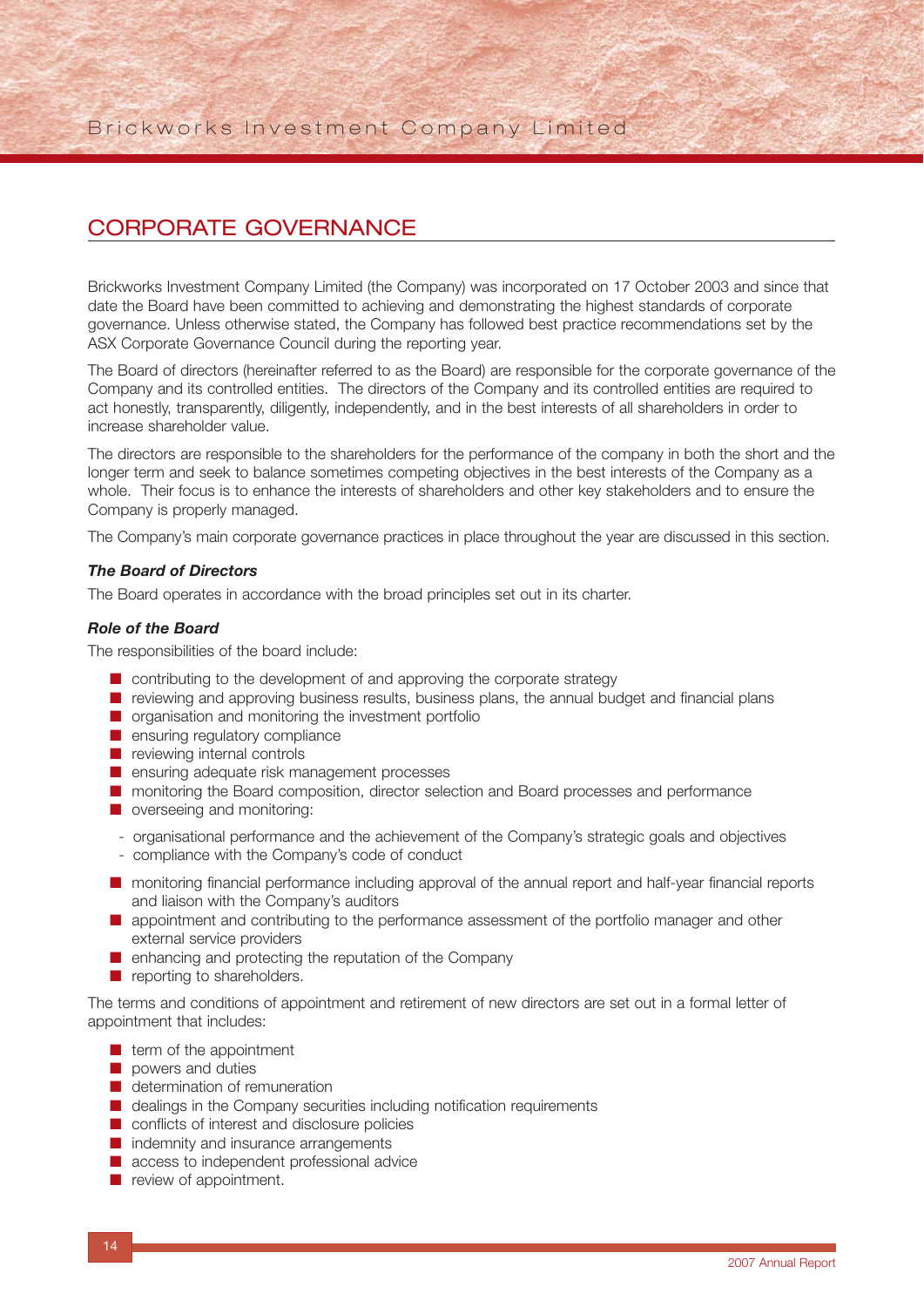## CORPORATE GOVERNANCE

Brickworks Investment Company Limited (the Company) was incorporated on 17 October 2003 and since that date the Board have been committed to achieving and demonstrating the highest standards of corporate governance. Unless otherwise stated, the Company has followed best practice recommendations set by the ASX Corporate Governance Council during the reporting year.

The Board of directors (hereinafter referred to as the Board) are responsible for the corporate governance of the Company and its controlled entities. The directors of the Company and its controlled entities are required to act honestly, transparently, diligently, independently, and in the best interests of all shareholders in order to increase shareholder value.

The directors are responsible to the shareholders for the performance of the company in both the short and the longer term and seek to balance sometimes competing objectives in the best interests of the Company as a whole. Their focus is to enhance the interests of shareholders and other key stakeholders and to ensure the Company is properly managed.

The Company's main corporate governance practices in place throughout the year are discussed in this section.

### *The Board of Directors*

The Board operates in accordance with the broad principles set out in its charter.

### *Role of the Board*

The responsibilities of the board include:

- contributing to the development of and approving the corporate strategy
- reviewing and approving business results, business plans, the annual budget and financial plans
- organisation and monitoring the investment portfolio
- ensuring regulatory compliance
- reviewing internal controls
- ensuring adequate risk management processes
- monitoring the Board composition, director selection and Board processes and performance
- overseeing and monitoring:
  - organisational performance and the achievement of the Company's strategic goals and objectives
  - compliance with the Company's code of conduct
- monitoring financial performance including approval of the annual report and half-year financial reports and liaison with the Company's auditors
- appointment and contributing to the performance assessment of the portfolio manager and other external service providers
- enhancing and protecting the reputation of the Company
- reporting to shareholders.

The terms and conditions of appointment and retirement of new directors are set out in a formal letter of appointment that includes:

- term of the appointment
- powers and duties
- determination of remuneration
- dealings in the Company securities including notification requirements
- conflicts of interest and disclosure policies
- indemnity and insurance arrangements
- access to independent professional advice
- review of appointment.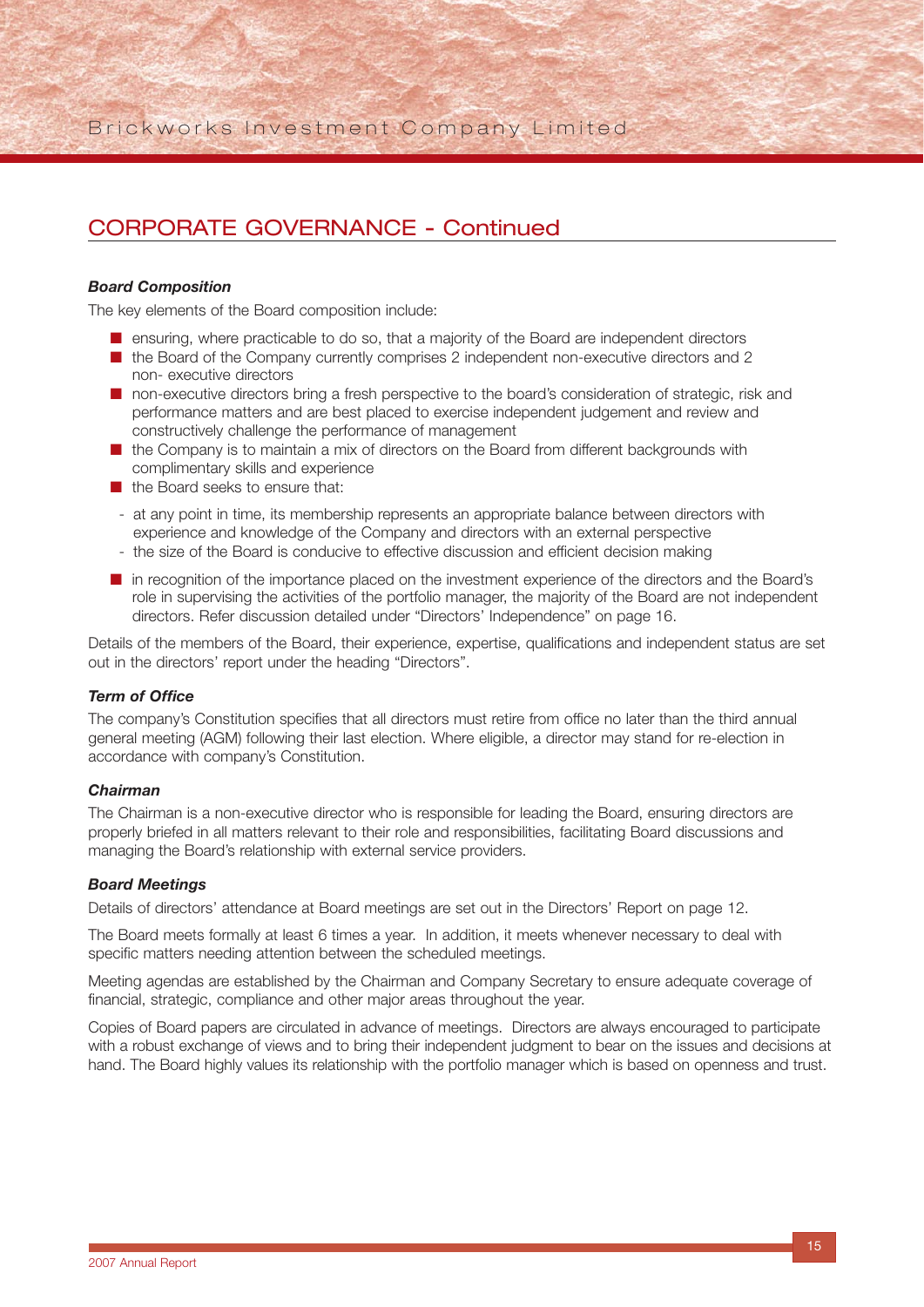## CORPORATE GOVERNANCE - Continued

***Board Composition***

The key elements of the Board composition include:

- ensuring, where practicable to do so, that a majority of the Board are independent directors
- the Board of the Company currently comprises 2 independent non-executive directors and 2 non- executive directors
- non-executive directors bring a fresh perspective to the board's consideration of strategic, risk and performance matters and are best placed to exercise independent judgement and review and constructively challenge the performance of management
- the Company is to maintain a mix of directors on the Board from different backgrounds with complimentary skills and experience
- the Board seeks to ensure that:
  - at any point in time, its membership represents an appropriate balance between directors with experience and knowledge of the Company and directors with an external perspective
  - the size of the Board is conducive to effective discussion and efficient decision making
- in recognition of the importance placed on the investment experience of the directors and the Board's role in supervising the activities of the portfolio manager, the majority of the Board are not independent directors. Refer discussion detailed under "Directors' Independence" on page 16.

Details of the members of the Board, their experience, expertise, qualifications and independent status are set out in the directors' report under the heading "Directors".

***Term of Office***

The company's Constitution specifies that all directors must retire from office no later than the third annual general meeting (AGM) following their last election. Where eligible, a director may stand for re-election in accordance with company's Constitution.

***Chairman***

The Chairman is a non-executive director who is responsible for leading the Board, ensuring directors are properly briefed in all matters relevant to their role and responsibilities, facilitating Board discussions and managing the Board's relationship with external service providers.

***Board Meetings***

Details of directors' attendance at Board meetings are set out in the Directors' Report on page 12.

The Board meets formally at least 6 times a year. In addition, it meets whenever necessary to deal with specific matters needing attention between the scheduled meetings.

Meeting agendas are established by the Chairman and Company Secretary to ensure adequate coverage of financial, strategic, compliance and other major areas throughout the year.

Copies of Board papers are circulated in advance of meetings. Directors are always encouraged to participate with a robust exchange of views and to bring their independent judgment to bear on the issues and decisions at hand. The Board highly values its relationship with the portfolio manager which is based on openness and trust.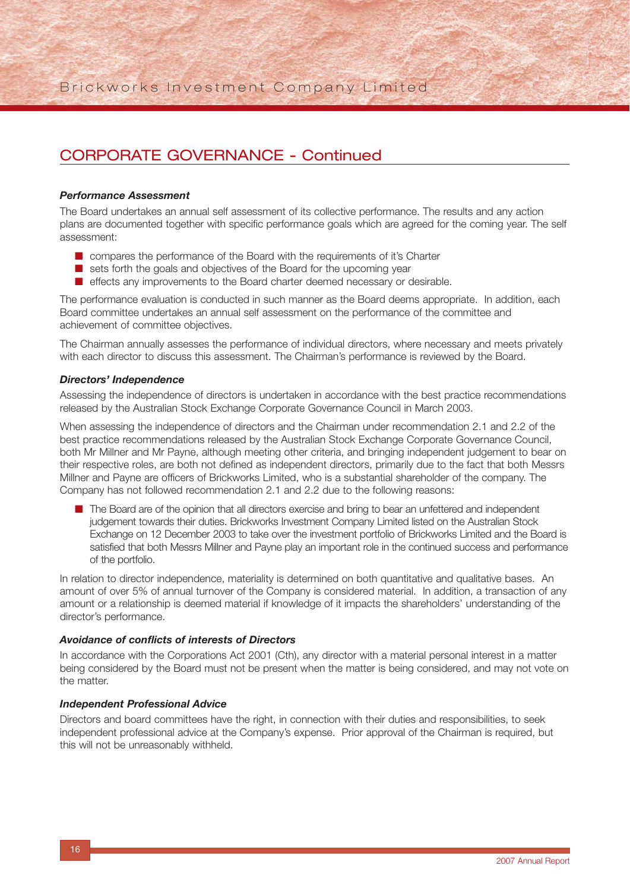## CORPORATE GOVERNANCE - Continued

***Performance Assessment***

The Board undertakes an annual self assessment of its collective performance. The results and any action plans are documented together with specific performance goals which are agreed for the coming year. The self assessment:

- compares the performance of the Board with the requirements of it's Charter
- sets forth the goals and objectives of the Board for the upcoming year
- effects any improvements to the Board charter deemed necessary or desirable.

The performance evaluation is conducted in such manner as the Board deems appropriate. In addition, each Board committee undertakes an annual self assessment on the performance of the committee and achievement of committee objectives.

The Chairman annually assesses the performance of individual directors, where necessary and meets privately with each director to discuss this assessment. The Chairman's performance is reviewed by the Board.

***Directors' Independence***

Assessing the independence of directors is undertaken in accordance with the best practice recommendations released by the Australian Stock Exchange Corporate Governance Council in March 2003.

When assessing the independence of directors and the Chairman under recommendation 2.1 and 2.2 of the best practice recommendations released by the Australian Stock Exchange Corporate Governance Council, both Mr Millner and Mr Payne, although meeting other criteria, and bringing independent judgement to bear on their respective roles, are both not defined as independent directors, primarily due to the fact that both Messrs Millner and Payne are officers of Brickworks Limited, who is a substantial shareholder of the company. The Company has not followed recommendation 2.1 and 2.2 due to the following reasons:

- The Board are of the opinion that all directors exercise and bring to bear an unfettered and independent judgement towards their duties. Brickworks Investment Company Limited listed on the Australian Stock Exchange on 12 December 2003 to take over the investment portfolio of Brickworks Limited and the Board is satisfied that both Messrs Millner and Payne play an important role in the continued success and performance of the portfolio.

In relation to director independence, materiality is determined on both quantitative and qualitative bases. An amount of over 5% of annual turnover of the Company is considered material. In addition, a transaction of any amount or a relationship is deemed material if knowledge of it impacts the shareholders' understanding of the director's performance.

***Avoidance of conflicts of interests of Directors***

In accordance with the Corporations Act 2001 (Cth), any director with a material personal interest in a matter being considered by the Board must not be present when the matter is being considered, and may not vote on the matter.

***Independent Professional Advice***

Directors and board committees have the right, in connection with their duties and responsibilities, to seek independent professional advice at the Company's expense. Prior approval of the Chairman is required, but this will not be unreasonably withheld.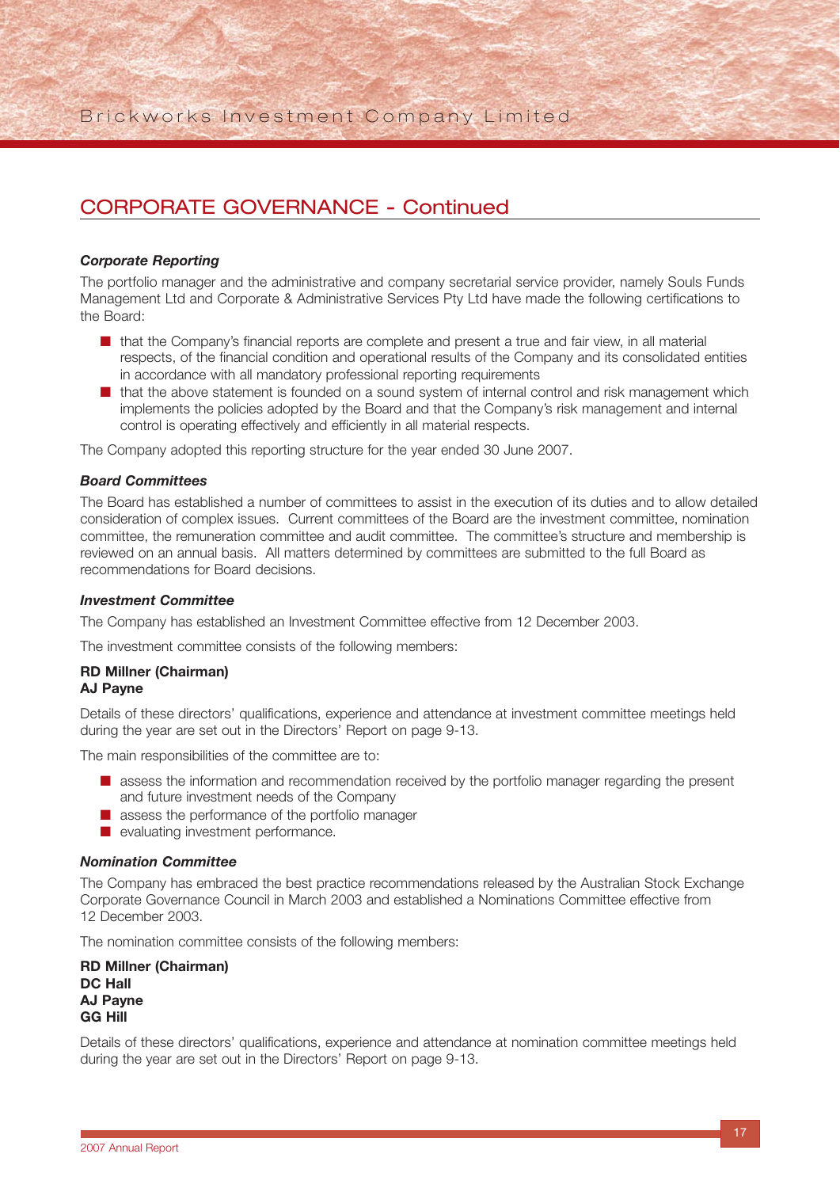## CORPORATE GOVERNANCE - Continued

***Corporate Reporting***

The portfolio manager and the administrative and company secretarial service provider, namely Souls Funds Management Ltd and Corporate & Administrative Services Pty Ltd have made the following certifications to the Board:

- that the Company's financial reports are complete and present a true and fair view, in all material respects, of the financial condition and operational results of the Company and its consolidated entities in accordance with all mandatory professional reporting requirements
- that the above statement is founded on a sound system of internal control and risk management which implements the policies adopted by the Board and that the Company's risk management and internal control is operating effectively and efficiently in all material respects.

The Company adopted this reporting structure for the year ended 30 June 2007.

***Board Committees***

The Board has established a number of committees to assist in the execution of its duties and to allow detailed consideration of complex issues. Current committees of the Board are the investment committee, nomination committee, the remuneration committee and audit committee. The committee's structure and membership is reviewed on an annual basis. All matters determined by committees are submitted to the full Board as recommendations for Board decisions.

***Investment Committee***

The Company has established an Investment Committee effective from 12 December 2003.

The investment committee consists of the following members:

**RD Millner (Chairman)**
**AJ Payne**

Details of these directors' qualifications, experience and attendance at investment committee meetings held during the year are set out in the Directors' Report on page 9-13.

The main responsibilities of the committee are to:

- assess the information and recommendation received by the portfolio manager regarding the present and future investment needs of the Company
- assess the performance of the portfolio manager
- evaluating investment performance.

***Nomination Committee***

The Company has embraced the best practice recommendations released by the Australian Stock Exchange Corporate Governance Council in March 2003 and established a Nominations Committee effective from 12 December 2003.

The nomination committee consists of the following members:

**RD Millner (Chairman)**
**DC Hall**
**AJ Payne**
**GG Hill**

Details of these directors' qualifications, experience and attendance at nomination committee meetings held during the year are set out in the Directors' Report on page 9-13.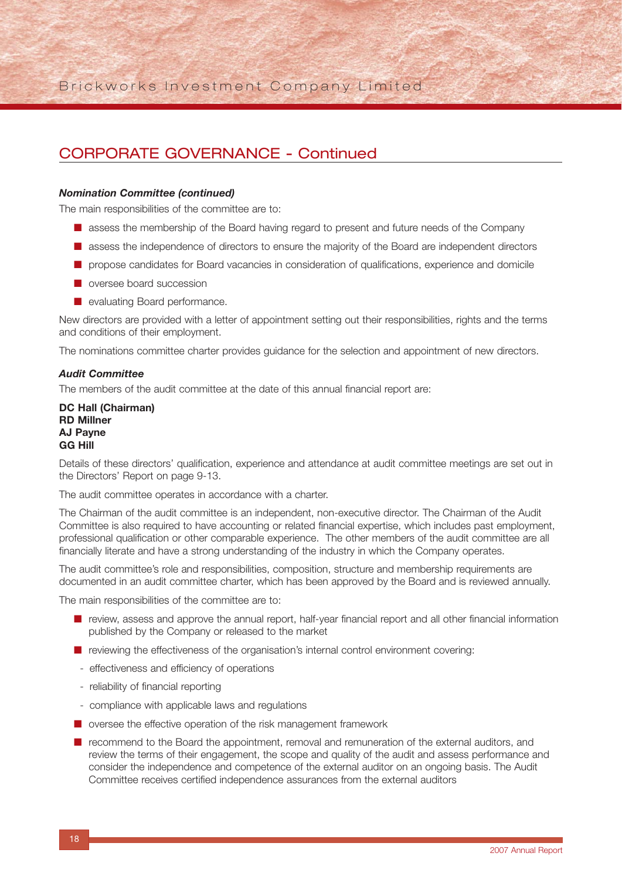## CORPORATE GOVERNANCE - Continued

***Nomination Committee (continued)***

The main responsibilities of the committee are to:

- assess the membership of the Board having regard to present and future needs of the Company
- assess the independence of directors to ensure the majority of the Board are independent directors
- propose candidates for Board vacancies in consideration of qualifications, experience and domicile
- oversee board succession
- evaluating Board performance.

New directors are provided with a letter of appointment setting out their responsibilities, rights and the terms and conditions of their employment.

The nominations committee charter provides guidance for the selection and appointment of new directors.

***Audit Committee***

The members of the audit committee at the date of this annual financial report are:

**DC Hall (Chairman)**
**RD Millner**
**AJ Payne**
**GG Hill**

Details of these directors' qualification, experience and attendance at audit committee meetings are set out in the Directors' Report on page 9-13.

The audit committee operates in accordance with a charter.

The Chairman of the audit committee is an independent, non-executive director. The Chairman of the Audit Committee is also required to have accounting or related financial expertise, which includes past employment, professional qualification or other comparable experience. The other members of the audit committee are all financially literate and have a strong understanding of the industry in which the Company operates.

The audit committee's role and responsibilities, composition, structure and membership requirements are documented in an audit committee charter, which has been approved by the Board and is reviewed annually.

The main responsibilities of the committee are to:

- review, assess and approve the annual report, half-year financial report and all other financial information published by the Company or released to the market
- reviewing the effectiveness of the organisation's internal control environment covering:
  - effectiveness and efficiency of operations
  - reliability of financial reporting
  - compliance with applicable laws and regulations
- oversee the effective operation of the risk management framework
- recommend to the Board the appointment, removal and remuneration of the external auditors, and review the terms of their engagement, the scope and quality of the audit and assess performance and consider the independence and competence of the external auditor on an ongoing basis. The Audit Committee receives certified independence assurances from the external auditors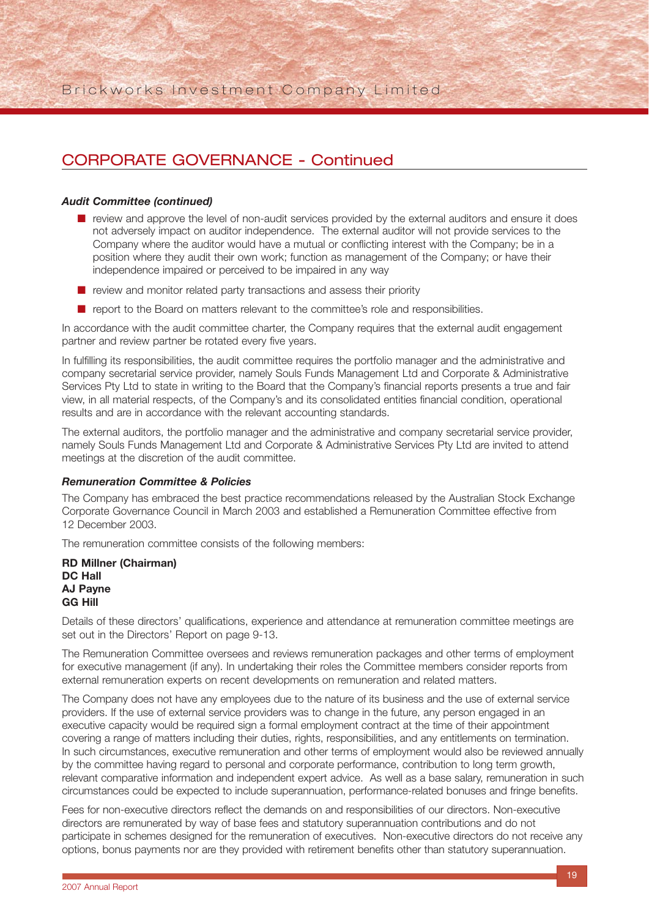## CORPORATE GOVERNANCE - Continued

***Audit Committee (continued)***

- review and approve the level of non-audit services provided by the external auditors and ensure it does not adversely impact on auditor independence. The external auditor will not provide services to the Company where the auditor would have a mutual or conflicting interest with the Company; be in a position where they audit their own work; function as management of the Company; or have their independence impaired or perceived to be impaired in any way
- review and monitor related party transactions and assess their priority
- report to the Board on matters relevant to the committee's role and responsibilities.

In accordance with the audit committee charter, the Company requires that the external audit engagement partner and review partner be rotated every five years.

In fulfilling its responsibilities, the audit committee requires the portfolio manager and the administrative and company secretarial service provider, namely Souls Funds Management Ltd and Corporate & Administrative Services Pty Ltd to state in writing to the Board that the Company's financial reports presents a true and fair view, in all material respects, of the Company's and its consolidated entities financial condition, operational results and are in accordance with the relevant accounting standards.

The external auditors, the portfolio manager and the administrative and company secretarial service provider, namely Souls Funds Management Ltd and Corporate & Administrative Services Pty Ltd are invited to attend meetings at the discretion of the audit committee.

***Remuneration Committee & Policies***

The Company has embraced the best practice recommendations released by the Australian Stock Exchange Corporate Governance Council in March 2003 and established a Remuneration Committee effective from 12 December 2003.

The remuneration committee consists of the following members:

**RD Millner (Chairman)**
**DC Hall**
**AJ Payne**
**GG Hill**

Details of these directors' qualifications, experience and attendance at remuneration committee meetings are set out in the Directors' Report on page 9-13.

The Remuneration Committee oversees and reviews remuneration packages and other terms of employment for executive management (if any). In undertaking their roles the Committee members consider reports from external remuneration experts on recent developments on remuneration and related matters.

The Company does not have any employees due to the nature of its business and the use of external service providers. If the use of external service providers was to change in the future, any person engaged in an executive capacity would be required sign a formal employment contract at the time of their appointment covering a range of matters including their duties, rights, responsibilities, and any entitlements on termination. In such circumstances, executive remuneration and other terms of employment would also be reviewed annually by the committee having regard to personal and corporate performance, contribution to long term growth, relevant comparative information and independent expert advice. As well as a base salary, remuneration in such circumstances could be expected to include superannuation, performance-related bonuses and fringe benefits.

Fees for non-executive directors reflect the demands on and responsibilities of our directors. Non-executive directors are remunerated by way of base fees and statutory superannuation contributions and do not participate in schemes designed for the remuneration of executives. Non-executive directors do not receive any options, bonus payments nor are they provided with retirement benefits other than statutory superannuation.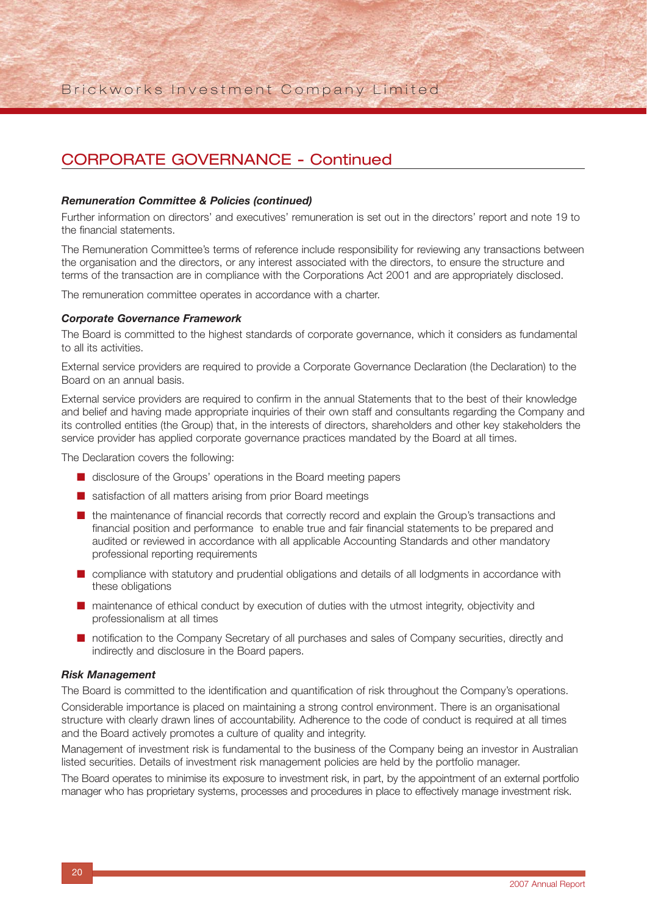## CORPORATE GOVERNANCE - Continued

***Remuneration Committee & Policies (continued)***

Further information on directors' and executives' remuneration is set out in the directors' report and note 19 to the financial statements.

The Remuneration Committee's terms of reference include responsibility for reviewing any transactions between the organisation and the directors, or any interest associated with the directors, to ensure the structure and terms of the transaction are in compliance with the Corporations Act 2001 and are appropriately disclosed.

The remuneration committee operates in accordance with a charter.

***Corporate Governance Framework***

The Board is committed to the highest standards of corporate governance, which it considers as fundamental to all its activities.

External service providers are required to provide a Corporate Governance Declaration (the Declaration) to the Board on an annual basis.

External service providers are required to confirm in the annual Statements that to the best of their knowledge and belief and having made appropriate inquiries of their own staff and consultants regarding the Company and its controlled entities (the Group) that, in the interests of directors, shareholders and other key stakeholders the service provider has applied corporate governance practices mandated by the Board at all times.

The Declaration covers the following:

- disclosure of the Groups' operations in the Board meeting papers
- satisfaction of all matters arising from prior Board meetings
- the maintenance of financial records that correctly record and explain the Group's transactions and financial position and performance to enable true and fair financial statements to be prepared and audited or reviewed in accordance with all applicable Accounting Standards and other mandatory professional reporting requirements
- compliance with statutory and prudential obligations and details of all lodgments in accordance with these obligations
- maintenance of ethical conduct by execution of duties with the utmost integrity, objectivity and professionalism at all times
- notification to the Company Secretary of all purchases and sales of Company securities, directly and indirectly and disclosure in the Board papers.

***Risk Management***

The Board is committed to the identification and quantification of risk throughout the Company's operations.

Considerable importance is placed on maintaining a strong control environment. There is an organisational structure with clearly drawn lines of accountability. Adherence to the code of conduct is required at all times and the Board actively promotes a culture of quality and integrity.

Management of investment risk is fundamental to the business of the Company being an investor in Australian listed securities. Details of investment risk management policies are held by the portfolio manager.

The Board operates to minimise its exposure to investment risk, in part, by the appointment of an external portfolio manager who has proprietary systems, processes and procedures in place to effectively manage investment risk.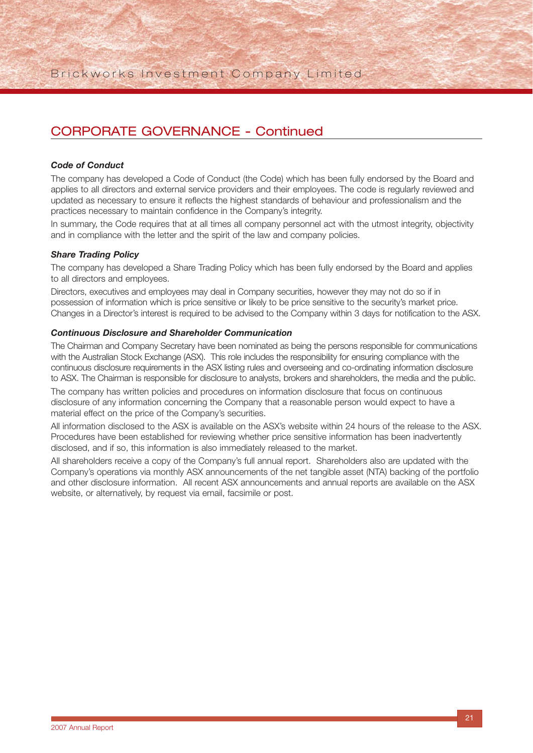## CORPORATE GOVERNANCE - Continued

***Code of Conduct***

The company has developed a Code of Conduct (the Code) which has been fully endorsed by the Board and applies to all directors and external service providers and their employees. The code is regularly reviewed and updated as necessary to ensure it reflects the highest standards of behaviour and professionalism and the practices necessary to maintain confidence in the Company's integrity.

In summary, the Code requires that at all times all company personnel act with the utmost integrity, objectivity and in compliance with the letter and the spirit of the law and company policies.

***Share Trading Policy***

The company has developed a Share Trading Policy which has been fully endorsed by the Board and applies to all directors and employees.

Directors, executives and employees may deal in Company securities, however they may not do so if in possession of information which is price sensitive or likely to be price sensitive to the security's market price. Changes in a Director's interest is required to be advised to the Company within 3 days for notification to the ASX.

***Continuous Disclosure and Shareholder Communication***

The Chairman and Company Secretary have been nominated as being the persons responsible for communications with the Australian Stock Exchange (ASX). This role includes the responsibility for ensuring compliance with the continuous disclosure requirements in the ASX listing rules and overseeing and co-ordinating information disclosure to ASX. The Chairman is responsible for disclosure to analysts, brokers and shareholders, the media and the public.

The company has written policies and procedures on information disclosure that focus on continuous disclosure of any information concerning the Company that a reasonable person would expect to have a material effect on the price of the Company's securities.

All information disclosed to the ASX is available on the ASX's website within 24 hours of the release to the ASX. Procedures have been established for reviewing whether price sensitive information has been inadvertently disclosed, and if so, this information is also immediately released to the market.

All shareholders receive a copy of the Company's full annual report. Shareholders also are updated with the Company's operations via monthly ASX announcements of the net tangible asset (NTA) backing of the portfolio and other disclosure information. All recent ASX announcements and annual reports are available on the ASX website, or alternatively, by request via email, facsimile or post.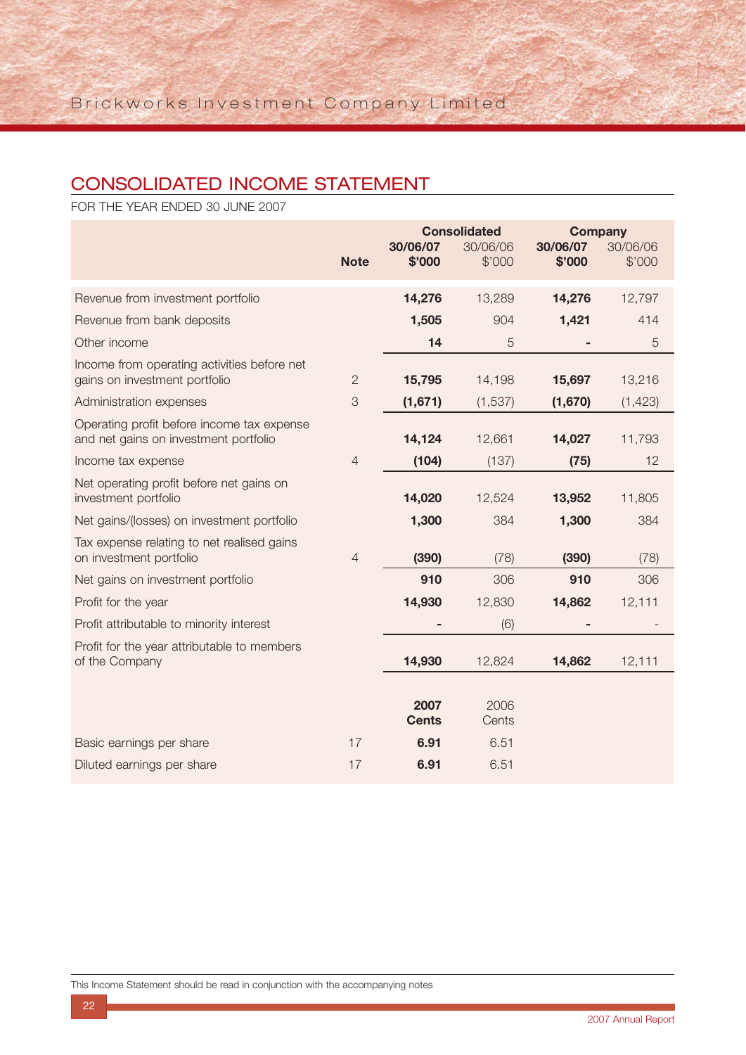## CONSOLIDATED INCOME STATEMENT

FOR THE YEAR ENDED 30 JUNE 2007

| | Note | Consolidated | | Company | |
|---|---|---|---|---|---|
| | | **30/06/07 $'000** | 30/06/06 $'000 | **30/06/07 $'000** | 30/06/06 $'000 |
| Revenue from investment portfolio | | **14,276** | 13,289 | **14,276** | 12,797 |
| Revenue from bank deposits | | **1,505** | 904 | **1,421** | 414 |
| Other income | | **14** | 5 | **-** | 5 |
| Income from operating activities before net gains on investment portfolio | 2 | **15,795** | 14,198 | **15,697** | 13,216 |
| Administration expenses | 3 | **(1,671)** | (1,537) | **(1,670)** | (1,423) |
| Operating profit before income tax expense and net gains on investment portfolio | | **14,124** | 12,661 | **14,027** | 11,793 |
| Income tax expense | 4 | **(104)** | (137) | **(75)** | 12 |
| Net operating profit before net gains on investment portfolio | | **14,020** | 12,524 | **13,952** | 11,805 |
| Net gains/(losses) on investment portfolio | | **1,300** | 384 | **1,300** | 384 |
| Tax expense relating to net realised gains on investment portfolio | 4 | **(390)** | (78) | **(390)** | (78) |
| Net gains on investment portfolio | | **910** | 306 | **910** | 306 |
| Profit for the year | | **14,930** | 12,830 | **14,862** | 12,111 |
| Profit attributable to minority interest | | **-** | (6) | **-** | - |
| Profit for the year attributable to members of the Company | | **14,930** | 12,824 | **14,862** | 12,111 |
| | | **2007 Cents** | 2006 Cents | | |
| Basic earnings per share | 17 | **6.91** | 6.51 | | |
| Diluted earnings per share | 17 | **6.91** | 6.51 | | |

This Income Statement should be read in conjunction with the accompanying notes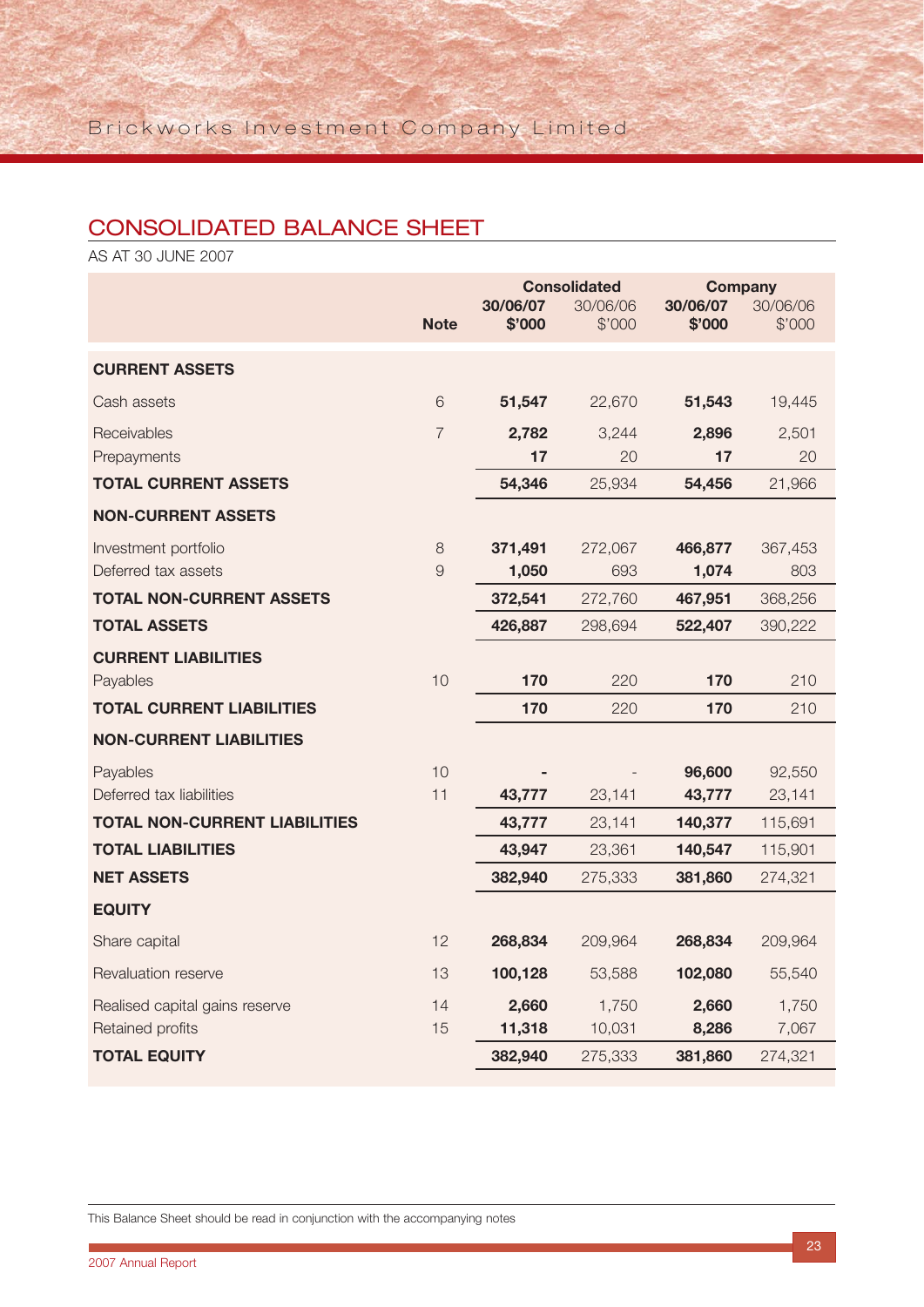## CONSOLIDATED BALANCE SHEET

AS AT 30 JUNE 2007

| | Note | Consolidated 30/06/07 $'000 | Consolidated 30/06/06 $'000 | Company 30/06/07 $'000 | Company 30/06/06 $'000 |
|---|---|---|---|---|---|
| **CURRENT ASSETS** | | | | | |
| Cash assets | 6 | **51,547** | 22,670 | **51,543** | 19,445 |
| Receivables | 7 | **2,782** | 3,244 | **2,896** | 2,501 |
| Prepayments | | **17** | 20 | **17** | 20 |
| **TOTAL CURRENT ASSETS** | | **54,346** | 25,934 | **54,456** | 21,966 |
| **NON-CURRENT ASSETS** | | | | | |
| Investment portfolio | 8 | **371,491** | 272,067 | **466,877** | 367,453 |
| Deferred tax assets | 9 | **1,050** | 693 | **1,074** | 803 |
| **TOTAL NON-CURRENT ASSETS** | | **372,541** | 272,760 | **467,951** | 368,256 |
| **TOTAL ASSETS** | | **426,887** | 298,694 | **522,407** | 390,222 |
| **CURRENT LIABILITIES** | | | | | |
| Payables | 10 | **170** | 220 | **170** | 210 |
| **TOTAL CURRENT LIABILITIES** | | **170** | 220 | **170** | 210 |
| **NON-CURRENT LIABILITIES** | | | | | |
| Payables | 10 | **-** | - | **96,600** | 92,550 |
| Deferred tax liabilities | 11 | **43,777** | 23,141 | **43,777** | 23,141 |
| **TOTAL NON-CURRENT LIABILITIES** | | **43,777** | 23,141 | **140,377** | 115,691 |
| **TOTAL LIABILITIES** | | **43,947** | 23,361 | **140,547** | 115,901 |
| **NET ASSETS** | | **382,940** | 275,333 | **381,860** | 274,321 |
| **EQUITY** | | | | | |
| Share capital | 12 | **268,834** | 209,964 | **268,834** | 209,964 |
| Revaluation reserve | 13 | **100,128** | 53,588 | **102,080** | 55,540 |
| Realised capital gains reserve | 14 | **2,660** | 1,750 | **2,660** | 1,750 |
| Retained profits | 15 | **11,318** | 10,031 | **8,286** | 7,067 |
| **TOTAL EQUITY** | | **382,940** | 275,333 | **381,860** | 274,321 |

This Balance Sheet should be read in conjunction with the accompanying notes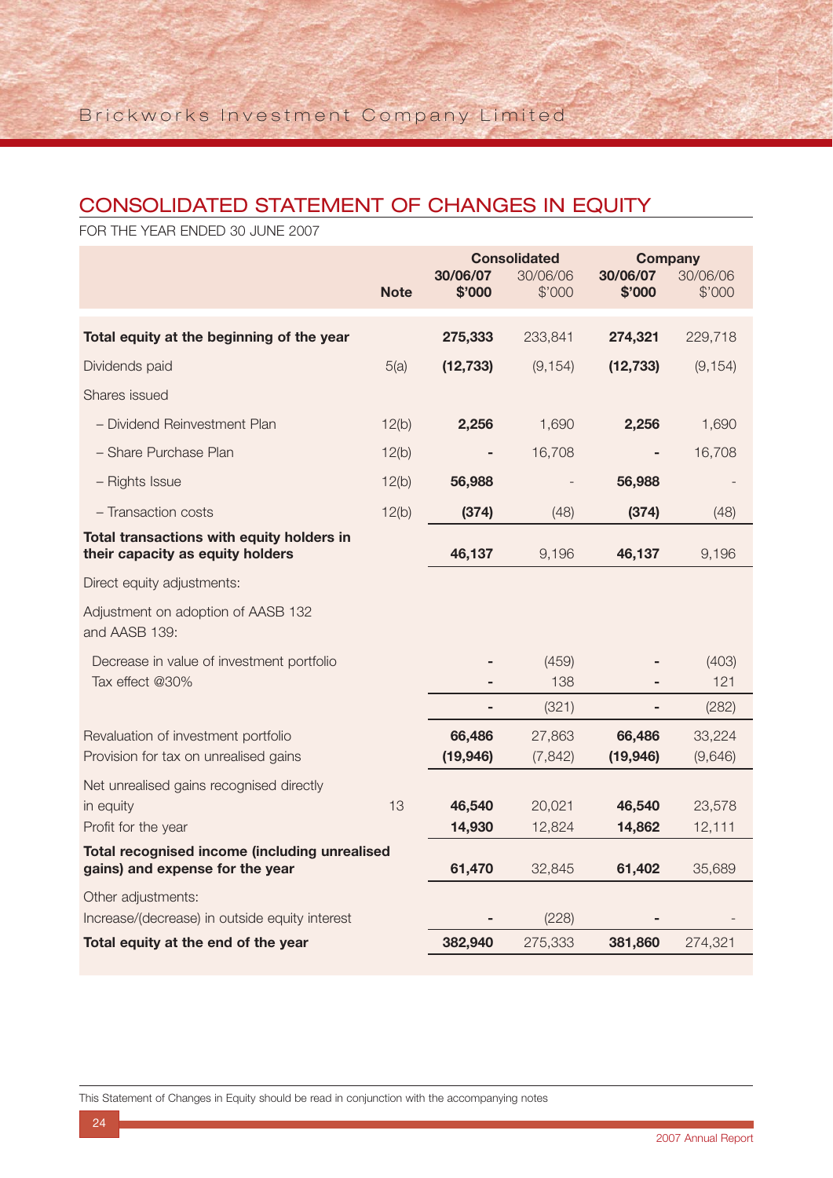## CONSOLIDATED STATEMENT OF CHANGES IN EQUITY

FOR THE YEAR ENDED 30 JUNE 2007

| | Note | Consolidated 30/06/07 $'000 | Consolidated 30/06/06 $'000 | Company 30/06/07 $'000 | Company 30/06/06 $'000 |
|---|---|---|---|---|---|
| **Total equity at the beginning of the year** | | **275,333** | 233,841 | **274,321** | 229,718 |
| Dividends paid | 5(a) | **(12,733)** | (9,154) | **(12,733)** | (9,154) |
| Shares issued | | | | | |
| – Dividend Reinvestment Plan | 12(b) | **2,256** | 1,690 | **2,256** | 1,690 |
| – Share Purchase Plan | 12(b) | **-** | 16,708 | **-** | 16,708 |
| – Rights Issue | 12(b) | **56,988** | - | **56,988** | - |
| – Transaction costs | 12(b) | **(374)** | (48) | **(374)** | (48) |
| **Total transactions with equity holders in their capacity as equity holders** | | **46,137** | 9,196 | **46,137** | 9,196 |
| Direct equity adjustments: | | | | | |
| Adjustment on adoption of AASB 132 and AASB 139: | | | | | |
| Decrease in value of investment portfolio | | **-** | (459) | **-** | (403) |
| Tax effect @30% | | **-** | 138 | **-** | 121 |
| | | **-** | (321) | **-** | (282) |
| Revaluation of investment portfolio | | **66,486** | 27,863 | **66,486** | 33,224 |
| Provision for tax on unrealised gains | | **(19,946)** | (7,842) | **(19,946)** | (9,646) |
| Net unrealised gains recognised directly in equity | 13 | **46,540** | 20,021 | **46,540** | 23,578 |
| Profit for the year | | **14,930** | 12,824 | **14,862** | 12,111 |
| **Total recognised income (including unrealised gains) and expense for the year** | | **61,470** | 32,845 | **61,402** | 35,689 |
| Other adjustments: | | | | | |
| Increase/(decrease) in outside equity interest | | **-** | (228) | **-** | - |
| **Total equity at the end of the year** | | **382,940** | 275,333 | **381,860** | 274,321 |

This Statement of Changes in Equity should be read in conjunction with the accompanying notes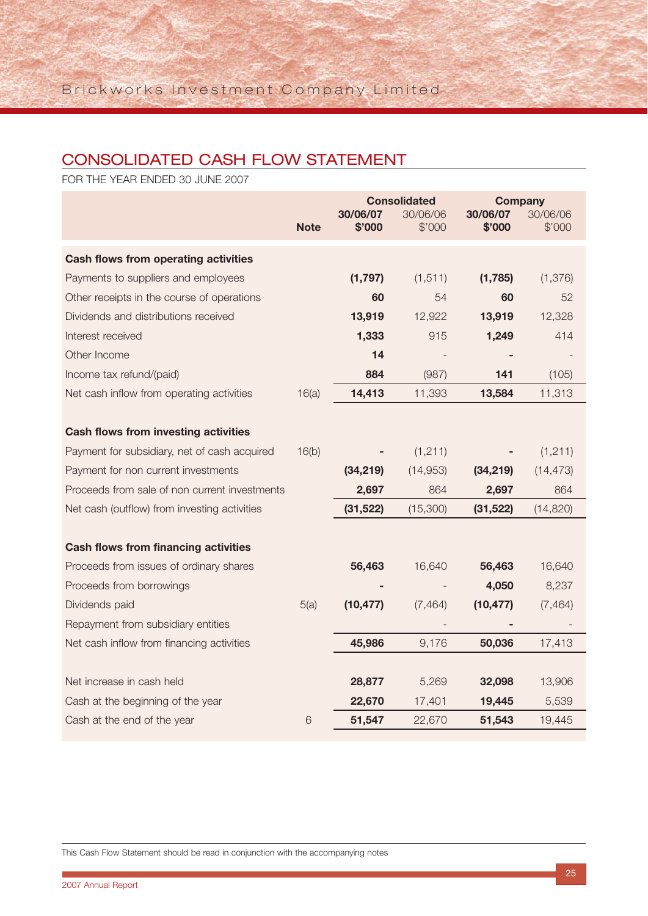## CONSOLIDATED CASH FLOW STATEMENT

FOR THE YEAR ENDED 30 JUNE 2007

| | Note | Consolidated | | Company | |
|---|---|---|---|---|---|
| | | **30/06/07 $'000** | 30/06/06 $'000 | **30/06/07 $'000** | 30/06/06 $'000 |
| **Cash flows from operating activities** | | | | | |
| Payments to suppliers and employees | | **(1,797)** | (1,511) | **(1,785)** | (1,376) |
| Other receipts in the course of operations | | **60** | 54 | **60** | 52 |
| Dividends and distributions received | | **13,919** | 12,922 | **13,919** | 12,328 |
| Interest received | | **1,333** | 915 | **1,249** | 414 |
| Other Income | | **14** | - | **-** | - |
| Income tax refund/(paid) | | **884** | (987) | **141** | (105) |
| Net cash inflow from operating activities | 16(a) | **14,413** | 11,393 | **13,584** | 11,313 |
| **Cash flows from investing activities** | | | | | |
| Payment for subsidiary, net of cash acquired | 16(b) | **-** | (1,211) | **-** | (1,211) |
| Payment for non current investments | | **(34,219)** | (14,953) | **(34,219)** | (14,473) |
| Proceeds from sale of non current investments | | **2,697** | 864 | **2,697** | 864 |
| Net cash (outflow) from investing activities | | **(31,522)** | (15,300) | **(31,522)** | (14,820) |
| **Cash flows from financing activities** | | | | | |
| Proceeds from issues of ordinary shares | | **56,463** | 16,640 | **56,463** | 16,640 |
| Proceeds from borrowings | | **-** | - | **4,050** | 8,237 |
| Dividends paid | 5(a) | **(10,477)** | (7,464) | **(10,477)** | (7,464) |
| Repayment from subsidiary entities | | | - | **-** | - |
| Net cash inflow from financing activities | | **45,986** | 9,176 | **50,036** | 17,413 |
| Net increase in cash held | | **28,877** | 5,269 | **32,098** | 13,906 |
| Cash at the beginning of the year | | **22,670** | 17,401 | **19,445** | 5,539 |
| Cash at the end of the year | 6 | **51,547** | 22,670 | **51,543** | 19,445 |

This Cash Flow Statement should be read in conjunction with the accompanying notes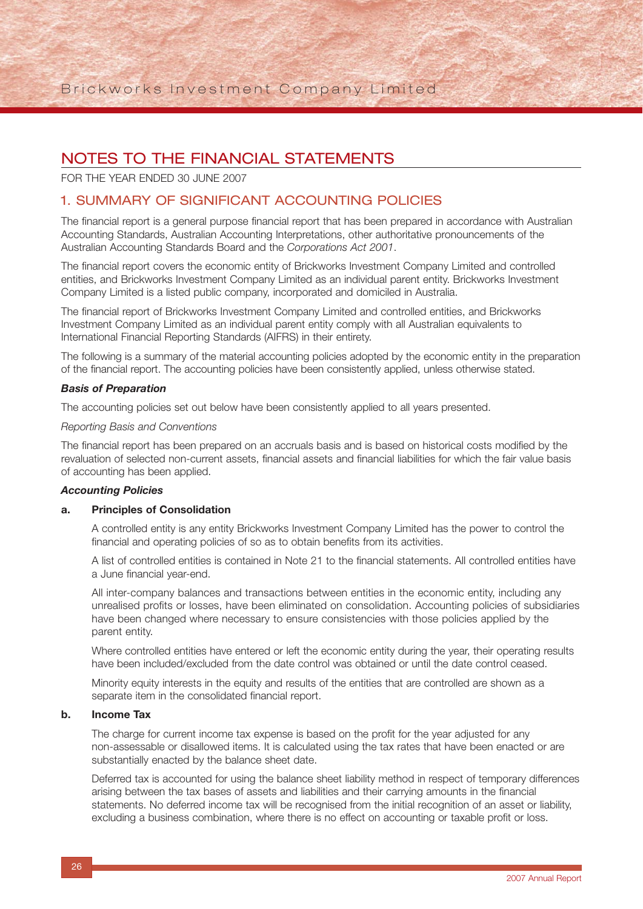# NOTES TO THE FINANCIAL STATEMENTS

FOR THE YEAR ENDED 30 JUNE 2007

## 1. SUMMARY OF SIGNIFICANT ACCOUNTING POLICIES

The financial report is a general purpose financial report that has been prepared in accordance with Australian Accounting Standards, Australian Accounting Interpretations, other authoritative pronouncements of the Australian Accounting Standards Board and the *Corporations Act 2001*.

The financial report covers the economic entity of Brickworks Investment Company Limited and controlled entities, and Brickworks Investment Company Limited as an individual parent entity. Brickworks Investment Company Limited is a listed public company, incorporated and domiciled in Australia.

The financial report of Brickworks Investment Company Limited and controlled entities, and Brickworks Investment Company Limited as an individual parent entity comply with all Australian equivalents to International Financial Reporting Standards (AIFRS) in their entirety.

The following is a summary of the material accounting policies adopted by the economic entity in the preparation of the financial report. The accounting policies have been consistently applied, unless otherwise stated.

***Basis of Preparation***

The accounting policies set out below have been consistently applied to all years presented.

*Reporting Basis and Conventions*

The financial report has been prepared on an accruals basis and is based on historical costs modified by the revaluation of selected non-current assets, financial assets and financial liabilities for which the fair value basis of accounting has been applied.

***Accounting Policies***

**a. Principles of Consolidation**

A controlled entity is any entity Brickworks Investment Company Limited has the power to control the financial and operating policies of so as to obtain benefits from its activities.

A list of controlled entities is contained in Note 21 to the financial statements. All controlled entities have a June financial year-end.

All inter-company balances and transactions between entities in the economic entity, including any unrealised profits or losses, have been eliminated on consolidation. Accounting policies of subsidiaries have been changed where necessary to ensure consistencies with those policies applied by the parent entity.

Where controlled entities have entered or left the economic entity during the year, their operating results have been included/excluded from the date control was obtained or until the date control ceased.

Minority equity interests in the equity and results of the entities that are controlled are shown as a separate item in the consolidated financial report.

**b. Income Tax**

The charge for current income tax expense is based on the profit for the year adjusted for any non-assessable or disallowed items. It is calculated using the tax rates that have been enacted or are substantially enacted by the balance sheet date.

Deferred tax is accounted for using the balance sheet liability method in respect of temporary differences arising between the tax bases of assets and liabilities and their carrying amounts in the financial statements. No deferred income tax will be recognised from the initial recognition of an asset or liability, excluding a business combination, where there is no effect on accounting or taxable profit or loss.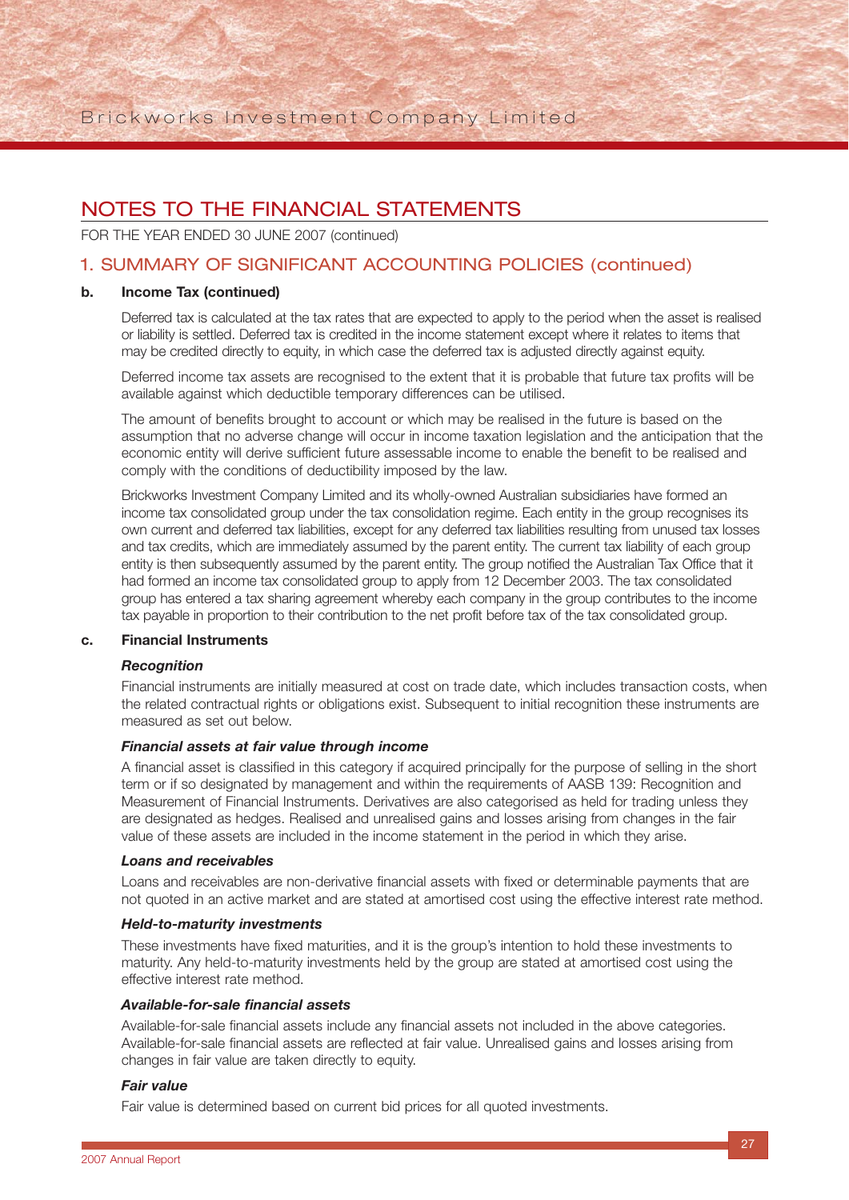# NOTES TO THE FINANCIAL STATEMENTS

FOR THE YEAR ENDED 30 JUNE 2007 (continued)

## 1. SUMMARY OF SIGNIFICANT ACCOUNTING POLICIES (continued)

### b. Income Tax (continued)

Deferred tax is calculated at the tax rates that are expected to apply to the period when the asset is realised or liability is settled. Deferred tax is credited in the income statement except where it relates to items that may be credited directly to equity, in which case the deferred tax is adjusted directly against equity.

Deferred income tax assets are recognised to the extent that it is probable that future tax profits will be available against which deductible temporary differences can be utilised.

The amount of benefits brought to account or which may be realised in the future is based on the assumption that no adverse change will occur in income taxation legislation and the anticipation that the economic entity will derive sufficient future assessable income to enable the benefit to be realised and comply with the conditions of deductibility imposed by the law.

Brickworks Investment Company Limited and its wholly-owned Australian subsidiaries have formed an income tax consolidated group under the tax consolidation regime. Each entity in the group recognises its own current and deferred tax liabilities, except for any deferred tax liabilities resulting from unused tax losses and tax credits, which are immediately assumed by the parent entity. The current tax liability of each group entity is then subsequently assumed by the parent entity. The group notified the Australian Tax Office that it had formed an income tax consolidated group to apply from 12 December 2003. The tax consolidated group has entered a tax sharing agreement whereby each company in the group contributes to the income tax payable in proportion to their contribution to the net profit before tax of the tax consolidated group.

### c. Financial Instruments

***Recognition***

Financial instruments are initially measured at cost on trade date, which includes transaction costs, when the related contractual rights or obligations exist. Subsequent to initial recognition these instruments are measured as set out below.

***Financial assets at fair value through income***

A financial asset is classified in this category if acquired principally for the purpose of selling in the short term or if so designated by management and within the requirements of AASB 139: Recognition and Measurement of Financial Instruments. Derivatives are also categorised as held for trading unless they are designated as hedges. Realised and unrealised gains and losses arising from changes in the fair value of these assets are included in the income statement in the period in which they arise.

***Loans and receivables***

Loans and receivables are non-derivative financial assets with fixed or determinable payments that are not quoted in an active market and are stated at amortised cost using the effective interest rate method.

***Held-to-maturity investments***

These investments have fixed maturities, and it is the group's intention to hold these investments to maturity. Any held-to-maturity investments held by the group are stated at amortised cost using the effective interest rate method.

***Available-for-sale financial assets***

Available-for-sale financial assets include any financial assets not included in the above categories. Available-for-sale financial assets are reflected at fair value. Unrealised gains and losses arising from changes in fair value are taken directly to equity.

***Fair value***

Fair value is determined based on current bid prices for all quoted investments.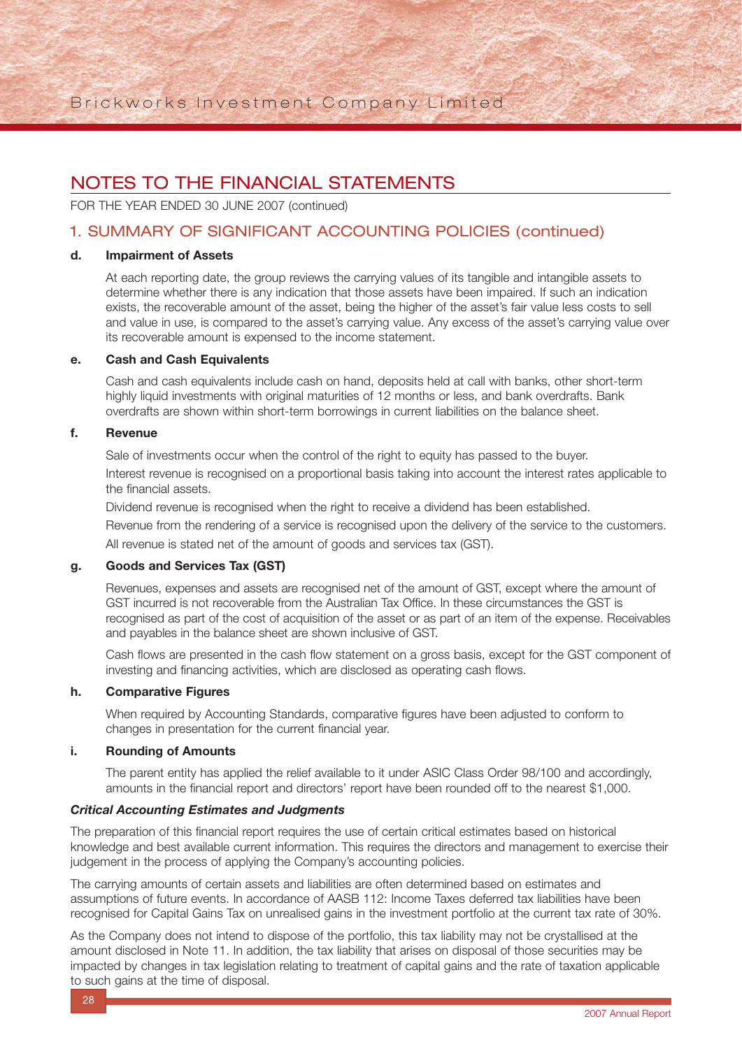# NOTES TO THE FINANCIAL STATEMENTS

FOR THE YEAR ENDED 30 JUNE 2007 (continued)

## 1. SUMMARY OF SIGNIFICANT ACCOUNTING POLICIES (continued)

### d. Impairment of Assets

At each reporting date, the group reviews the carrying values of its tangible and intangible assets to determine whether there is any indication that those assets have been impaired. If such an indication exists, the recoverable amount of the asset, being the higher of the asset's fair value less costs to sell and value in use, is compared to the asset's carrying value. Any excess of the asset's carrying value over its recoverable amount is expensed to the income statement.

### e. Cash and Cash Equivalents

Cash and cash equivalents include cash on hand, deposits held at call with banks, other short-term highly liquid investments with original maturities of 12 months or less, and bank overdrafts. Bank overdrafts are shown within short-term borrowings in current liabilities on the balance sheet.

### f. Revenue

Sale of investments occur when the control of the right to equity has passed to the buyer.

Interest revenue is recognised on a proportional basis taking into account the interest rates applicable to the financial assets.

Dividend revenue is recognised when the right to receive a dividend has been established.

Revenue from the rendering of a service is recognised upon the delivery of the service to the customers.

All revenue is stated net of the amount of goods and services tax (GST).

### g. Goods and Services Tax (GST)

Revenues, expenses and assets are recognised net of the amount of GST, except where the amount of GST incurred is not recoverable from the Australian Tax Office. In these circumstances the GST is recognised as part of the cost of acquisition of the asset or as part of an item of the expense. Receivables and payables in the balance sheet are shown inclusive of GST.

Cash flows are presented in the cash flow statement on a gross basis, except for the GST component of investing and financing activities, which are disclosed as operating cash flows.

### h. Comparative Figures

When required by Accounting Standards, comparative figures have been adjusted to conform to changes in presentation for the current financial year.

### i. Rounding of Amounts

The parent entity has applied the relief available to it under ASIC Class Order 98/100 and accordingly, amounts in the financial report and directors' report have been rounded off to the nearest $1,000.

***Critical Accounting Estimates and Judgments***

The preparation of this financial report requires the use of certain critical estimates based on historical knowledge and best available current information. This requires the directors and management to exercise their judgement in the process of applying the Company's accounting policies.

The carrying amounts of certain assets and liabilities are often determined based on estimates and assumptions of future events. In accordance of AASB 112: Income Taxes deferred tax liabilities have been recognised for Capital Gains Tax on unrealised gains in the investment portfolio at the current tax rate of 30%.

As the Company does not intend to dispose of the portfolio, this tax liability may not be crystallised at the amount disclosed in Note 11. In addition, the tax liability that arises on disposal of those securities may be impacted by changes in tax legislation relating to treatment of capital gains and the rate of taxation applicable to such gains at the time of disposal.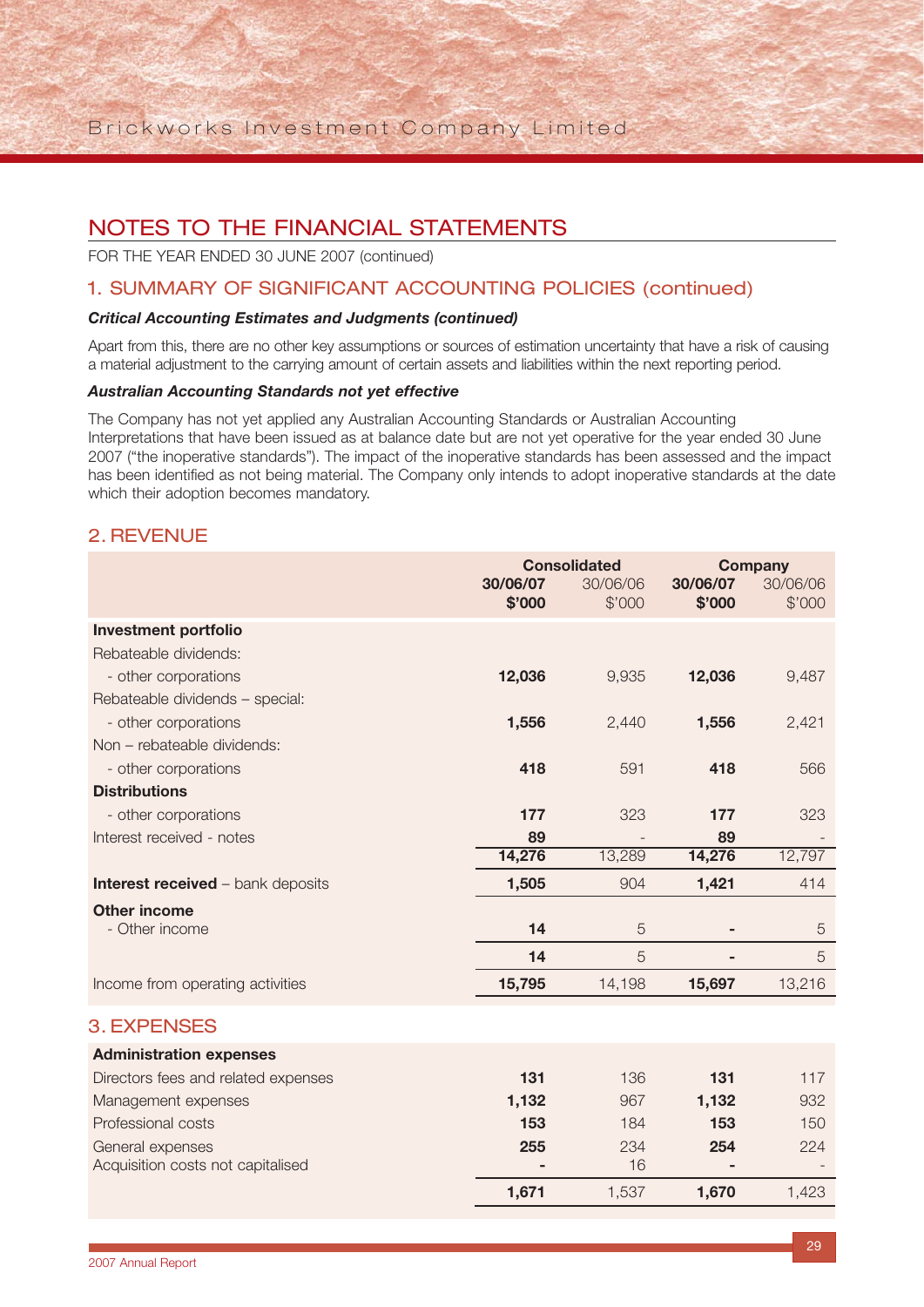# NOTES TO THE FINANCIAL STATEMENTS

FOR THE YEAR ENDED 30 JUNE 2007 (continued)

## 1. SUMMARY OF SIGNIFICANT ACCOUNTING POLICIES (continued)

***Critical Accounting Estimates and Judgments (continued)***

Apart from this, there are no other key assumptions or sources of estimation uncertainty that have a risk of causing a material adjustment to the carrying amount of certain assets and liabilities within the next reporting period.

***Australian Accounting Standards not yet effective***

The Company has not yet applied any Australian Accounting Standards or Australian Accounting Interpretations that have been issued as at balance date but are not yet operative for the year ended 30 June 2007 ("the inoperative standards"). The impact of the inoperative standards has been assessed and the impact has been identified as not being material. The Company only intends to adopt inoperative standards at the date which their adoption becomes mandatory.

## 2. REVENUE

| | Consolidated | | Company | |
|---|---|---|---|---|
| | **30/06/07 $'000** | 30/06/06 $'000 | **30/06/07 $'000** | 30/06/06 $'000 |
| **Investment portfolio** | | | | |
| Rebateable dividends: | | | | |
| - other corporations | **12,036** | 9,935 | **12,036** | 9,487 |
| Rebateable dividends – special: | | | | |
| - other corporations | **1,556** | 2,440 | **1,556** | 2,421 |
| Non – rebateable dividends: | | | | |
| - other corporations | **418** | 591 | **418** | 566 |
| **Distributions** | | | | |
| - other corporations | **177** | 323 | **177** | 323 |
| Interest received - notes | **89** | - | **89** | - |
| | **14,276** | 13,289 | **14,276** | 12,797 |
| **Interest received** – bank deposits | **1,505** | 904 | **1,421** | 414 |
| **Other income** | | | | |
| - Other income | **14** | 5 | **-** | 5 |
| | **14** | 5 | **-** | 5 |
| Income from operating activities | **15,795** | 14,198 | **15,697** | 13,216 |

## 3. EXPENSES

| | Consolidated | | Company | |
|---|---|---|---|---|
| | **30/06/07 $'000** | 30/06/06 $'000 | **30/06/07 $'000** | 30/06/06 $'000 |
| **Administration expenses** | | | | |
| Directors fees and related expenses | **131** | 136 | **131** | 117 |
| Management expenses | **1,132** | 967 | **1,132** | 932 |
| Professional costs | **153** | 184 | **153** | 150 |
| General expenses | **255** | 234 | **254** | 224 |
| Acquisition costs not capitalised | **-** | 16 | **-** | - |
| | **1,671** | 1,537 | **1,670** | 1,423 |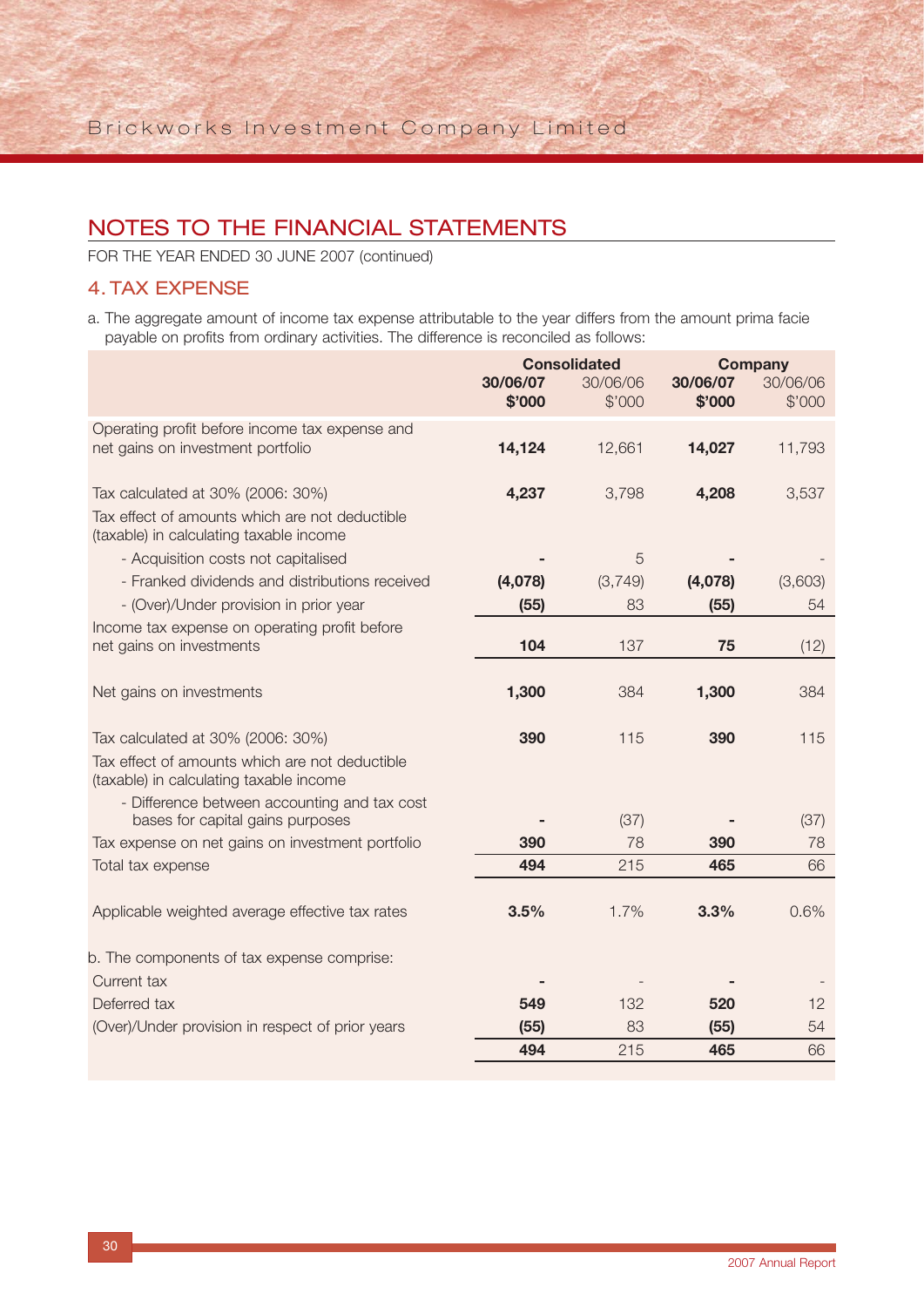## NOTES TO THE FINANCIAL STATEMENTS

FOR THE YEAR ENDED 30 JUNE 2007 (continued)

### 4. TAX EXPENSE

a. The aggregate amount of income tax expense attributable to the year differs from the amount prima facie payable on profits from ordinary activities. The difference is reconciled as follows:

| | Consolidated | | Company | |
|---|---|---|---|---|
| | **30/06/07 $'000** | 30/06/06 $'000 | **30/06/07 $'000** | 30/06/06 $'000 |
| Operating profit before income tax expense and net gains on investment portfolio | **14,124** | 12,661 | **14,027** | 11,793 |
| Tax calculated at 30% (2006: 30%) | **4,237** | 3,798 | **4,208** | 3,537 |
| Tax effect of amounts which are not deductible (taxable) in calculating taxable income | | | | |
| - Acquisition costs not capitalised | **-** | 5 | **-** | - |
| - Franked dividends and distributions received | **(4,078)** | (3,749) | **(4,078)** | (3,603) |
| - (Over)/Under provision in prior year | **(55)** | 83 | **(55)** | 54 |
| Income tax expense on operating profit before net gains on investments | **104** | 137 | **75** | (12) |
| Net gains on investments | **1,300** | 384 | **1,300** | 384 |
| Tax calculated at 30% (2006: 30%) | **390** | 115 | **390** | 115 |
| Tax effect of amounts which are not deductible (taxable) in calculating taxable income | | | | |
| - Difference between accounting and tax cost bases for capital gains purposes | **-** | (37) | **-** | (37) |
| Tax expense on net gains on investment portfolio | **390** | 78 | **390** | 78 |
| Total tax expense | **494** | 215 | **465** | 66 |
| Applicable weighted average effective tax rates | **3.5%** | 1.7% | **3.3%** | 0.6% |

b. The components of tax expense comprise:

| | | | | |
|---|---|---|---|---|
| Current tax | **-** | - | **-** | - |
| Deferred tax | **549** | 132 | **520** | 12 |
| (Over)/Under provision in respect of prior years | **(55)** | 83 | **(55)** | 54 |
| | **494** | 215 | **465** | 66 |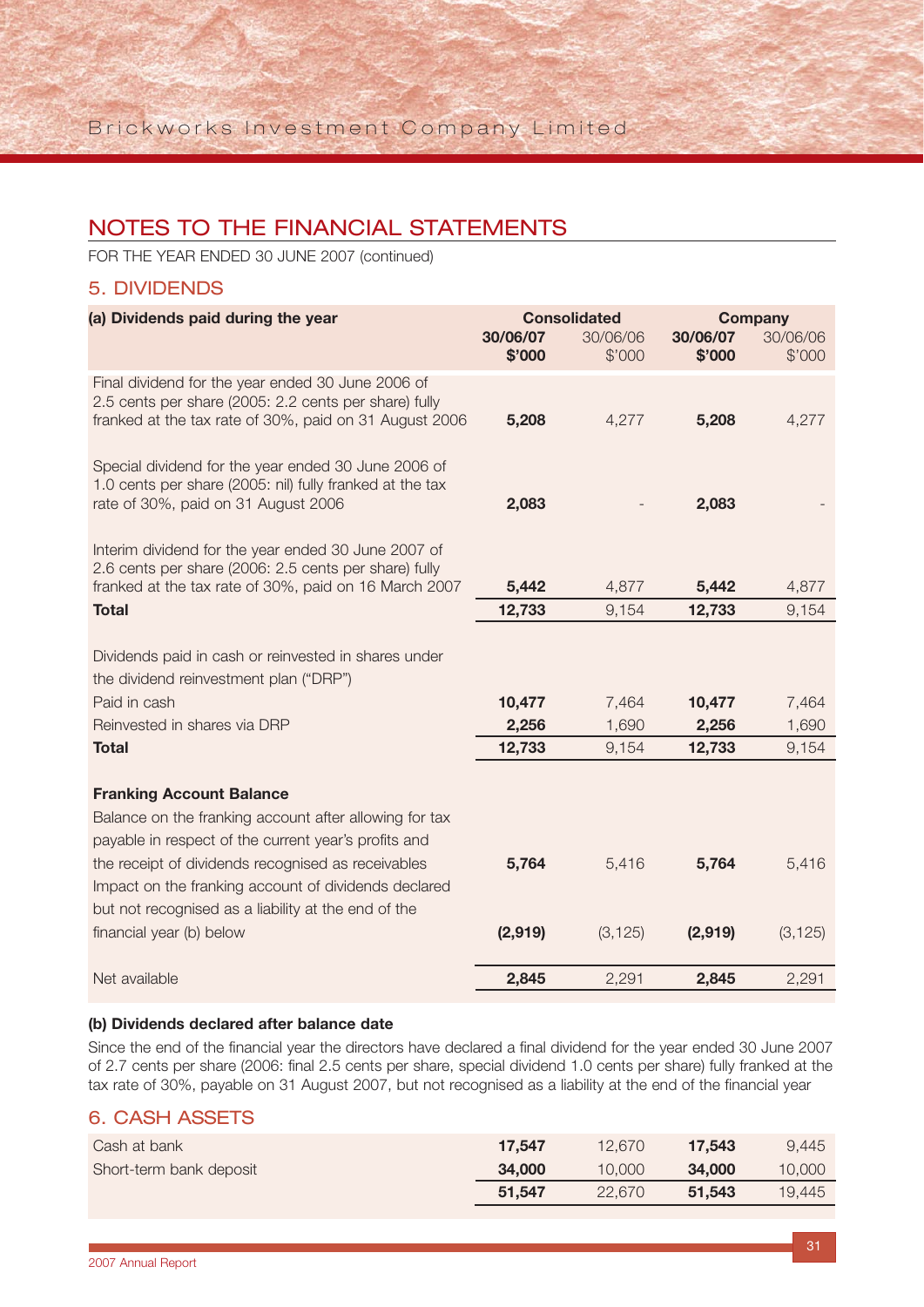## NOTES TO THE FINANCIAL STATEMENTS

FOR THE YEAR ENDED 30 JUNE 2007 (continued)

### 5. DIVIDENDS

| (a) Dividends paid during the year | Consolidated | | Company | |
|---|---|---|---|---|
| | **30/06/07 $'000** | 30/06/06 $'000 | **30/06/07 $'000** | 30/06/06 $'000 |
| Final dividend for the year ended 30 June 2006 of 2.5 cents per share (2005: 2.2 cents per share) fully franked at the tax rate of 30%, paid on 31 August 2006 | **5,208** | 4,277 | **5,208** | 4,277 |
| Special dividend for the year ended 30 June 2006 of 1.0 cents per share (2005: nil) fully franked at the tax rate of 30%, paid on 31 August 2006 | **2,083** | - | **2,083** | - |
| Interim dividend for the year ended 30 June 2007 of 2.6 cents per share (2006: 2.5 cents per share) fully franked at the tax rate of 30%, paid on 16 March 2007 | **5,442** | 4,877 | **5,442** | 4,877 |
| **Total** | **12,733** | 9,154 | **12,733** | 9,154 |
| Dividends paid in cash or reinvested in shares under the dividend reinvestment plan ("DRP") | | | | |
| Paid in cash | **10,477** | 7,464 | **10,477** | 7,464 |
| Reinvested in shares via DRP | **2,256** | 1,690 | **2,256** | 1,690 |
| **Total** | **12,733** | 9,154 | **12,733** | 9,154 |
| **Franking Account Balance** | | | | |
| Balance on the franking account after allowing for tax payable in respect of the current year's profits and the receipt of dividends recognised as receivables | **5,764** | 5,416 | **5,764** | 5,416 |
| Impact on the franking account of dividends declared but not recognised as a liability at the end of the financial year (b) below | **(2,919)** | (3,125) | **(2,919)** | (3,125) |
| Net available | **2,845** | 2,291 | **2,845** | 2,291 |

**(b) Dividends declared after balance date**

Since the end of the financial year the directors have declared a final dividend for the year ended 30 June 2007 of 2.7 cents per share (2006: final 2.5 cents per share, special dividend 1.0 cents per share) fully franked at the tax rate of 30%, payable on 31 August 2007, but not recognised as a liability at the end of the financial year

### 6. CASH ASSETS

| | Consolidated 30/06/07 $'000 | Consolidated 30/06/06 $'000 | Company 30/06/07 $'000 | Company 30/06/06 $'000 |
|---|---|---|---|---|
| Cash at bank | **17,547** | 12,670 | **17,543** | 9,445 |
| Short-term bank deposit | **34,000** | 10,000 | **34,000** | 10,000 |
| | **51,547** | 22,670 | **51,543** | 19,445 |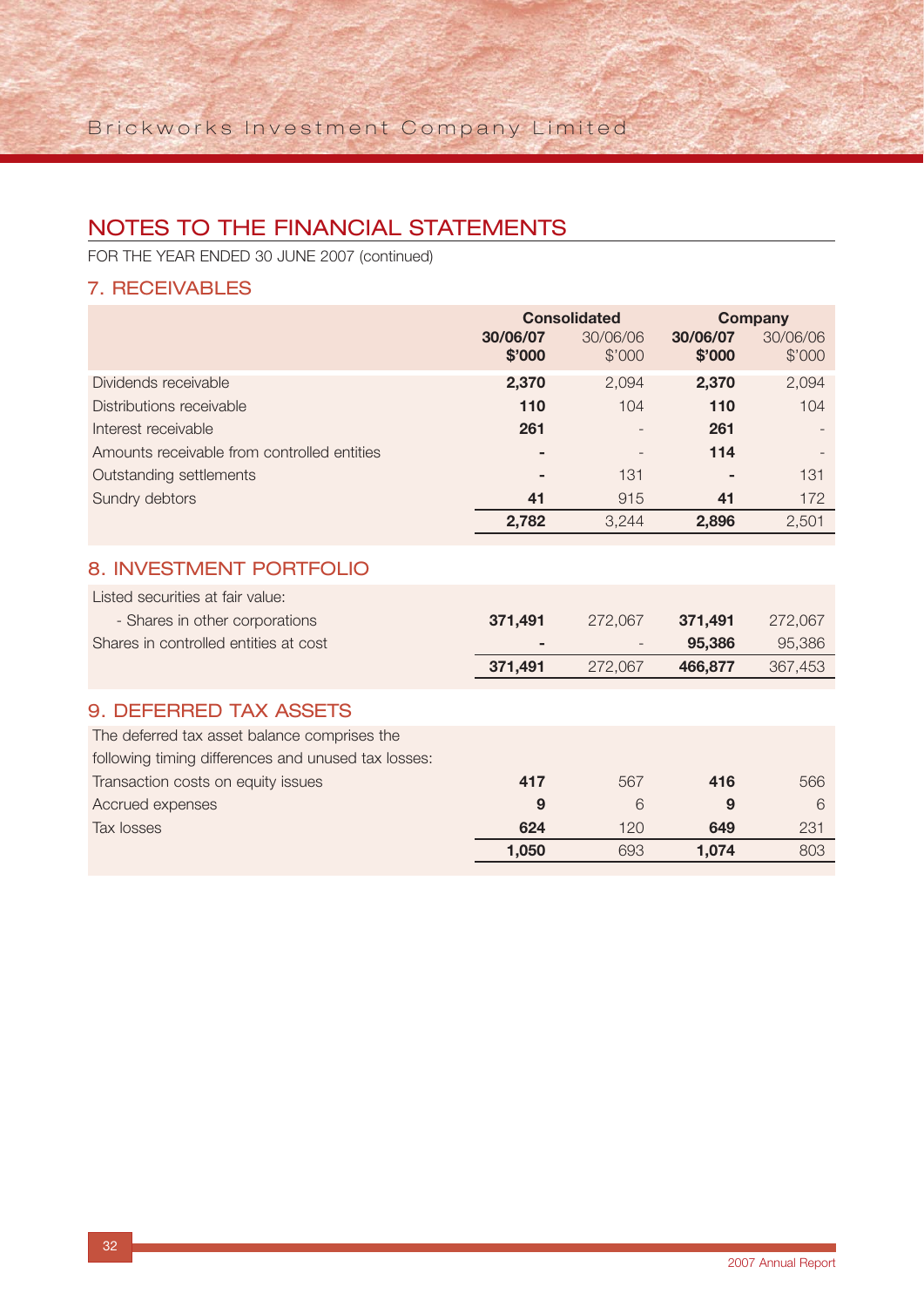## NOTES TO THE FINANCIAL STATEMENTS

FOR THE YEAR ENDED 30 JUNE 2007 (continued)

### 7. RECEIVABLES

| | Consolidated | | Company | |
|---|---|---|---|---|
| | **30/06/07 $'000** | 30/06/06 $'000 | **30/06/07 $'000** | 30/06/06 $'000 |
| Dividends receivable | **2,370** | 2,094 | **2,370** | 2,094 |
| Distributions receivable | **110** | 104 | **110** | 104 |
| Interest receivable | **261** | - | **261** | - |
| Amounts receivable from controlled entities | **-** | - | **114** | - |
| Outstanding settlements | **-** | 131 | **-** | 131 |
| Sundry debtors | **41** | 915 | **41** | 172 |
| | **2,782** | 3,244 | **2,896** | 2,501 |

### 8. INVESTMENT PORTFOLIO

| | Consolidated | | Company | |
|---|---|---|---|---|
| | **30/06/07 $'000** | 30/06/06 $'000 | **30/06/07 $'000** | 30/06/06 $'000 |
| Listed securities at fair value: | | | | |
| - Shares in other corporations | **371,491** | 272,067 | **371,491** | 272,067 |
| Shares in controlled entities at cost | **-** | - | **95,386** | 95,386 |
| | **371,491** | 272,067 | **466,877** | 367,453 |

### 9. DEFERRED TAX ASSETS

| | Consolidated | | Company | |
|---|---|---|---|---|
| | **30/06/07 $'000** | 30/06/06 $'000 | **30/06/07 $'000** | 30/06/06 $'000 |
| The deferred tax asset balance comprises the following timing differences and unused tax losses: | | | | |
| Transaction costs on equity issues | **417** | 567 | **416** | 566 |
| Accrued expenses | **9** | 6 | **9** | 6 |
| Tax losses | **624** | 120 | **649** | 231 |
| | **1,050** | 693 | **1,074** | 803 |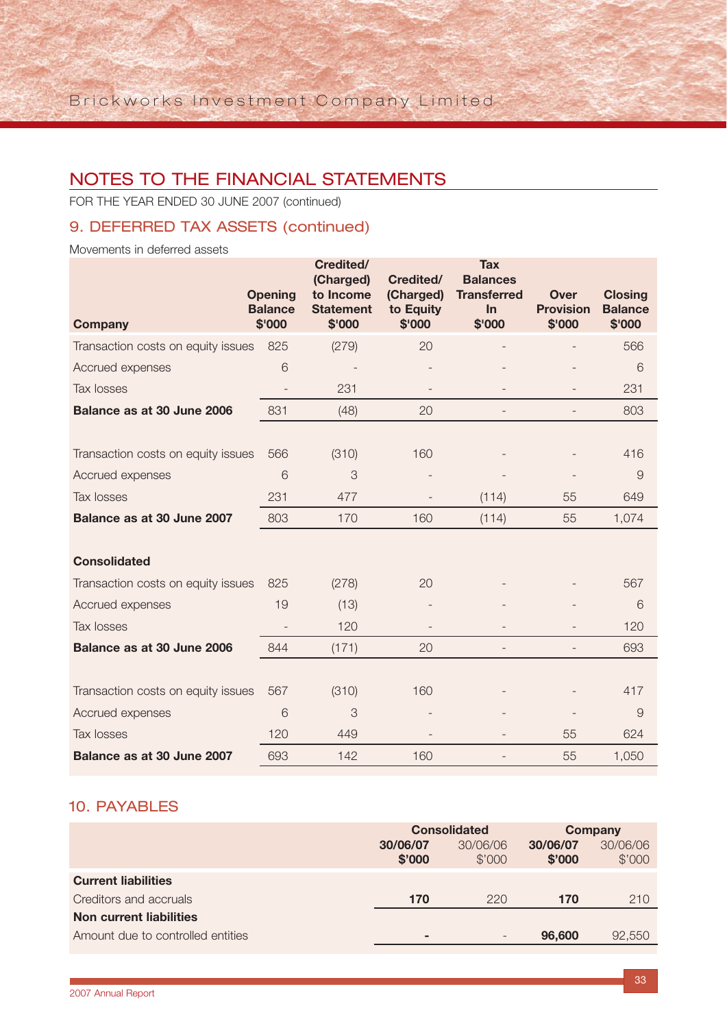## NOTES TO THE FINANCIAL STATEMENTS

FOR THE YEAR ENDED 30 JUNE 2007 (continued)

### 9. DEFERRED TAX ASSETS (continued)

Movements in deferred assets

| Company | Opening Balance $'000 | Credited/ (Charged) to Income Statement $'000 | Credited/ (Charged) to Equity $'000 | Tax Balances Transferred In $'000 | Over Provision $'000 | Closing Balance $'000 |
|---|---|---|---|---|---|---|
| Transaction costs on equity issues | 825 | (279) | 20 | - | - | 566 |
| Accrued expenses | 6 | - | - | - | - | 6 |
| Tax losses | - | 231 | - | - | - | 231 |
| **Balance as at 30 June 2006** | 831 | (48) | 20 | - | - | 803 |
| | | | | | | |
| Transaction costs on equity issues | 566 | (310) | 160 | - | - | 416 |
| Accrued expenses | 6 | 3 | - | - | - | 9 |
| Tax losses | 231 | 477 | - | (114) | 55 | 649 |
| **Balance as at 30 June 2007** | 803 | 170 | 160 | (114) | 55 | 1,074 |
| | | | | | | |
| **Consolidated** | | | | | | |
| Transaction costs on equity issues | 825 | (278) | 20 | - | - | 567 |
| Accrued expenses | 19 | (13) | - | - | - | 6 |
| Tax losses | - | 120 | - | - | - | 120 |
| **Balance as at 30 June 2006** | 844 | (171) | 20 | - | - | 693 |
| | | | | | | |
| Transaction costs on equity issues | 567 | (310) | 160 | - | - | 417 |
| Accrued expenses | 6 | 3 | - | - | - | 9 |
| Tax losses | 120 | 449 | - | - | 55 | 624 |
| **Balance as at 30 June 2007** | 693 | 142 | 160 | - | 55 | 1,050 |

### 10. PAYABLES

| | Consolidated | | Company | |
|---|---|---|---|---|
| | **30/06/07 $'000** | 30/06/06 $'000 | **30/06/07 $'000** | 30/06/06 $'000 |
| **Current liabilities** | | | | |
| Creditors and accruals | **170** | 220 | **170** | 210 |
| **Non current liabilities** | | | | |
| Amount due to controlled entities | **-** | - | **96,600** | 92,550 |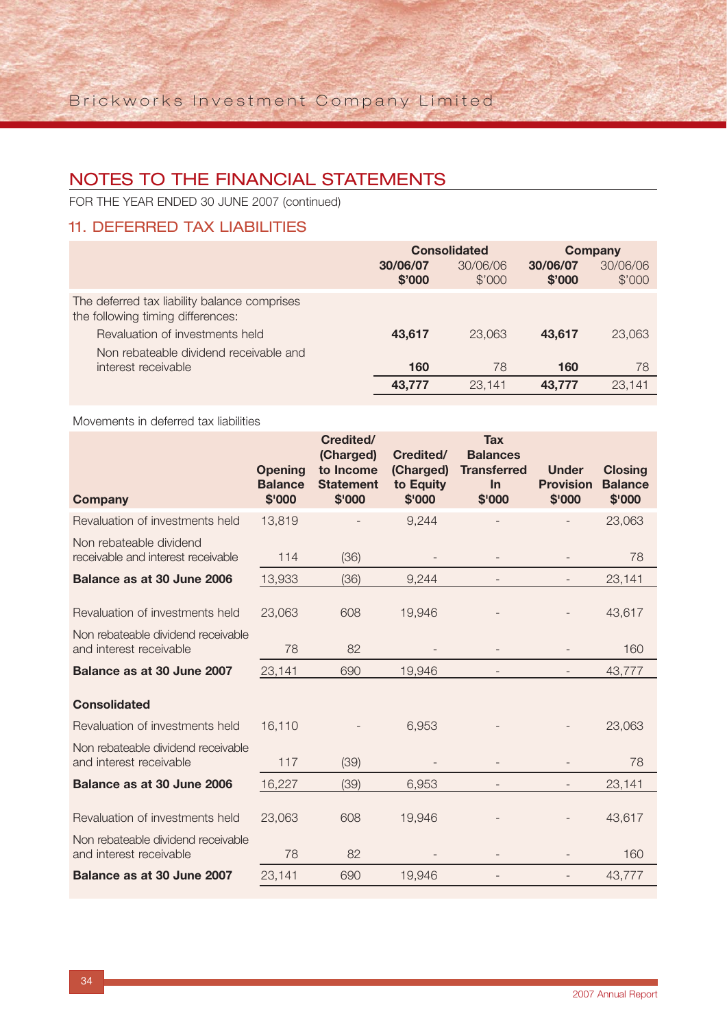## NOTES TO THE FINANCIAL STATEMENTS

FOR THE YEAR ENDED 30 JUNE 2007 (continued)

### 11. DEFERRED TAX LIABILITIES

| | Consolidated | | Company | |
|---|---|---|---|---|
| | **30/06/07 $'000** | 30/06/06 $'000 | **30/06/07 $'000** | 30/06/06 $'000 |
| The deferred tax liability balance comprises the following timing differences: | | | | |
| Revaluation of investments held | **43,617** | 23,063 | **43,617** | 23,063 |
| Non rebateable dividend receivable and interest receivable | **160** | 78 | **160** | 78 |
| | **43,777** | 23,141 | **43,777** | 23,141 |

Movements in deferred tax liabilities

| Company | Opening Balance $'000 | Credited/ (Charged) to Income Statement $'000 | Credited/ (Charged) to Equity $'000 | Tax Balances Transferred In $'000 | Under Provision $'000 | Closing Balance $'000 |
|---|---|---|---|---|---|---|
| Revaluation of investments held | 13,819 | - | 9,244 | - | - | 23,063 |
| Non rebateable dividend receivable and interest receivable | 114 | (36) | - | - | - | 78 |
| **Balance as at 30 June 2006** | 13,933 | (36) | 9,244 | - | - | 23,141 |
| Revaluation of investments held | 23,063 | 608 | 19,946 | - | - | 43,617 |
| Non rebateable dividend receivable and interest receivable | 78 | 82 | - | - | - | 160 |
| **Balance as at 30 June 2007** | 23,141 | 690 | 19,946 | - | - | 43,777 |
| **Consolidated** | | | | | | |
| Revaluation of investments held | 16,110 | - | 6,953 | - | - | 23,063 |
| Non rebateable dividend receivable and interest receivable | 117 | (39) | - | - | - | 78 |
| **Balance as at 30 June 2006** | 16,227 | (39) | 6,953 | - | - | 23,141 |
| Revaluation of investments held | 23,063 | 608 | 19,946 | - | - | 43,617 |
| Non rebateable dividend receivable and interest receivable | 78 | 82 | - | - | - | 160 |
| **Balance as at 30 June 2007** | 23,141 | 690 | 19,946 | - | - | 43,777 |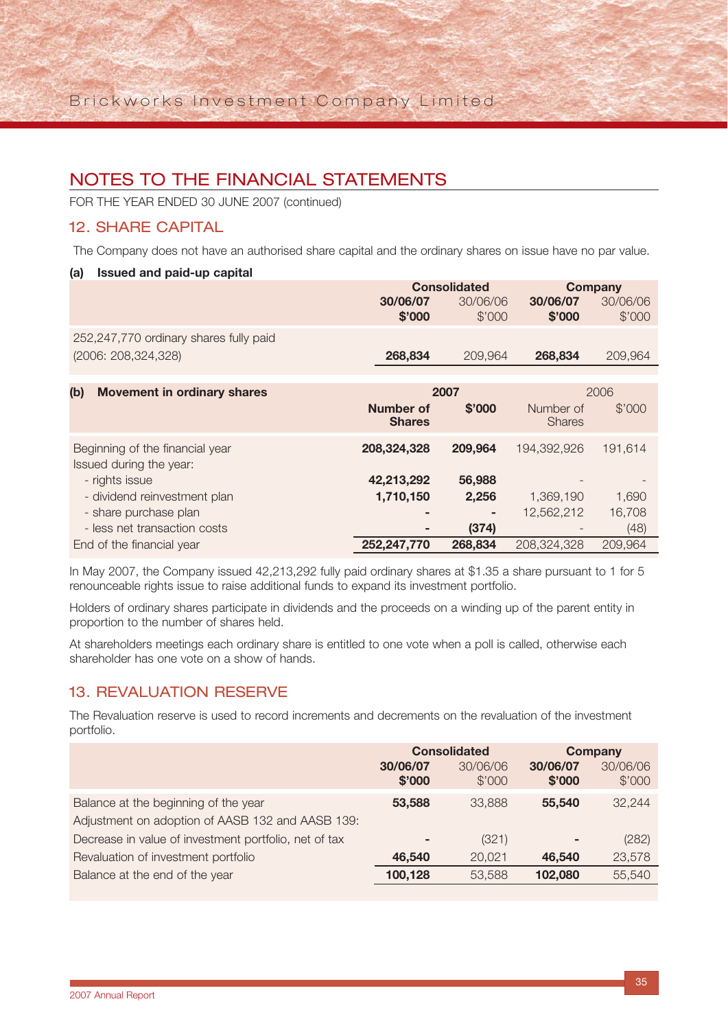## NOTES TO THE FINANCIAL STATEMENTS

FOR THE YEAR ENDED 30 JUNE 2007 (continued)

### 12. SHARE CAPITAL

The Company does not have an authorised share capital and the ordinary shares on issue have no par value.

**(a) Issued and paid-up capital**

| | Consolidated | | Company | |
|---|---|---|---|---|
| | **30/06/07 $'000** | 30/06/06 $'000 | **30/06/07 $'000** | 30/06/06 $'000 |
| 252,247,770 ordinary shares fully paid (2006: 208,324,328) | **268,834** | 209,964 | **268,834** | 209,964 |

| **(b) Movement in ordinary shares** | **2007** | | 2006 | |
|---|---|---|---|---|
| | **Number of Shares** | **$'000** | Number of Shares | $'000 |
| Beginning of the financial year | **208,324,328** | **209,964** | 194,392,926 | 191,614 |
| Issued during the year: | | | | |
| - rights issue | **42,213,292** | **56,988** | - | - |
| - dividend reinvestment plan | **1,710,150** | **2,256** | 1,369,190 | 1,690 |
| - share purchase plan | **-** | **-** | 12,562,212 | 16,708 |
| - less net transaction costs | **-** | **(374)** | - | (48) |
| End of the financial year | **252,247,770** | **268,834** | 208,324,328 | 209,964 |

In May 2007, the Company issued 42,213,292 fully paid ordinary shares at $1.35 a share pursuant to 1 for 5 renounceable rights issue to raise additional funds to expand its investment portfolio.

Holders of ordinary shares participate in dividends and the proceeds on a winding up of the parent entity in proportion to the number of shares held.

At shareholders meetings each ordinary share is entitled to one vote when a poll is called, otherwise each shareholder has one vote on a show of hands.

### 13. REVALUATION RESERVE

The Revaluation reserve is used to record increments and decrements on the revaluation of the investment portfolio.

| | Consolidated | | Company | |
|---|---|---|---|---|
| | **30/06/07 $'000** | 30/06/06 $'000 | **30/06/07 $'000** | 30/06/06 $'000 |
| Balance at the beginning of the year | **53,588** | 33,888 | **55,540** | 32,244 |
| Adjustment on adoption of AASB 132 and AASB 139: | | | | |
| Decrease in value of investment portfolio, net of tax | **-** | (321) | **-** | (282) |
| Revaluation of investment portfolio | **46,540** | 20,021 | **46,540** | 23,578 |
| Balance at the end of the year | **100,128** | 53,588 | **102,080** | 55,540 |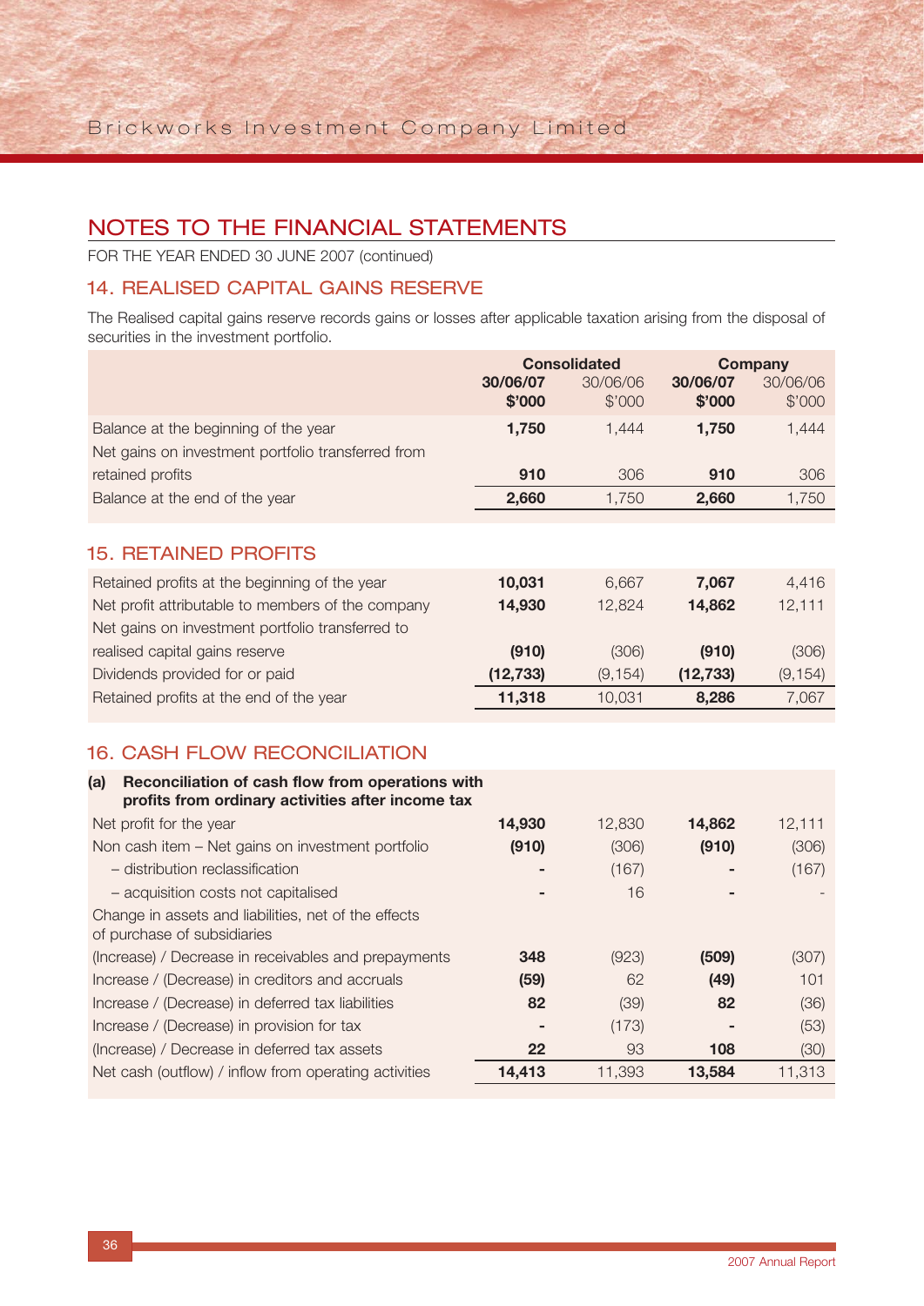## NOTES TO THE FINANCIAL STATEMENTS

FOR THE YEAR ENDED 30 JUNE 2007 (continued)

### 14. REALISED CAPITAL GAINS RESERVE

The Realised capital gains reserve records gains or losses after applicable taxation arising from the disposal of securities in the investment portfolio.

| | Consolidated | | Company | |
|---|---|---|---|---|
| | **30/06/07 $'000** | 30/06/06 $'000 | **30/06/07 $'000** | 30/06/06 $'000 |
| Balance at the beginning of the year | **1,750** | 1,444 | **1,750** | 1,444 |
| Net gains on investment portfolio transferred from retained profits | **910** | 306 | **910** | 306 |
| Balance at the end of the year | **2,660** | 1,750 | **2,660** | 1,750 |

### 15. RETAINED PROFITS

| | Consolidated | | Company | |
|---|---|---|---|---|
| | **30/06/07 $'000** | 30/06/06 $'000 | **30/06/07 $'000** | 30/06/06 $'000 |
| Retained profits at the beginning of the year | **10,031** | 6,667 | **7,067** | 4,416 |
| Net profit attributable to members of the company | **14,930** | 12,824 | **14,862** | 12,111 |
| Net gains on investment portfolio transferred to realised capital gains reserve | **(910)** | (306) | **(910)** | (306) |
| Dividends provided for or paid | **(12,733)** | (9,154) | **(12,733)** | (9,154) |
| Retained profits at the end of the year | **11,318** | 10,031 | **8,286** | 7,067 |

### 16. CASH FLOW RECONCILIATION

**(a) Reconciliation of cash flow from operations with profits from ordinary activities after income tax**

| | Consolidated | | Company | |
|---|---|---|---|---|
| | **30/06/07 $'000** | 30/06/06 $'000 | **30/06/07 $'000** | 30/06/06 $'000 |
| Net profit for the year | **14,930** | 12,830 | **14,862** | 12,111 |
| Non cash item – Net gains on investment portfolio | **(910)** | (306) | **(910)** | (306) |
| – distribution reclassification | **-** | (167) | **-** | (167) |
| – acquisition costs not capitalised | **-** | 16 | **-** | - |
| Change in assets and liabilities, net of the effects of purchase of subsidiaries | | | | |
| (Increase) / Decrease in receivables and prepayments | **348** | (923) | **(509)** | (307) |
| Increase / (Decrease) in creditors and accruals | **(59)** | 62 | **(49)** | 101 |
| Increase / (Decrease) in deferred tax liabilities | **82** | (39) | **82** | (36) |
| Increase / (Decrease) in provision for tax | **-** | (173) | **-** | (53) |
| (Increase) / Decrease in deferred tax assets | **22** | 93 | **108** | (30) |
| Net cash (outflow) / inflow from operating activities | **14,413** | 11,393 | **13,584** | 11,313 |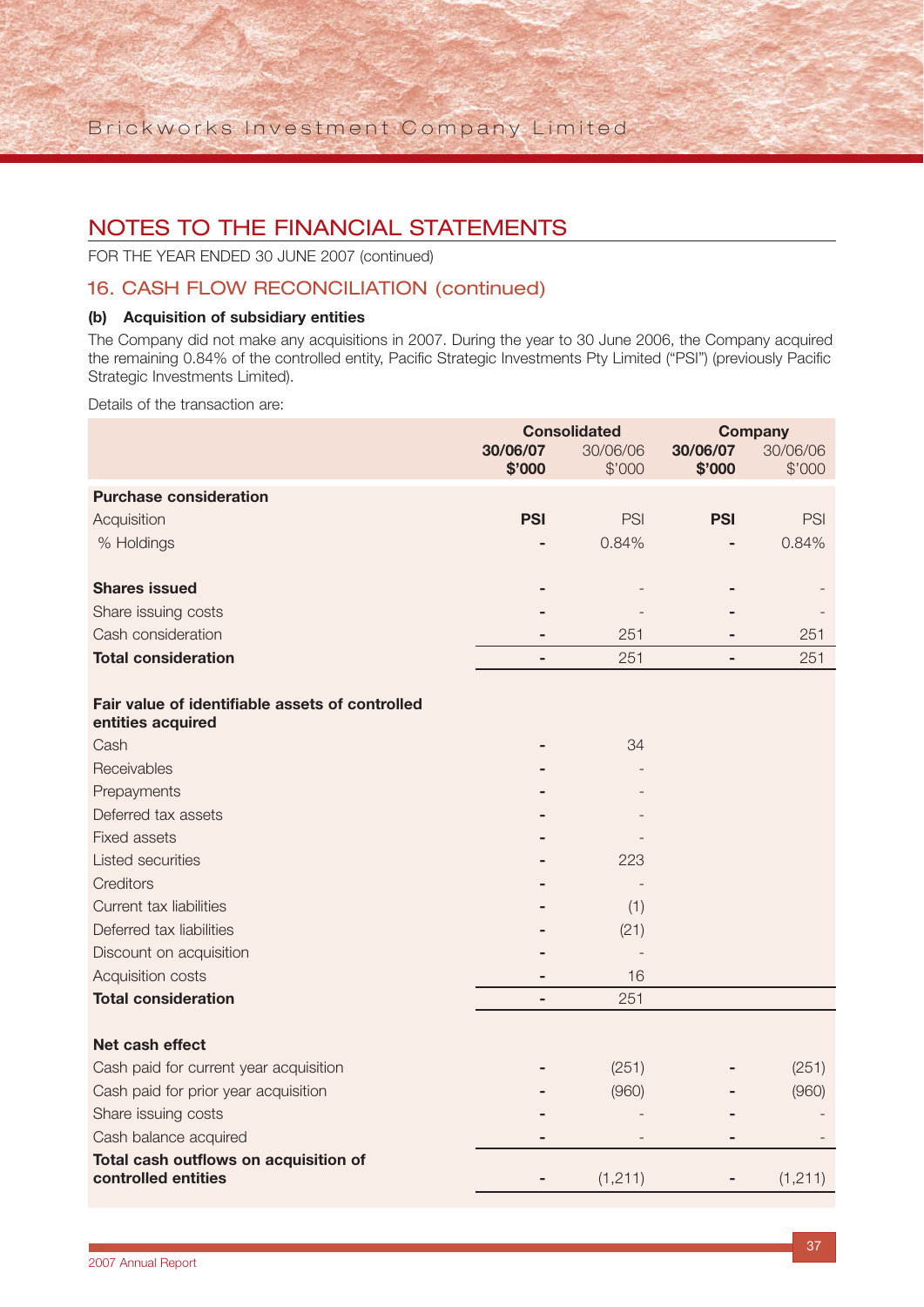## NOTES TO THE FINANCIAL STATEMENTS

FOR THE YEAR ENDED 30 JUNE 2007 (continued)

### 16. CASH FLOW RECONCILIATION (continued)

**(b) Acquisition of subsidiary entities**

The Company did not make any acquisitions in 2007. During the year to 30 June 2006, the Company acquired the remaining 0.84% of the controlled entity, Pacific Strategic Investments Pty Limited ("PSI") (previously Pacific Strategic Investments Limited).

Details of the transaction are:

| | Consolidated | | Company | |
|---|---|---|---|---|
| | **30/06/07 $'000** | 30/06/06 $'000 | **30/06/07 $'000** | 30/06/06 $'000 |
| **Purchase consideration** | | | | |
| Acquisition | **PSI** | PSI | **PSI** | PSI |
| % Holdings | - | 0.84% | - | 0.84% |
| | | | | |
| **Shares issued** | - | - | - | - |
| Share issuing costs | - | - | - | - |
| Cash consideration | - | 251 | - | 251 |
| **Total consideration** | - | 251 | - | 251 |
| | | | | |
| **Fair value of identifiable assets of controlled entities acquired** | | | | |
| Cash | - | 34 | | |
| Receivables | - | - | | |
| Prepayments | - | - | | |
| Deferred tax assets | - | - | | |
| Fixed assets | - | - | | |
| Listed securities | - | 223 | | |
| Creditors | - | - | | |
| Current tax liabilities | - | (1) | | |
| Deferred tax liabilities | - | (21) | | |
| Discount on acquisition | - | - | | |
| Acquisition costs | - | 16 | | |
| **Total consideration** | - | 251 | | |
| | | | | |
| **Net cash effect** | | | | |
| Cash paid for current year acquisition | - | (251) | - | (251) |
| Cash paid for prior year acquisition | - | (960) | - | (960) |
| Share issuing costs | - | - | - | - |
| Cash balance acquired | - | - | - | - |
| **Total cash outflows on acquisition of controlled entities** | - | (1,211) | - | (1,211) |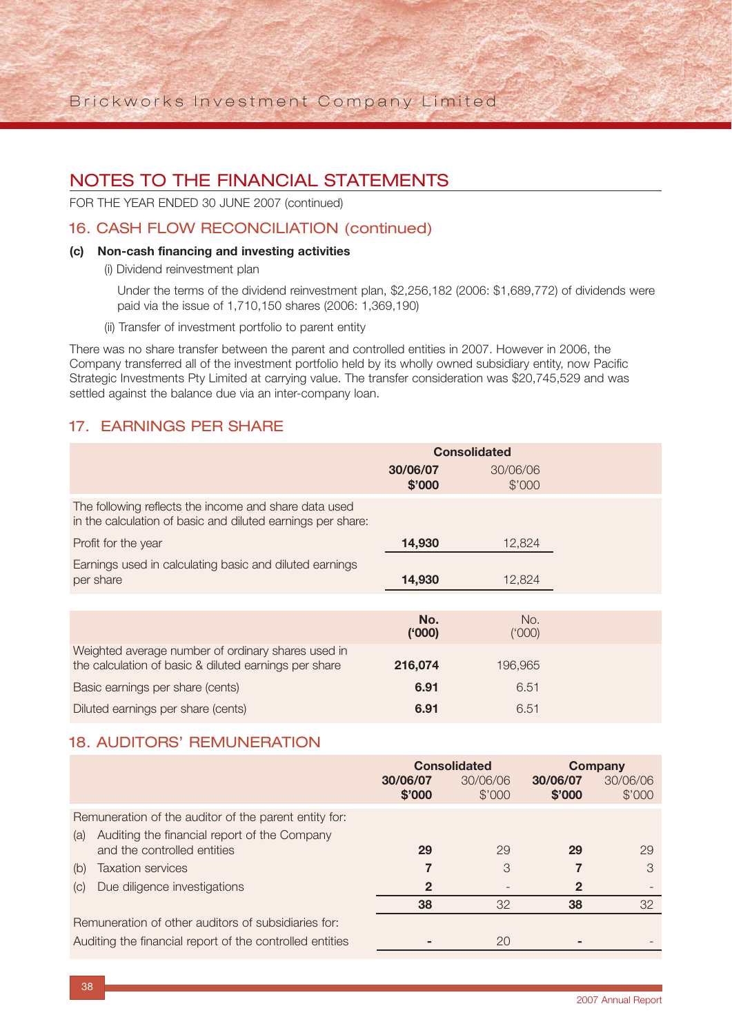# NOTES TO THE FINANCIAL STATEMENTS

FOR THE YEAR ENDED 30 JUNE 2007 (continued)

## 16. CASH FLOW RECONCILIATION (continued)

**(c) Non-cash financing and investing activities**

(i) Dividend reinvestment plan

Under the terms of the dividend reinvestment plan, $2,256,182 (2006: $1,689,772) of dividends were paid via the issue of 1,710,150 shares (2006: 1,369,190)

(ii) Transfer of investment portfolio to parent entity

There was no share transfer between the parent and controlled entities in 2007. However in 2006, the Company transferred all of the investment portfolio held by its wholly owned subsidiary entity, now Pacific Strategic Investments Pty Limited at carrying value. The transfer consideration was $20,745,529 and was settled against the balance due via an inter-company loan.

## 17. EARNINGS PER SHARE

| | Consolidated | |
|---|---|---|
| | **30/06/07 $'000** | 30/06/06 $'000 |
| The following reflects the income and share data used in the calculation of basic and diluted earnings per share: | | |
| Profit for the year | **14,930** | 12,824 |
| Earnings used in calculating basic and diluted earnings per share | **14,930** | 12,824 |
| | **No. ('000)** | No. ('000) |
| Weighted average number of ordinary shares used in the calculation of basic & diluted earnings per share | **216,074** | 196,965 |
| Basic earnings per share (cents) | **6.91** | 6.51 |
| Diluted earnings per share (cents) | **6.91** | 6.51 |

## 18. AUDITORS' REMUNERATION

| | Consolidated | | Company | |
|---|---|---|---|---|
| | **30/06/07 $'000** | 30/06/06 $'000 | **30/06/07 $'000** | 30/06/06 $'000 |
| Remuneration of the auditor of the parent entity for: | | | | |
| (a) Auditing the financial report of the Company and the controlled entities | **29** | 29 | **29** | 29 |
| (b) Taxation services | **7** | 3 | **7** | 3 |
| (c) Due diligence investigations | **2** | - | **2** | - |
| | **38** | 32 | **38** | 32 |
| Remuneration of other auditors of subsidiaries for: | | | | |
| Auditing the financial report of the controlled entities | **-** | 20 | **-** | - |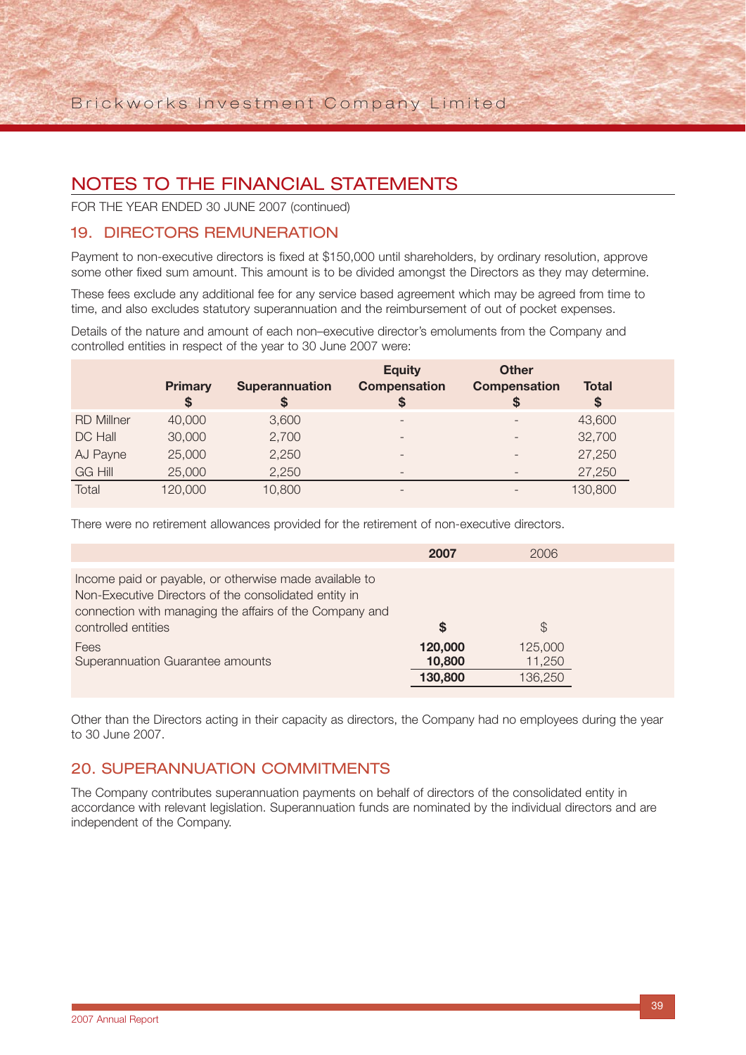# NOTES TO THE FINANCIAL STATEMENTS

FOR THE YEAR ENDED 30 JUNE 2007 (continued)

## 19. DIRECTORS REMUNERATION

Payment to non-executive directors is fixed at $150,000 until shareholders, by ordinary resolution, approve some other fixed sum amount. This amount is to be divided amongst the Directors as they may determine.

These fees exclude any additional fee for any service based agreement which may be agreed from time to time, and also excludes statutory superannuation and the reimbursement of out of pocket expenses.

Details of the nature and amount of each non–executive director's emoluments from the Company and controlled entities in respect of the year to 30 June 2007 were:

| | **Primary $** | **Superannuation $** | **Equity Compensation $** | **Other Compensation $** | **Total $** |
|---|---|---|---|---|---|
| RD Millner | 40,000 | 3,600 | - | - | 43,600 |
| DC Hall | 30,000 | 2,700 | - | - | 32,700 |
| AJ Payne | 25,000 | 2,250 | - | - | 27,250 |
| GG Hill | 25,000 | 2,250 | - | - | 27,250 |
| Total | 120,000 | 10,800 | - | - | 130,800 |

There were no retirement allowances provided for the retirement of non-executive directors.

| | **2007** | 2006 |
|---|---|---|
| Income paid or payable, or otherwise made available to Non-Executive Directors of the consolidated entity in connection with managing the affairs of the Company and controlled entities | **$** | $ |
| Fees | **120,000** | 125,000 |
| Superannuation Guarantee amounts | **10,800** | 11,250 |
| | **130,800** | 136,250 |

Other than the Directors acting in their capacity as directors, the Company had no employees during the year to 30 June 2007.

## 20. SUPERANNUATION COMMITMENTS

The Company contributes superannuation payments on behalf of directors of the consolidated entity in accordance with relevant legislation. Superannuation funds are nominated by the individual directors and are independent of the Company.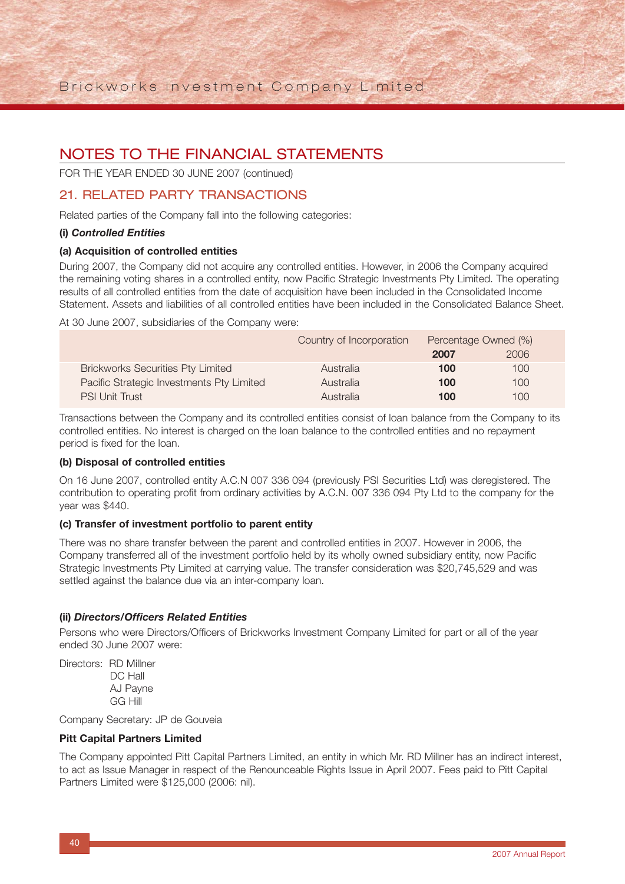# NOTES TO THE FINANCIAL STATEMENTS

FOR THE YEAR ENDED 30 JUNE 2007 (continued)

## 21. RELATED PARTY TRANSACTIONS

Related parties of the Company fall into the following categories:

**(i) *Controlled Entities***

**(a) Acquisition of controlled entities**

During 2007, the Company did not acquire any controlled entities. However, in 2006 the Company acquired the remaining voting shares in a controlled entity, now Pacific Strategic Investments Pty Limited. The operating results of all controlled entities from the date of acquisition have been included in the Consolidated Income Statement. Assets and liabilities of all controlled entities have been included in the Consolidated Balance Sheet.

At 30 June 2007, subsidiaries of the Company were:

| | Country of Incorporation | Percentage Owned (%) | |
|---|---|---|---|
| | | **2007** | 2006 |
| Brickworks Securities Pty Limited | Australia | **100** | 100 |
| Pacific Strategic Investments Pty Limited | Australia | **100** | 100 |
| PSI Unit Trust | Australia | **100** | 100 |

Transactions between the Company and its controlled entities consist of loan balance from the Company to its controlled entities. No interest is charged on the loan balance to the controlled entities and no repayment period is fixed for the loan.

**(b) Disposal of controlled entities**

On 16 June 2007, controlled entity A.C.N 007 336 094 (previously PSI Securities Ltd) was deregistered. The contribution to operating profit from ordinary activities by A.C.N. 007 336 094 Pty Ltd to the company for the year was $440.

**(c) Transfer of investment portfolio to parent entity**

There was no share transfer between the parent and controlled entities in 2007. However in 2006, the Company transferred all of the investment portfolio held by its wholly owned subsidiary entity, now Pacific Strategic Investments Pty Limited at carrying value. The transfer consideration was $20,745,529 and was settled against the balance due via an inter-company loan.

**(ii) *Directors/Officers Related Entities***

Persons who were Directors/Officers of Brickworks Investment Company Limited for part or all of the year ended 30 June 2007 were:

Directors: RD Millner
DC Hall
AJ Payne
GG Hill

Company Secretary: JP de Gouveia

**Pitt Capital Partners Limited**

The Company appointed Pitt Capital Partners Limited, an entity in which Mr. RD Millner has an indirect interest, to act as Issue Manager in respect of the Renounceable Rights Issue in April 2007. Fees paid to Pitt Capital Partners Limited were $125,000 (2006: nil).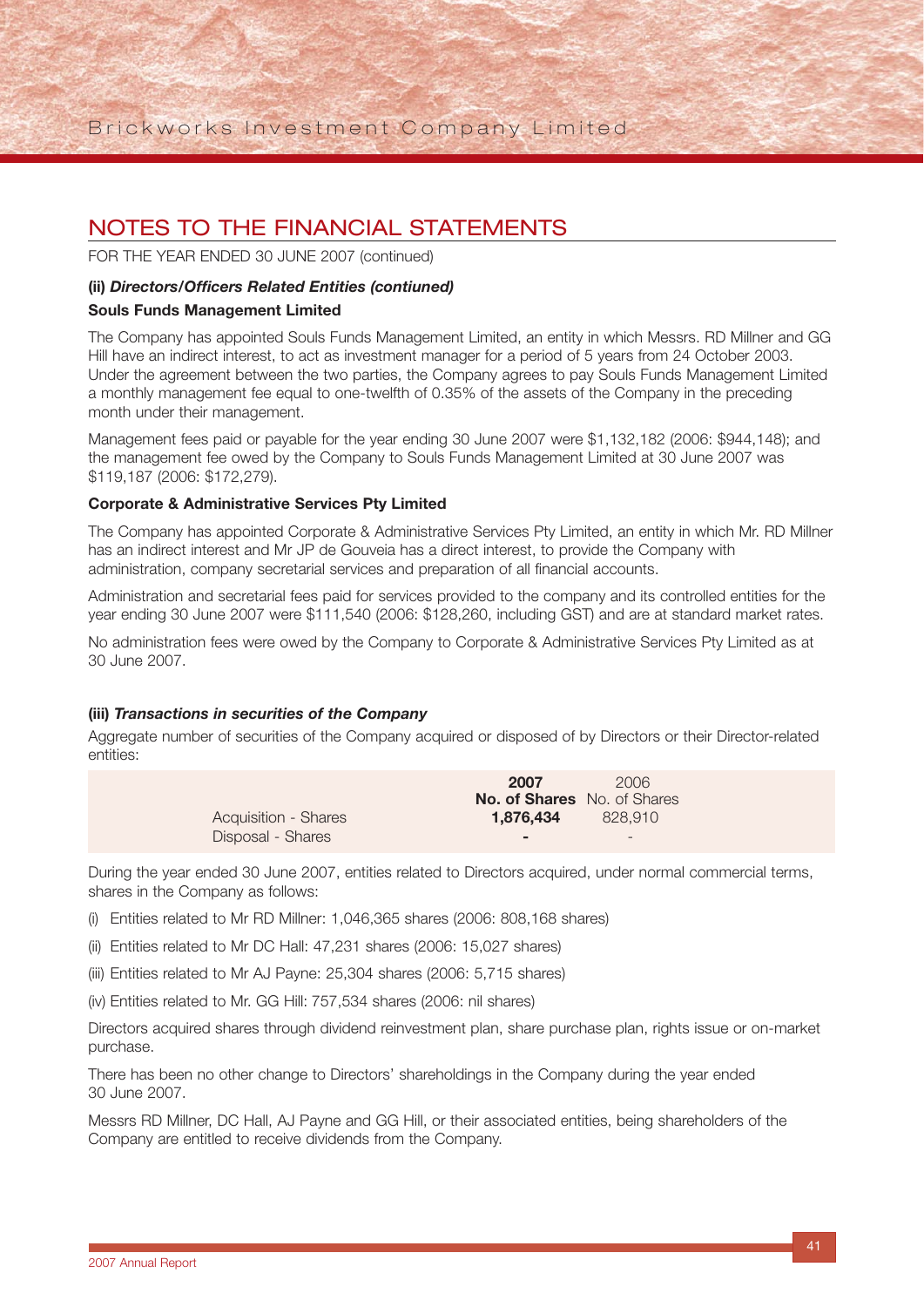## NOTES TO THE FINANCIAL STATEMENTS

FOR THE YEAR ENDED 30 JUNE 2007 (continued)

**(ii) *Directors/Officers Related Entities (contiuned)***

**Souls Funds Management Limited**

The Company has appointed Souls Funds Management Limited, an entity in which Messrs. RD Millner and GG Hill have an indirect interest, to act as investment manager for a period of 5 years from 24 October 2003. Under the agreement between the two parties, the Company agrees to pay Souls Funds Management Limited a monthly management fee equal to one-twelfth of 0.35% of the assets of the Company in the preceding month under their management.

Management fees paid or payable for the year ending 30 June 2007 were $1,132,182 (2006: $944,148); and the management fee owed by the Company to Souls Funds Management Limited at 30 June 2007 was $119,187 (2006: $172,279).

**Corporate & Administrative Services Pty Limited**

The Company has appointed Corporate & Administrative Services Pty Limited, an entity in which Mr. RD Millner has an indirect interest and Mr JP de Gouveia has a direct interest, to provide the Company with administration, company secretarial services and preparation of all financial accounts.

Administration and secretarial fees paid for services provided to the company and its controlled entities for the year ending 30 June 2007 were $111,540 (2006: $128,260, including GST) and are at standard market rates.

No administration fees were owed by the Company to Corporate & Administrative Services Pty Limited as at 30 June 2007.

**(iii) *Transactions in securities of the Company***

Aggregate number of securities of the Company acquired or disposed of by Directors or their Director-related entities:

| | **2007** | 2006 |
|---|---|---|
| | **No. of Shares** | No. of Shares |
| Acquisition - Shares | **1,876,434** | 828,910 |
| Disposal - Shares | **-** | - |

During the year ended 30 June 2007, entities related to Directors acquired, under normal commercial terms, shares in the Company as follows:

(i) Entities related to Mr RD Millner: 1,046,365 shares (2006: 808,168 shares)

(ii) Entities related to Mr DC Hall: 47,231 shares (2006: 15,027 shares)

(iii) Entities related to Mr AJ Payne: 25,304 shares (2006: 5,715 shares)

(iv) Entities related to Mr. GG Hill: 757,534 shares (2006: nil shares)

Directors acquired shares through dividend reinvestment plan, share purchase plan, rights issue or on-market purchase.

There has been no other change to Directors' shareholdings in the Company during the year ended 30 June 2007.

Messrs RD Millner, DC Hall, AJ Payne and GG Hill, or their associated entities, being shareholders of the Company are entitled to receive dividends from the Company.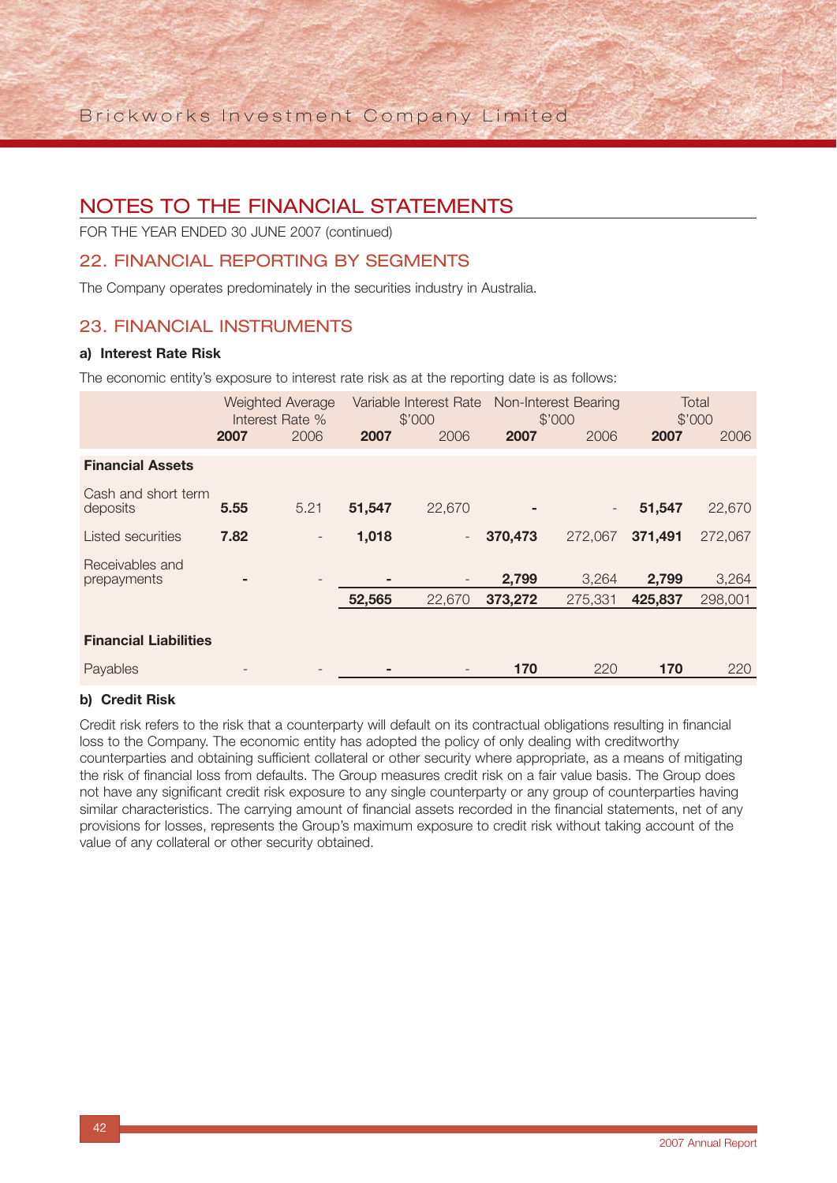# NOTES TO THE FINANCIAL STATEMENTS

FOR THE YEAR ENDED 30 JUNE 2007 (continued)

## 22. FINANCIAL REPORTING BY SEGMENTS

The Company operates predominately in the securities industry in Australia.

## 23. FINANCIAL INSTRUMENTS

### a) Interest Rate Risk

The economic entity's exposure to interest rate risk as at the reporting date is as follows:

| | Weighted Average Interest Rate % | | Variable Interest Rate $'000 | | Non-Interest Bearing $'000 | | Total $'000 | |
|---|---|---|---|---|---|---|---|---|
| | **2007** | 2006 | **2007** | 2006 | **2007** | 2006 | **2007** | 2006 |
| **Financial Assets** | | | | | | | | |
| Cash and short term deposits | **5.55** | 5.21 | **51,547** | 22,670 | **-** | - | **51,547** | 22,670 |
| Listed securities | **7.82** | - | **1,018** | - | **370,473** | 272,067 | **371,491** | 272,067 |
| Receivables and prepayments | **-** | - | **-** | - | **2,799** | 3,264 | **2,799** | 3,264 |
| | | | **52,565** | 22,670 | **373,272** | 275,331 | **425,837** | 298,001 |
| **Financial Liabilities** | | | | | | | | |
| Payables | - | - | **-** | - | **170** | 220 | **170** | 220 |

### b) Credit Risk

Credit risk refers to the risk that a counterparty will default on its contractual obligations resulting in financial loss to the Company. The economic entity has adopted the policy of only dealing with creditworthy counterparties and obtaining sufficient collateral or other security where appropriate, as a means of mitigating the risk of financial loss from defaults. The Group measures credit risk on a fair value basis. The Group does not have any significant credit risk exposure to any single counterparty or any group of counterparties having similar characteristics. The carrying amount of financial assets recorded in the financial statements, net of any provisions for losses, represents the Group's maximum exposure to credit risk without taking account of the value of any collateral or other security obtained.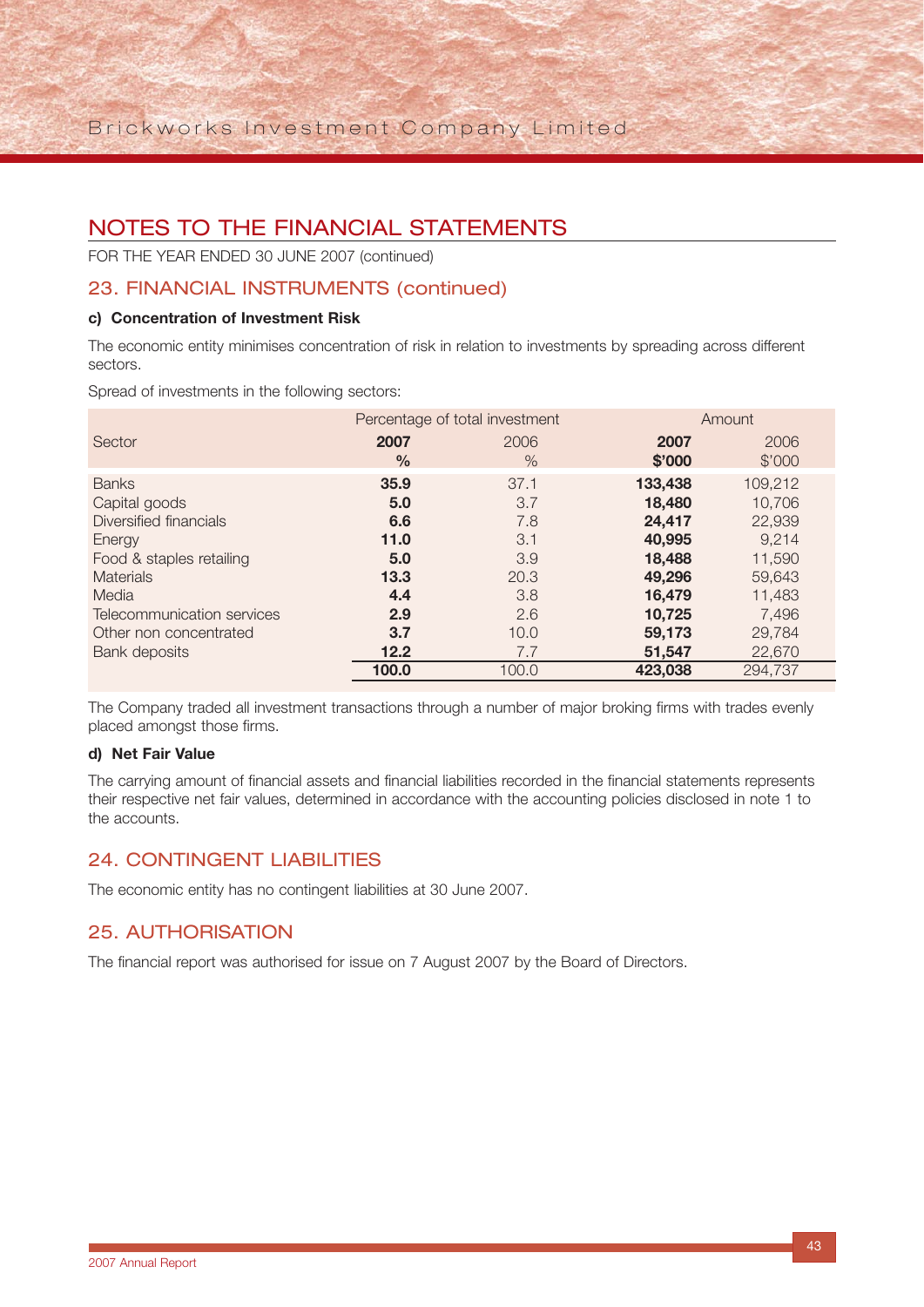# NOTES TO THE FINANCIAL STATEMENTS

FOR THE YEAR ENDED 30 JUNE 2007 (continued)

## 23. FINANCIAL INSTRUMENTS (continued)

### c) Concentration of Investment Risk

The economic entity minimises concentration of risk in relation to investments by spreading across different sectors.

Spread of investments in the following sectors:

| Sector | Percentage of total investment | | Amount | |
|---|---|---|---|---|
| | **2007** | 2006 | **2007** | 2006 |
| | **%** | % | **$'000** | $'000 |
| Banks | **35.9** | 37.1 | **133,438** | 109,212 |
| Capital goods | **5.0** | 3.7 | **18,480** | 10,706 |
| Diversified financials | **6.6** | 7.8 | **24,417** | 22,939 |
| Energy | **11.0** | 3.1 | **40,995** | 9,214 |
| Food & staples retailing | **5.0** | 3.9 | **18,488** | 11,590 |
| Materials | **13.3** | 20.3 | **49,296** | 59,643 |
| Media | **4.4** | 3.8 | **16,479** | 11,483 |
| Telecommunication services | **2.9** | 2.6 | **10,725** | 7,496 |
| Other non concentrated | **3.7** | 10.0 | **59,173** | 29,784 |
| Bank deposits | **12.2** | 7.7 | **51,547** | 22,670 |
| | **100.0** | 100.0 | **423,038** | 294,737 |

The Company traded all investment transactions through a number of major broking firms with trades evenly placed amongst those firms.

### d) Net Fair Value

The carrying amount of financial assets and financial liabilities recorded in the financial statements represents their respective net fair values, determined in accordance with the accounting policies disclosed in note 1 to the accounts.

## 24. CONTINGENT LIABILITIES

The economic entity has no contingent liabilities at 30 June 2007.

## 25. AUTHORISATION

The financial report was authorised for issue on 7 August 2007 by the Board of Directors.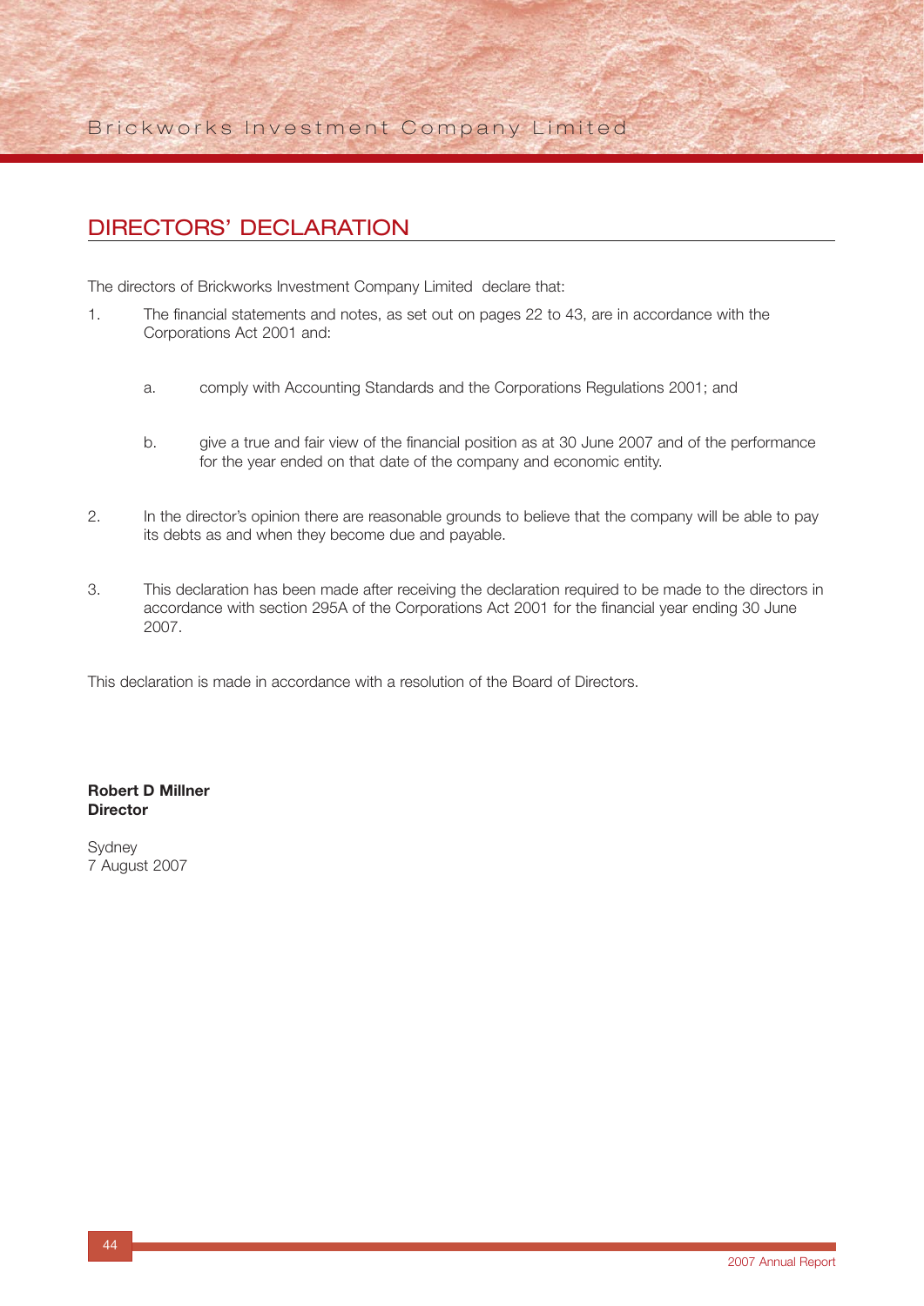## DIRECTORS' DECLARATION

The directors of Brickworks Investment Company Limited declare that:

1. The financial statements and notes, as set out on pages 22 to 43, are in accordance with the Corporations Act 2001 and:

   a. comply with Accounting Standards and the Corporations Regulations 2001; and

   b. give a true and fair view of the financial position as at 30 June 2007 and of the performance for the year ended on that date of the company and economic entity.

2. In the director's opinion there are reasonable grounds to believe that the company will be able to pay its debts as and when they become due and payable.

3. This declaration has been made after receiving the declaration required to be made to the directors in accordance with section 295A of the Corporations Act 2001 for the financial year ending 30 June 2007.

This declaration is made in accordance with a resolution of the Board of Directors.

**Robert D Millner**
**Director**

Sydney
7 August 2007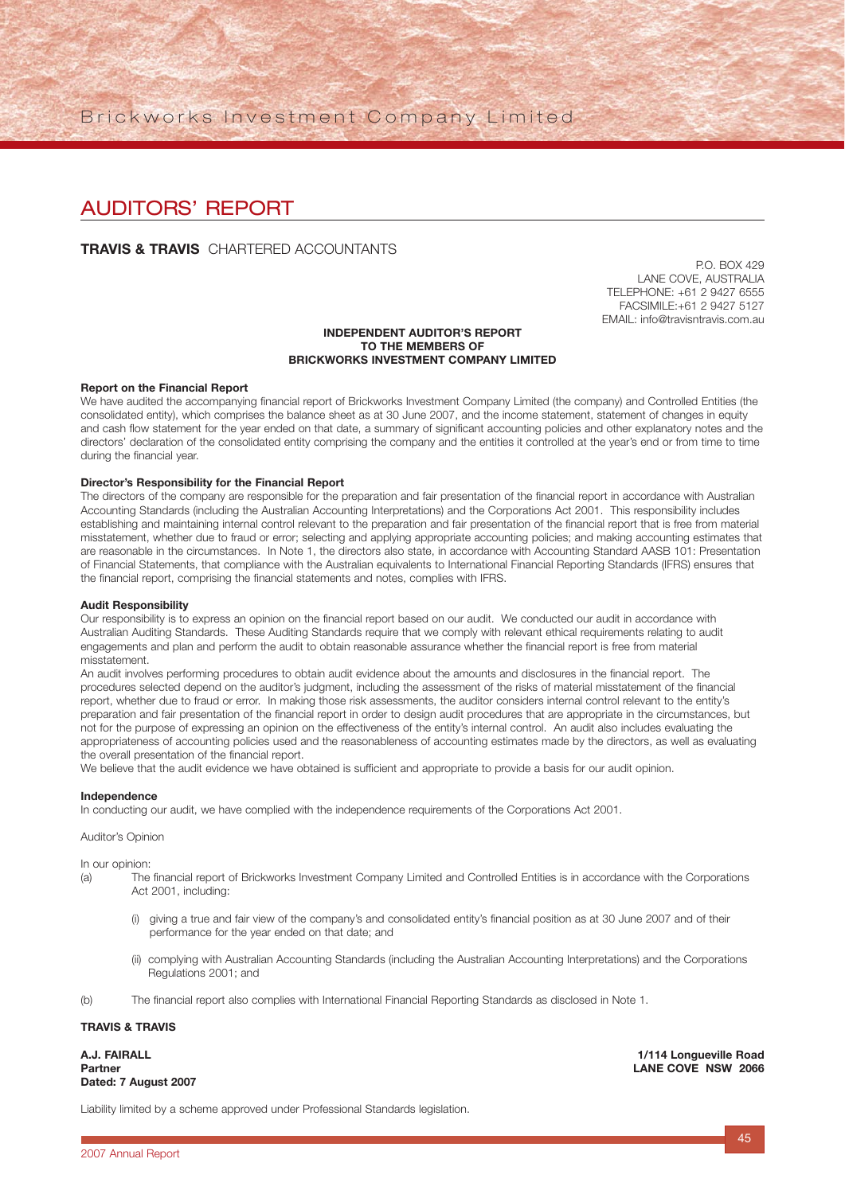# AUDITORS' REPORT

**TRAVIS & TRAVIS** CHARTERED ACCOUNTANTS

P.O. BOX 429
LANE COVE, AUSTRALIA
TELEPHONE: +61 2 9427 6555
FACSIMILE:+61 2 9427 5127
EMAIL: info@travisntravis.com.au

**INDEPENDENT AUDITOR'S REPORT
TO THE MEMBERS OF
BRICKWORKS INVESTMENT COMPANY LIMITED**

**Report on the Financial Report**

We have audited the accompanying financial report of Brickworks Investment Company Limited (the company) and Controlled Entities (the consolidated entity), which comprises the balance sheet as at 30 June 2007, and the income statement, statement of changes in equity and cash flow statement for the year ended on that date, a summary of significant accounting policies and other explanatory notes and the directors' declaration of the consolidated entity comprising the company and the entities it controlled at the year's end or from time to time during the financial year.

**Director's Responsibility for the Financial Report**

The directors of the company are responsible for the preparation and fair presentation of the financial report in accordance with Australian Accounting Standards (including the Australian Accounting Interpretations) and the Corporations Act 2001. This responsibility includes establishing and maintaining internal control relevant to the preparation and fair presentation of the financial report that is free from material misstatement, whether due to fraud or error; selecting and applying appropriate accounting policies; and making accounting estimates that are reasonable in the circumstances. In Note 1, the directors also state, in accordance with Accounting Standard AASB 101: Presentation of Financial Statements, that compliance with the Australian equivalents to International Financial Reporting Standards (IFRS) ensures that the financial report, comprising the financial statements and notes, complies with IFRS.

**Audit Responsibility**

Our responsibility is to express an opinion on the financial report based on our audit. We conducted our audit in accordance with Australian Auditing Standards. These Auditing Standards require that we comply with relevant ethical requirements relating to audit engagements and plan and perform the audit to obtain reasonable assurance whether the financial report is free from material misstatement.

An audit involves performing procedures to obtain audit evidence about the amounts and disclosures in the financial report. The procedures selected depend on the auditor's judgment, including the assessment of the risks of material misstatement of the financial report, whether due to fraud or error. In making those risk assessments, the auditor considers internal control relevant to the entity's preparation and fair presentation of the financial report in order to design audit procedures that are appropriate in the circumstances, but not for the purpose of expressing an opinion on the effectiveness of the entity's internal control. An audit also includes evaluating the appropriateness of accounting policies used and the reasonableness of accounting estimates made by the directors, as well as evaluating the overall presentation of the financial report.

We believe that the audit evidence we have obtained is sufficient and appropriate to provide a basis for our audit opinion.

**Independence**

In conducting our audit, we have complied with the independence requirements of the Corporations Act 2001.

Auditor's Opinion

In our opinion:

(a) The financial report of Brickworks Investment Company Limited and Controlled Entities is in accordance with the Corporations Act 2001, including:

  (i) giving a true and fair view of the company's and consolidated entity's financial position as at 30 June 2007 and of their performance for the year ended on that date; and

  (ii) complying with Australian Accounting Standards (including the Australian Accounting Interpretations) and the Corporations Regulations 2001; and

(b) The financial report also complies with International Financial Reporting Standards as disclosed in Note 1.

**TRAVIS & TRAVIS**

**A.J. FAIRALL**
**Partner**
**Dated: 7 August 2007**

**1/114 Longueville Road**
**LANE COVE NSW 2066**

Liability limited by a scheme approved under Professional Standards legislation.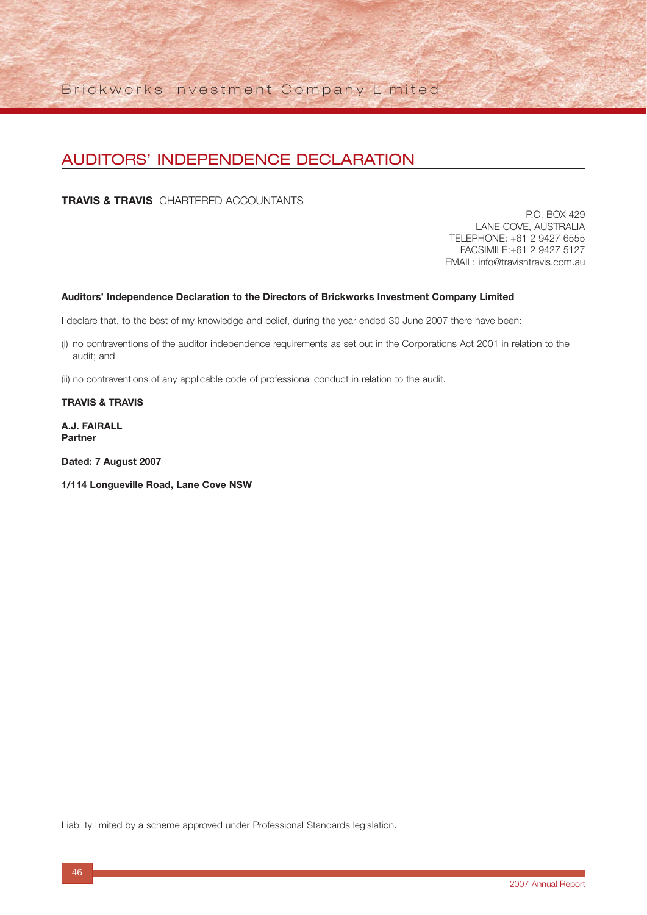# AUDITORS' INDEPENDENCE DECLARATION

**TRAVIS & TRAVIS** CHARTERED ACCOUNTANTS

P.O. BOX 429
LANE COVE, AUSTRALIA
TELEPHONE: +61 2 9427 6555
FACSIMILE:+61 2 9427 5127
EMAIL: info@travisntravis.com.au

**Auditors' Independence Declaration to the Directors of Brickworks Investment Company Limited**

I declare that, to the best of my knowledge and belief, during the year ended 30 June 2007 there have been:

(i) no contraventions of the auditor independence requirements as set out in the Corporations Act 2001 in relation to the audit; and

(ii) no contraventions of any applicable code of professional conduct in relation to the audit.

**TRAVIS & TRAVIS**

**A.J. FAIRALL**
**Partner**

**Dated: 7 August 2007**

**1/114 Longueville Road, Lane Cove NSW**

Liability limited by a scheme approved under Professional Standards legislation.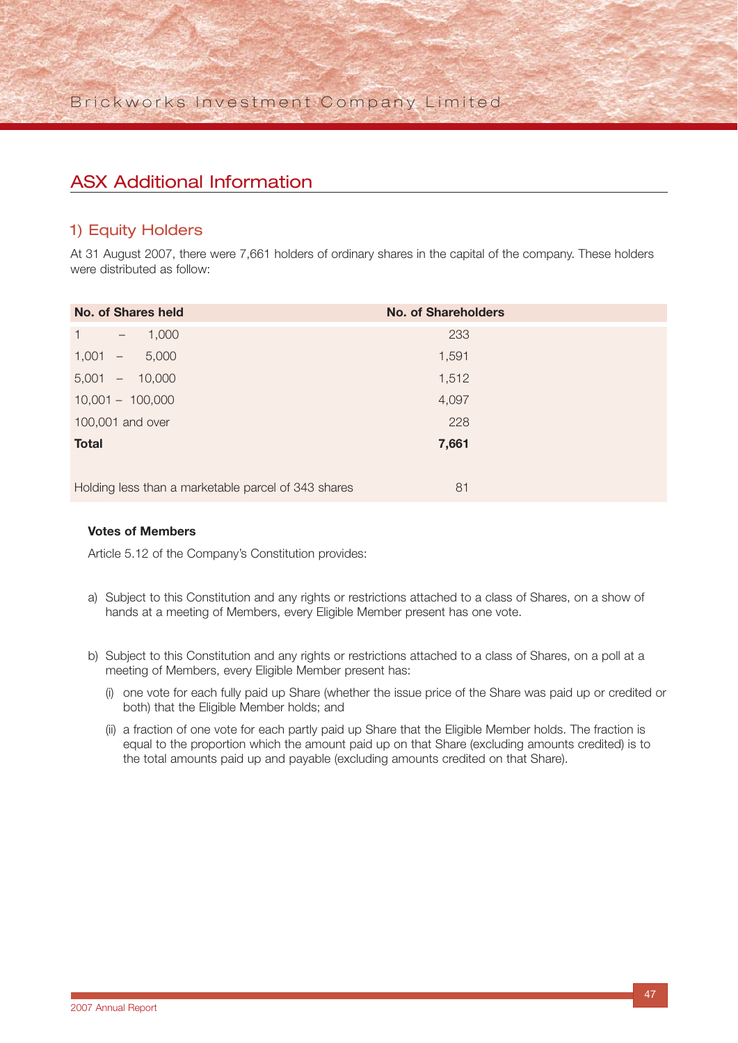# ASX Additional Information

## 1) Equity Holders

At 31 August 2007, there were 7,661 holders of ordinary shares in the capital of the company. These holders were distributed as follow:

| No. of Shares held | No. of Shareholders |
|---|---|
| 1 – 1,000 | 233 |
| 1,001 – 5,000 | 1,591 |
| 5,001 – 10,000 | 1,512 |
| 10,001 – 100,000 | 4,097 |
| 100,001 and over | 228 |
| **Total** | **7,661** |
| | |
| Holding less than a marketable parcel of 343 shares | 81 |

**Votes of Members**

Article 5.12 of the Company's Constitution provides:

a) Subject to this Constitution and any rights or restrictions attached to a class of Shares, on a show of hands at a meeting of Members, every Eligible Member present has one vote.

b) Subject to this Constitution and any rights or restrictions attached to a class of Shares, on a poll at a meeting of Members, every Eligible Member present has:

   (i) one vote for each fully paid up Share (whether the issue price of the Share was paid up or credited or both) that the Eligible Member holds; and

   (ii) a fraction of one vote for each partly paid up Share that the Eligible Member holds. The fraction is equal to the proportion which the amount paid up on that Share (excluding amounts credited) is to the total amounts paid up and payable (excluding amounts credited on that Share).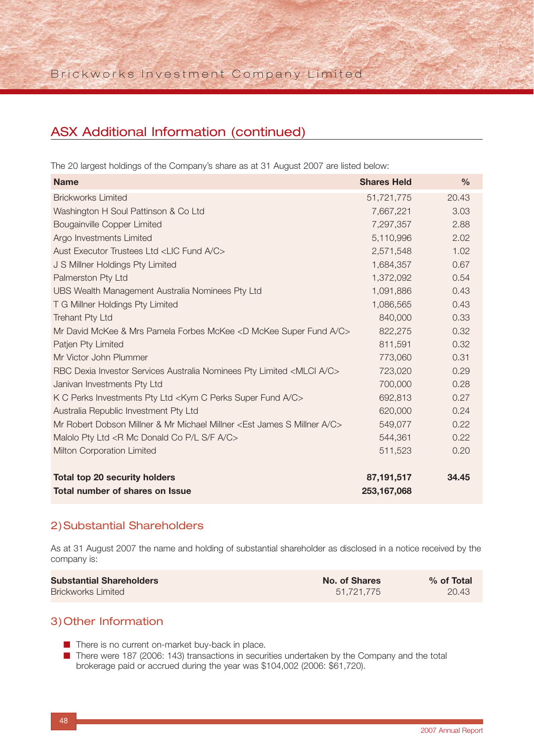## ASX Additional Information (continued)

The 20 largest holdings of the Company's share as at 31 August 2007 are listed below:

| Name | Shares Held | % |
|---|---|---|
| Brickworks Limited | 51,721,775 | 20.43 |
| Washington H Soul Pattinson & Co Ltd | 7,667,221 | 3.03 |
| Bougainville Copper Limited | 7,297,357 | 2.88 |
| Argo Investments Limited | 5,110,996 | 2.02 |
| Aust Executor Trustees Ltd <LIC Fund A/C> | 2,571,548 | 1.02 |
| J S Millner Holdings Pty Limited | 1,684,357 | 0.67 |
| Palmerston Pty Ltd | 1,372,092 | 0.54 |
| UBS Wealth Management Australia Nominees Pty Ltd | 1,091,886 | 0.43 |
| T G Millner Holdings Pty Limited | 1,086,565 | 0.43 |
| Trehant Pty Ltd | 840,000 | 0.33 |
| Mr David McKee & Mrs Pamela Forbes McKee <D McKee Super Fund A/C> | 822,275 | 0.32 |
| Patjen Pty Limited | 811,591 | 0.32 |
| Mr Victor John Plummer | 773,060 | 0.31 |
| RBC Dexia Investor Services Australia Nominees Pty Limited <MLCI A/C> | 723,020 | 0.29 |
| Janivan Investments Pty Ltd | 700,000 | 0.28 |
| K C Perks Investments Pty Ltd <Kym C Perks Super Fund A/C> | 692,813 | 0.27 |
| Australia Republic Investment Pty Ltd | 620,000 | 0.24 |
| Mr Robert Dobson Millner & Mr Michael Millner <Est James S Millner A/C> | 549,077 | 0.22 |
| Malolo Pty Ltd <R Mc Donald Co P/L S/F A/C> | 544,361 | 0.22 |
| Milton Corporation Limited | 511,523 | 0.20 |
| **Total top 20 security holders** | **87,191,517** | **34.45** |
| **Total number of shares on Issue** | **253,167,068** | |

## 2) Substantial Shareholders

As at 31 August 2007 the name and holding of substantial shareholder as disclosed in a notice received by the company is:

| Substantial Shareholders | No. of Shares | % of Total |
|---|---|---|
| Brickworks Limited | 51,721,775 | 20.43 |

## 3) Other Information

- There is no current on-market buy-back in place.
- There were 187 (2006: 143) transactions in securities undertaken by the Company and the total brokerage paid or accrued during the year was $104,002 (2006: $61,720).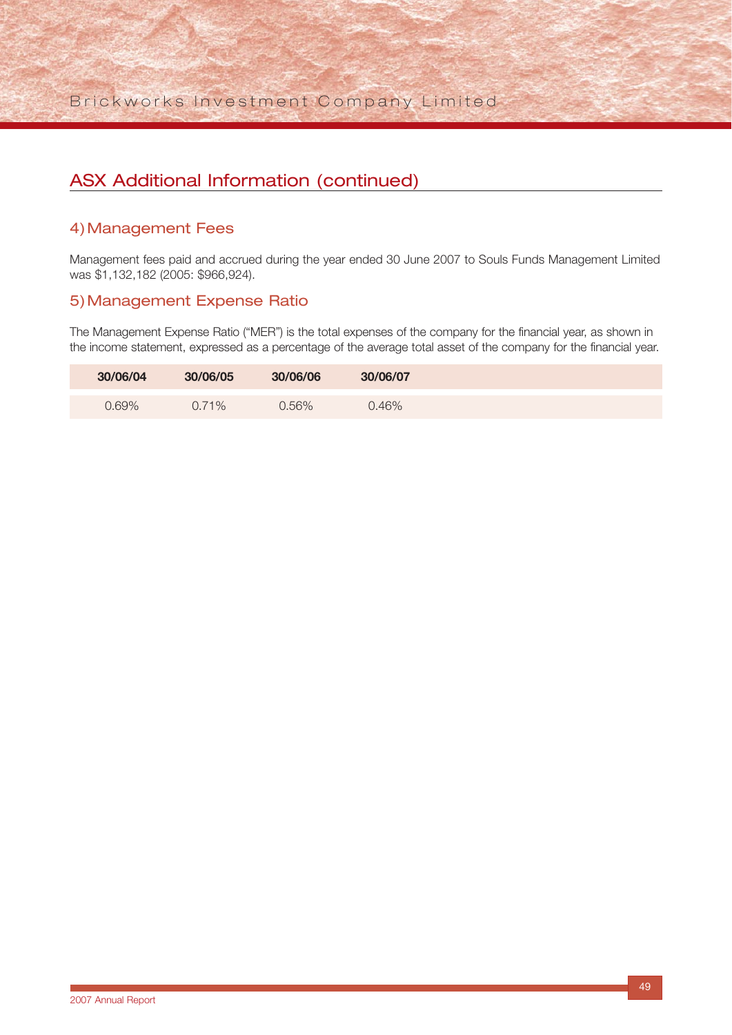## ASX Additional Information (continued)

### 4) Management Fees

Management fees paid and accrued during the year ended 30 June 2007 to Souls Funds Management Limited was $1,132,182 (2005: $966,924).

### 5) Management Expense Ratio

The Management Expense Ratio ("MER") is the total expenses of the company for the financial year, as shown in the income statement, expressed as a percentage of the average total asset of the company for the financial year.

| 30/06/04 | 30/06/05 | 30/06/06 | 30/06/07 |
|---|---|---|---|
| 0.69% | 0.71% | 0.56% | 0.46% |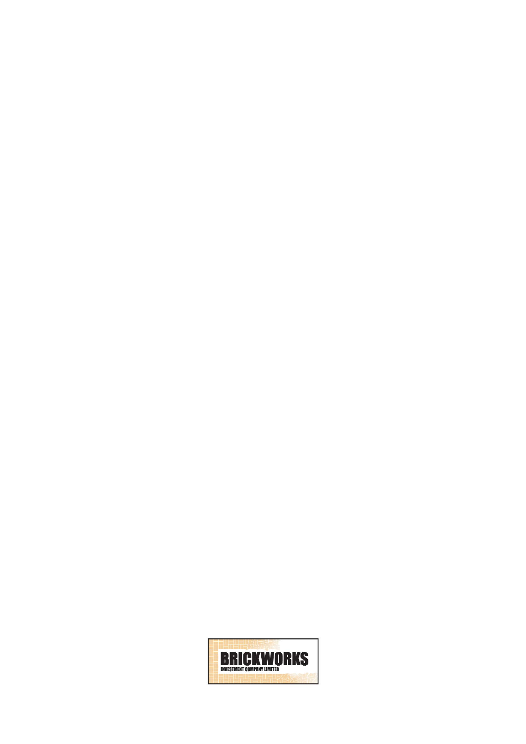BRICKWORKS

INVESTMENT COMPANY LIMITED